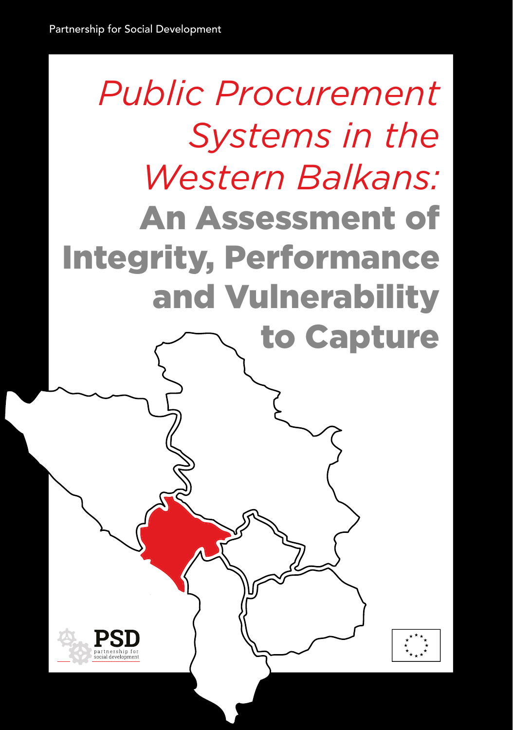Partnership for Social Development

# *Public Procurement Systems in the Western Balkans:* An Assessment of Integrity, Performance and Vulnerability to Capture

PSD
partnership for social development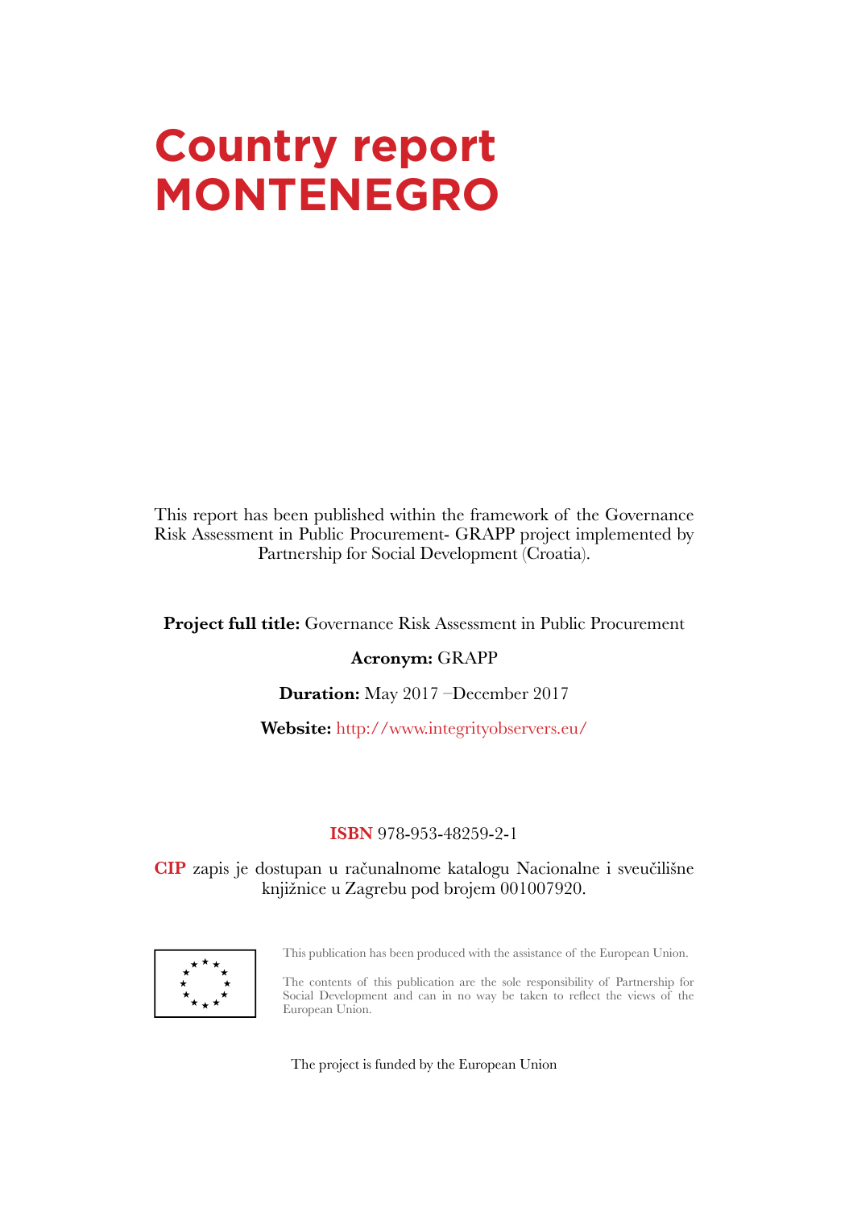# Country report MONTENEGRO

This report has been published within the framework of the Governance Risk Assessment in Public Procurement- GRAPP project implemented by Partnership for Social Development (Croatia).

**Project full title:** Governance Risk Assessment in Public Procurement

**Acronym:** GRAPP

**Duration:** May 2017 –December 2017

**Website:** http://www.integrityobservers.eu/

**ISBN** 978-953-48259-2-1

**CIP** zapis je dostupan u računalnome katalogu Nacionalne i sveučilišne knjižnice u Zagrebu pod brojem 001007920.

This publication has been produced with the assistance of the European Union.

The contents of this publication are the sole responsibility of Partnership for Social Development and can in no way be taken to reflect the views of the European Union.

The project is funded by the European Union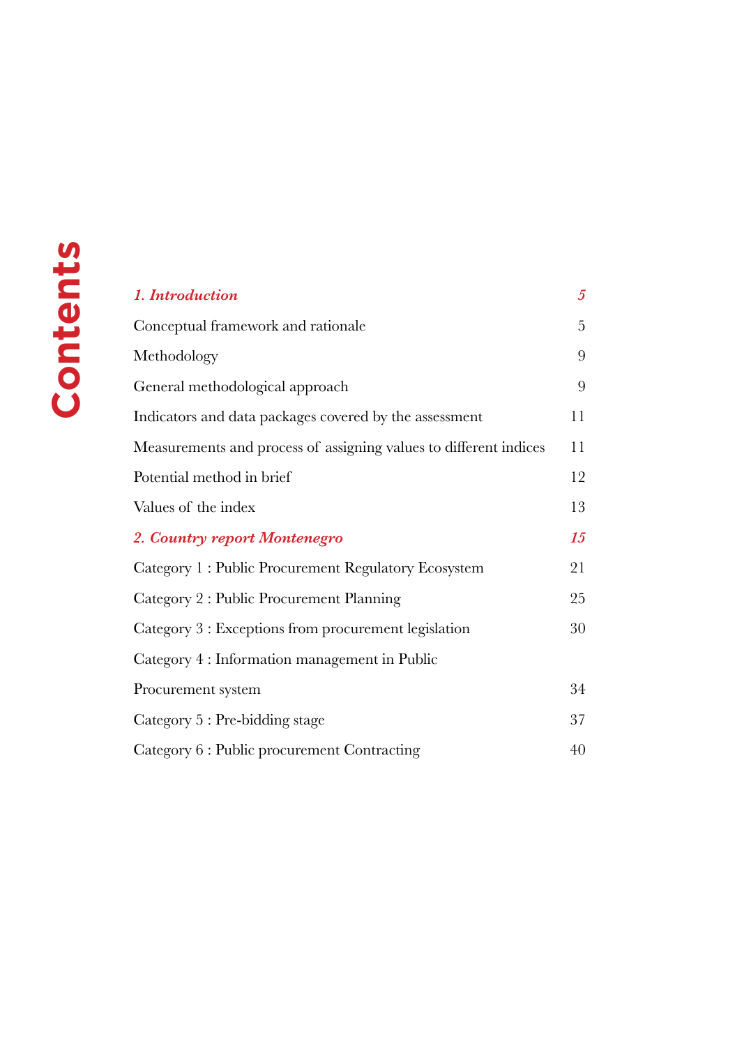# Contents

| | |
|---|---|
| ***1. Introduction*** | ***5*** |
| Conceptual framework and rationale | 5 |
| Methodology | 9 |
| General methodological approach | 9 |
| Indicators and data packages covered by the assessment | 11 |
| Measurements and process of assigning values to different indices | 11 |
| Potential method in brief | 12 |
| Values of the index | 13 |
| ***2. Country report Montenegro*** | ***15*** |
| Category 1 : Public Procurement Regulatory Ecosystem | 21 |
| Category 2 : Public Procurement Planning | 25 |
| Category 3 : Exceptions from procurement legislation | 30 |
| Category 4 : Information management in Public Procurement system | 34 |
| Category 5 : Pre-bidding stage | 37 |
| Category 6 : Public procurement Contracting | 40 |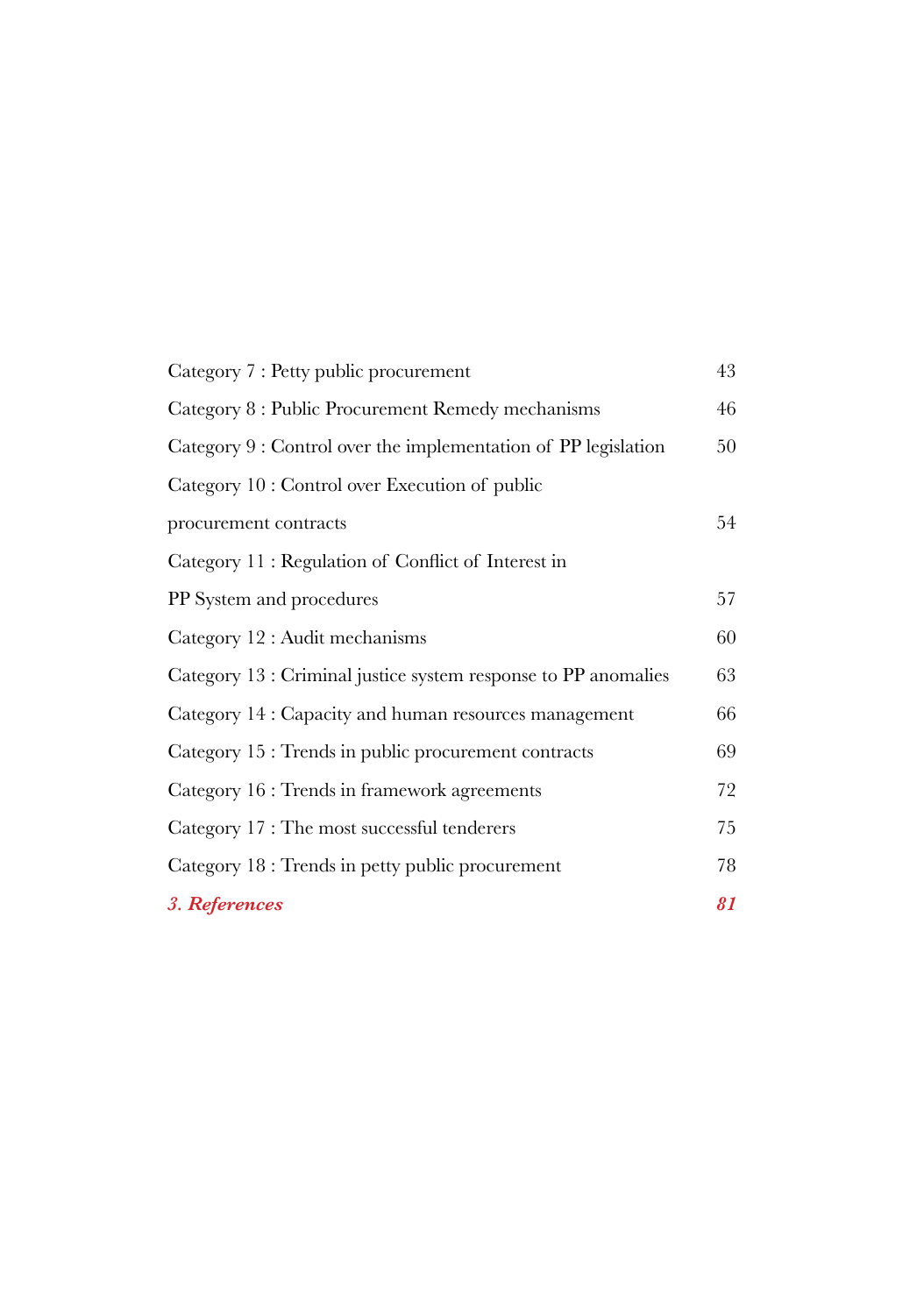| | |
|---|---|
| Category 7 : Petty public procurement | 43 |
| Category 8 : Public Procurement Remedy mechanisms | 46 |
| Category 9 : Control over the implementation of PP legislation | 50 |
| Category 10 : Control over Execution of public procurement contracts | 54 |
| Category 11 : Regulation of Conflict of Interest in PP System and procedures | 57 |
| Category 12 : Audit mechanisms | 60 |
| Category 13 : Criminal justice system response to PP anomalies | 63 |
| Category 14 : Capacity and human resources management | 66 |
| Category 15 : Trends in public procurement contracts | 69 |
| Category 16 : Trends in framework agreements | 72 |
| Category 17 : The most successful tenderers | 75 |
| Category 18 : Trends in petty public procurement | 78 |
| ***3. References*** | ***81*** |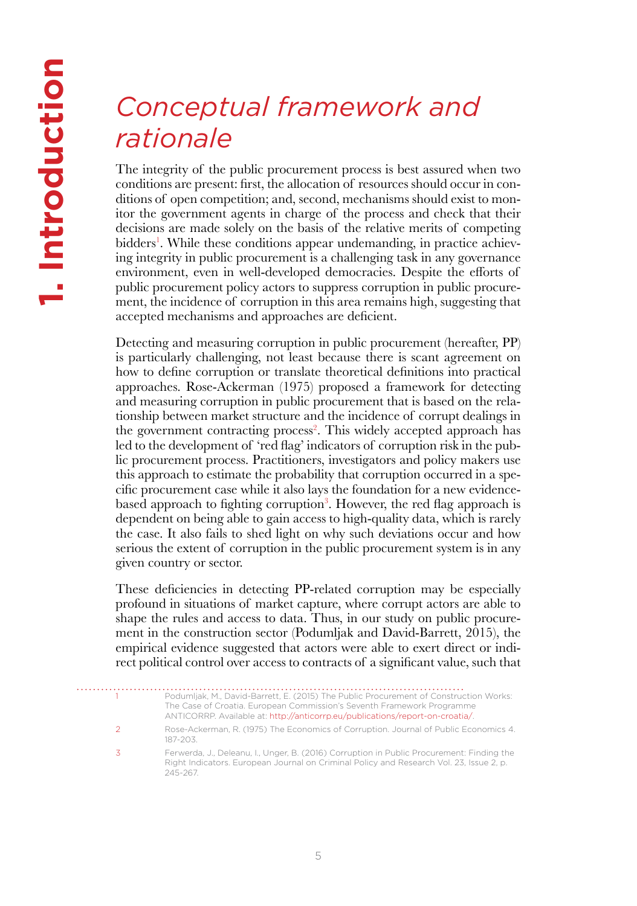# 1. Introduction

## *Conceptual framework and rationale*

The integrity of the public procurement process is best assured when two conditions are present: first, the allocation of resources should occur in conditions of open competition; and, second, mechanisms should exist to monitor the government agents in charge of the process and check that their decisions are made solely on the basis of the relative merits of competing bidders[1]. While these conditions appear undemanding, in practice achieving integrity in public procurement is a challenging task in any governance environment, even in well-developed democracies. Despite the efforts of public procurement policy actors to suppress corruption in public procurement, the incidence of corruption in this area remains high, suggesting that accepted mechanisms and approaches are deficient.

Detecting and measuring corruption in public procurement (hereafter, PP) is particularly challenging, not least because there is scant agreement on how to define corruption or translate theoretical definitions into practical approaches. Rose-Ackerman (1975) proposed a framework for detecting and measuring corruption in public procurement that is based on the relationship between market structure and the incidence of corrupt dealings in the government contracting process[2]. This widely accepted approach has led to the development of 'red flag' indicators of corruption risk in the public procurement process. Practitioners, investigators and policy makers use this approach to estimate the probability that corruption occurred in a specific procurement case while it also lays the foundation for a new evidence-based approach to fighting corruption[3]. However, the red flag approach is dependent on being able to gain access to high-quality data, which is rarely the case. It also fails to shed light on why such deviations occur and how serious the extent of corruption in the public procurement system is in any given country or sector.

These deficiencies in detecting PP-related corruption may be especially profound in situations of market capture, where corrupt actors are able to shape the rules and access to data. Thus, in our study on public procurement in the construction sector (Podumljak and David-Barrett, 2015), the empirical evidence suggested that actors were able to exert direct or indirect political control over access to contracts of a significant value, such that

---

1 Podumljak, M., David-Barrett, E. (2015) The Public Procurement of Construction Works: The Case of Croatia. European Commission's Seventh Framework Programme ANTICORRP. Available at: http://anticorrp.eu/publications/report-on-croatia/.

2 Rose-Ackerman, R. (1975) The Economics of Corruption. Journal of Public Economics 4. 187-203.

3 Ferwerda, J., Deleanu, I., Unger, B. (2016) Corruption in Public Procurement: Finding the Right Indicators. European Journal on Criminal Policy and Research Vol. 23, Issue 2, p. 245-267.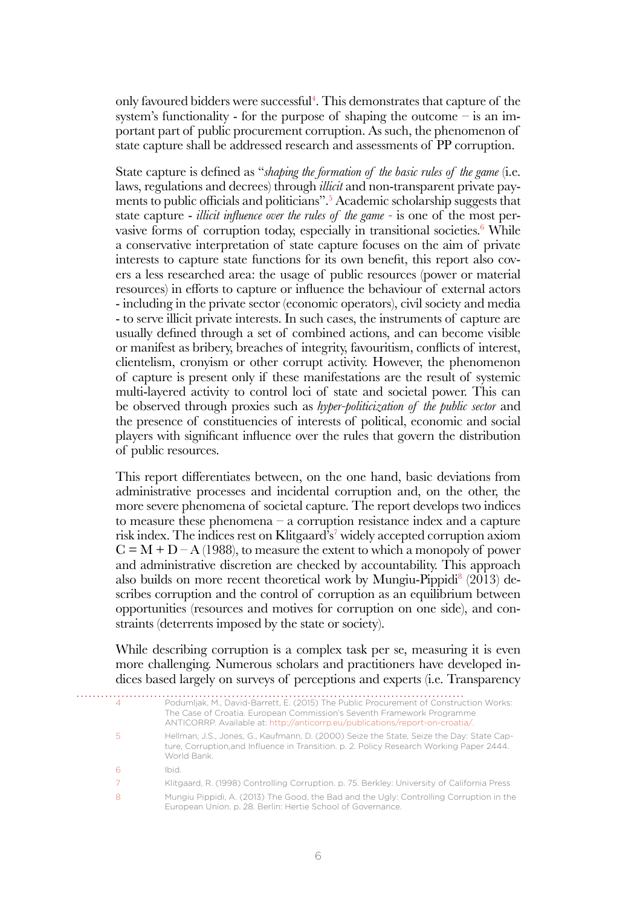only favoured bidders were successful[4]. This demonstrates that capture of the system's functionality - for the purpose of shaping the outcome – is an important part of public procurement corruption. As such, the phenomenon of state capture shall be addressed research and assessments of PP corruption.

State capture is defined as "*shaping the formation of the basic rules of the game* (i.e. laws, regulations and decrees) through *illicit* and non-transparent private payments to public officials and politicians".[5] Academic scholarship suggests that state capture - *illicit influence over the rules of the game* - is one of the most pervasive forms of corruption today, especially in transitional societies.[6] While a conservative interpretation of state capture focuses on the aim of private interests to capture state functions for its own benefit, this report also covers a less researched area: the usage of public resources (power or material resources) in efforts to capture or influence the behaviour of external actors - including in the private sector (economic operators), civil society and media - to serve illicit private interests. In such cases, the instruments of capture are usually defined through a set of combined actions, and can become visible or manifest as bribery, breaches of integrity, favouritism, conflicts of interest, clientelism, cronyism or other corrupt activity. However, the phenomenon of capture is present only if these manifestations are the result of systemic multi-layered activity to control loci of state and societal power. This can be observed through proxies such as *hyper-politicization of the public sector* and the presence of constituencies of interests of political, economic and social players with significant influence over the rules that govern the distribution of public resources.

This report differentiates between, on the one hand, basic deviations from administrative processes and incidental corruption and, on the other, the more severe phenomena of societal capture. The report develops two indices to measure these phenomena – a corruption resistance index and a capture risk index. The indices rest on Klitgaard's[7] widely accepted corruption axiom $C = M + D - A$ (1988), to measure the extent to which a monopoly of power and administrative discretion are checked by accountability. This approach also builds on more recent theoretical work by Mungiu-Pippidi[8] (2013) describes corruption and the control of corruption as an equilibrium between opportunities (resources and motives for corruption on one side), and constraints (deterrents imposed by the state or society).

While describing corruption is a complex task per se, measuring it is even more challenging. Numerous scholars and practitioners have developed indices based largely on surveys of perceptions and experts (i.e. Transparency

---

4 Podumljak, M., David-Barrett, E. (2015) The Public Procurement of Construction Works: The Case of Croatia. European Commission's Seventh Framework Programme ANTICORRP. Available at: http://anticorrp.eu/publications/report-on-croatia/.

5 Hellman, J.S., Jones, G., Kaufmann, D. (2000) Seize the State, Seize the Day: State Capture, Corruption,and Influence in Transition. p. 2. Policy Research Working Paper 2444. World Bank.

6 Ibid.

7 Klitgaard, R. (1998) Controlling Corruption. p. 75. Berkley: University of California Press

8 Mungiu Pippidi, A. (2013) The Good, the Bad and the Ugly: Controlling Corruption in the European Union. p. 28. Berlin: Hertie School of Governance.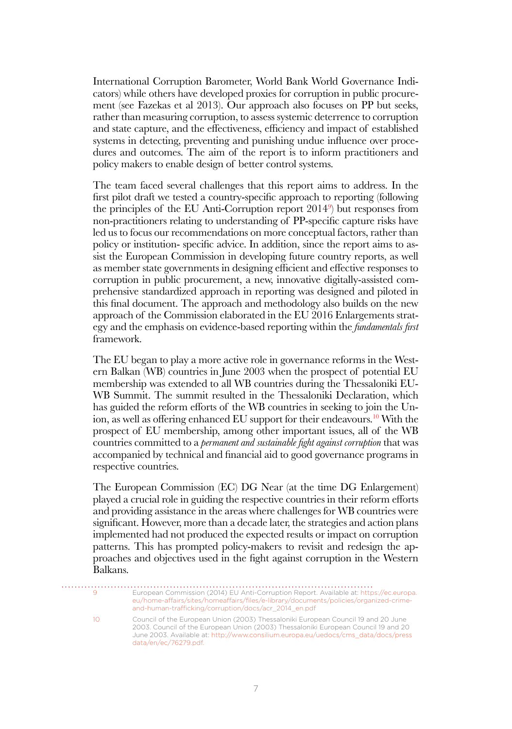International Corruption Barometer, World Bank World Governance Indicators) while others have developed proxies for corruption in public procurement (see Fazekas et al 2013). Our approach also focuses on PP but seeks, rather than measuring corruption, to assess systemic deterrence to corruption and state capture, and the effectiveness, efficiency and impact of established systems in detecting, preventing and punishing undue influence over procedures and outcomes. The aim of the report is to inform practitioners and policy makers to enable design of better control systems.

The team faced several challenges that this report aims to address. In the first pilot draft we tested a country-specific approach to reporting (following the principles of the EU Anti-Corruption report 2014[9]) but responses from non-practitioners relating to understanding of PP-specific capture risks have led us to focus our recommendations on more conceptual factors, rather than policy or institution- specific advice. In addition, since the report aims to assist the European Commission in developing future country reports, as well as member state governments in designing efficient and effective responses to corruption in public procurement, a new, innovative digitally-assisted comprehensive standardized approach in reporting was designed and piloted in this final document. The approach and methodology also builds on the new approach of the Commission elaborated in the EU 2016 Enlargements strategy and the emphasis on evidence-based reporting within the *fundamentals first* framework.

The EU began to play a more active role in governance reforms in the Western Balkan (WB) countries in June 2003 when the prospect of potential EU membership was extended to all WB countries during the Thessaloniki EU-WB Summit. The summit resulted in the Thessaloniki Declaration, which has guided the reform efforts of the WB countries in seeking to join the Union, as well as offering enhanced EU support for their endeavours.[10] With the prospect of EU membership, among other important issues, all of the WB countries committed to a *permanent and sustainable fight against corruption* that was accompanied by technical and financial aid to good governance programs in respective countries.

The European Commission (EC) DG Near (at the time DG Enlargement) played a crucial role in guiding the respective countries in their reform efforts and providing assistance in the areas where challenges for WB countries were significant. However, more than a decade later, the strategies and action plans implemented had not produced the expected results or impact on corruption patterns. This has prompted policy-makers to revisit and redesign the approaches and objectives used in the fight against corruption in the Western Balkans.

---

9 European Commission (2014) EU Anti-Corruption Report. Available at: https://ec.europa.eu/home-affairs/sites/homeaffairs/files/e-library/documents/policies/organized-crime-and-human-trafficking/corruption/docs/acr_2014_en.pdf

10 Council of the European Union (2003) Thessaloniki European Council 19 and 20 June 2003. Council of the European Union (2003) Thessaloniki European Council 19 and 20 June 2003. Available at: http://www.consilium.europa.eu/uedocs/cms_data/docs/pressdata/en/ec/76279.pdf.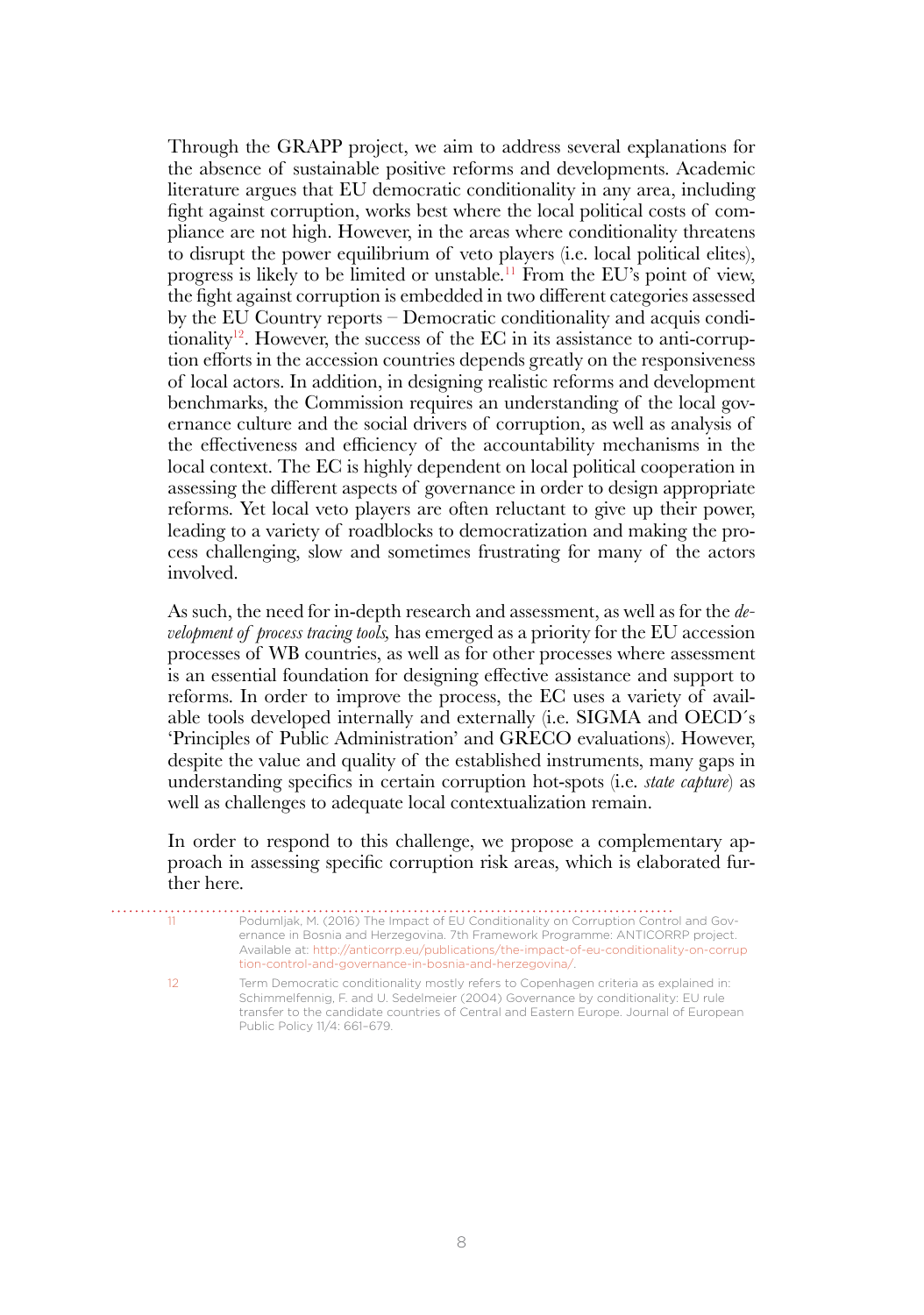Through the GRAPP project, we aim to address several explanations for the absence of sustainable positive reforms and developments. Academic literature argues that EU democratic conditionality in any area, including fight against corruption, works best where the local political costs of compliance are not high. However, in the areas where conditionality threatens to disrupt the power equilibrium of veto players (i.e. local political elites), progress is likely to be limited or unstable.[11] From the EU's point of view, the fight against corruption is embedded in two different categories assessed by the EU Country reports – Democratic conditionality and acquis conditionality[12]. However, the success of the EC in its assistance to anti-corruption efforts in the accession countries depends greatly on the responsiveness of local actors. In addition, in designing realistic reforms and development benchmarks, the Commission requires an understanding of the local governance culture and the social drivers of corruption, as well as analysis of the effectiveness and efficiency of the accountability mechanisms in the local context. The EC is highly dependent on local political cooperation in assessing the different aspects of governance in order to design appropriate reforms. Yet local veto players are often reluctant to give up their power, leading to a variety of roadblocks to democratization and making the process challenging, slow and sometimes frustrating for many of the actors involved.

As such, the need for in-depth research and assessment, as well as for the *development of process tracing tools,* has emerged as a priority for the EU accession processes of WB countries, as well as for other processes where assessment is an essential foundation for designing effective assistance and support to reforms. In order to improve the process, the EC uses a variety of available tools developed internally and externally (i.e. SIGMA and OECD´s 'Principles of Public Administration' and GRECO evaluations). However, despite the value and quality of the established instruments, many gaps in understanding specifics in certain corruption hot-spots (i.e. *state capture*) as well as challenges to adequate local contextualization remain.

In order to respond to this challenge, we propose a complementary approach in assessing specific corruption risk areas, which is elaborated further here.

---

11 Podumljak, M. (2016) The Impact of EU Conditionality on Corruption Control and Governance in Bosnia and Herzegovina. 7th Framework Programme: ANTICORRP project. Available at: http://anticorrp.eu/publications/the-impact-of-eu-conditionality-on-corruption-control-and-governance-in-bosnia-and-herzegovina/.

12 Term Democratic conditionality mostly refers to Copenhagen criteria as explained in: Schimmelfennig, F. and U. Sedelmeier (2004) Governance by conditionality: EU rule transfer to the candidate countries of Central and Eastern Europe. Journal of European Public Policy 11/4: 661–679.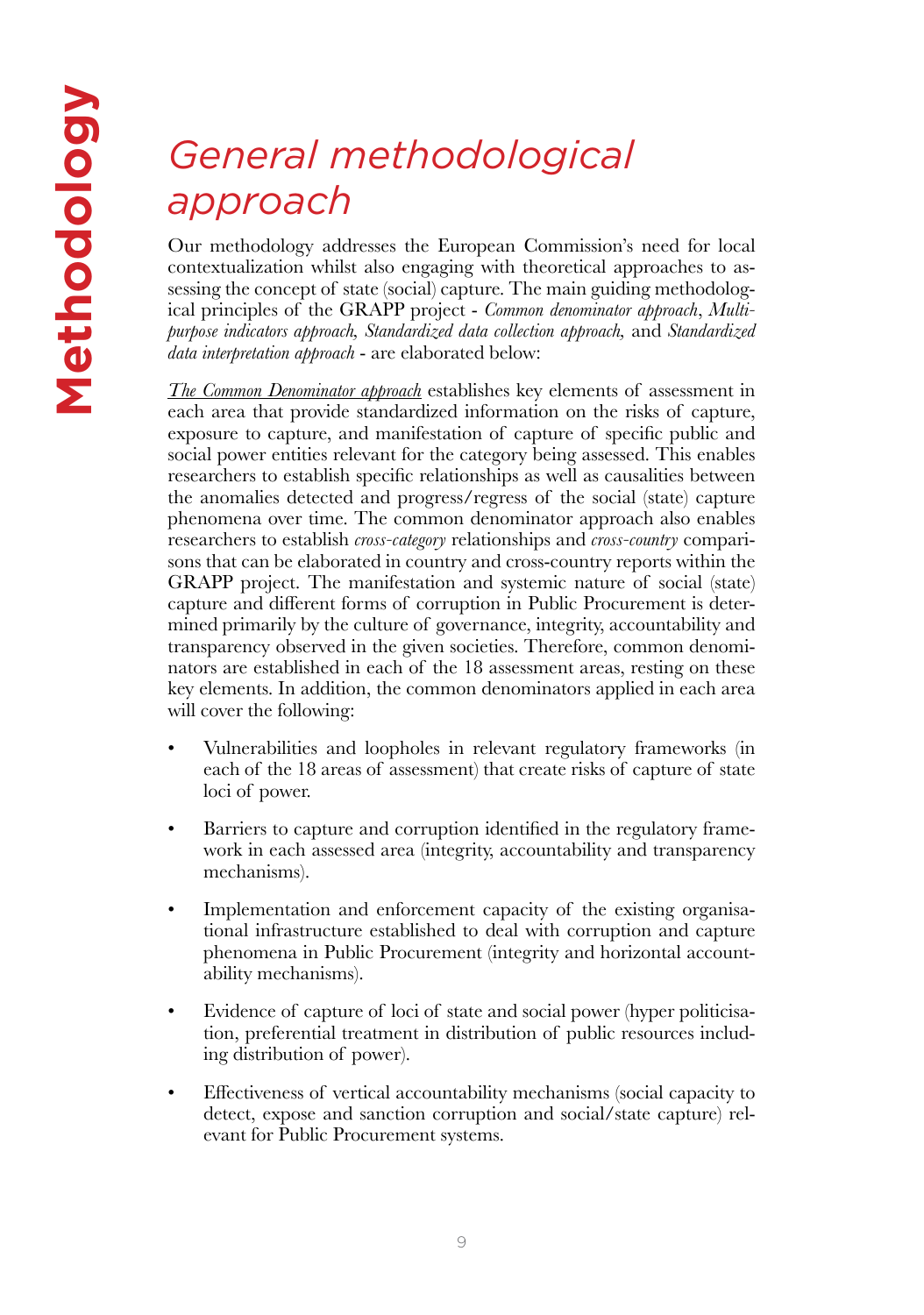# General methodological approach

Our methodology addresses the European Commission's need for local contextualization whilst also engaging with theoretical approaches to assessing the concept of state (social) capture. The main guiding methodological principles of the GRAPP project - *Common denominator approach*, *Multi-purpose indicators approach, Standardized data collection approach,* and *Standardized data interpretation approach* - are elaborated below:

*The Common Denominator approach* establishes key elements of assessment in each area that provide standardized information on the risks of capture, exposure to capture, and manifestation of capture of specific public and social power entities relevant for the category being assessed. This enables researchers to establish specific relationships as well as causalities between the anomalies detected and progress/regress of the social (state) capture phenomena over time. The common denominator approach also enables researchers to establish *cross-category* relationships and *cross-country* comparisons that can be elaborated in country and cross-country reports within the GRAPP project. The manifestation and systemic nature of social (state) capture and different forms of corruption in Public Procurement is determined primarily by the culture of governance, integrity, accountability and transparency observed in the given societies. Therefore, common denominators are established in each of the 18 assessment areas, resting on these key elements. In addition, the common denominators applied in each area will cover the following:

- Vulnerabilities and loopholes in relevant regulatory frameworks (in each of the 18 areas of assessment) that create risks of capture of state loci of power.
- Barriers to capture and corruption identified in the regulatory framework in each assessed area (integrity, accountability and transparency mechanisms).
- Implementation and enforcement capacity of the existing organisational infrastructure established to deal with corruption and capture phenomena in Public Procurement (integrity and horizontal accountability mechanisms).
- Evidence of capture of loci of state and social power (hyper politicisation, preferential treatment in distribution of public resources including distribution of power).
- Effectiveness of vertical accountability mechanisms (social capacity to detect, expose and sanction corruption and social/state capture) relevant for Public Procurement systems.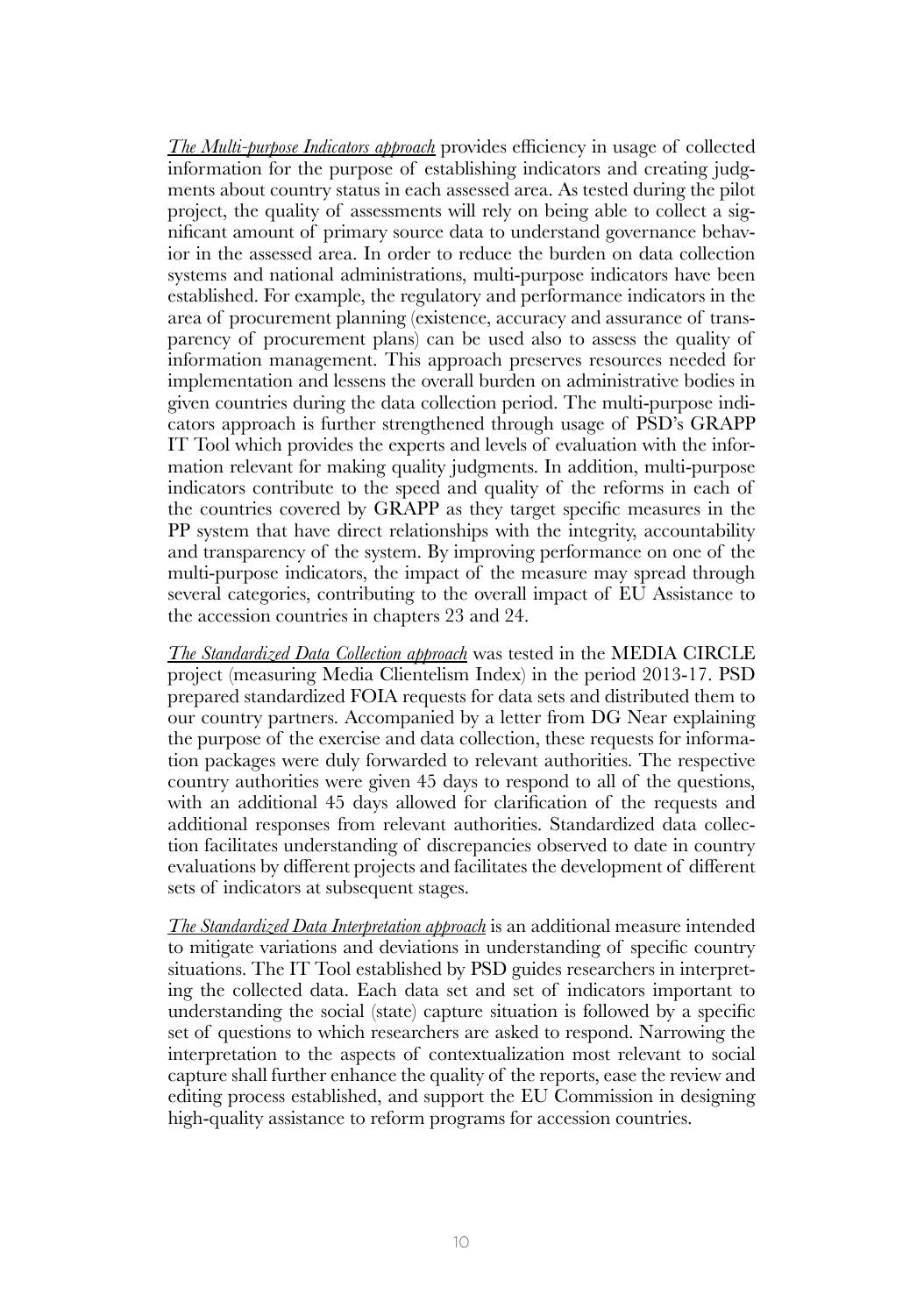*The Multi-purpose Indicators approach* provides efficiency in usage of collected information for the purpose of establishing indicators and creating judgments about country status in each assessed area. As tested during the pilot project, the quality of assessments will rely on being able to collect a significant amount of primary source data to understand governance behavior in the assessed area. In order to reduce the burden on data collection systems and national administrations, multi-purpose indicators have been established. For example, the regulatory and performance indicators in the area of procurement planning (existence, accuracy and assurance of transparency of procurement plans) can be used also to assess the quality of information management. This approach preserves resources needed for implementation and lessens the overall burden on administrative bodies in given countries during the data collection period. The multi-purpose indicators approach is further strengthened through usage of PSD's GRAPP IT Tool which provides the experts and levels of evaluation with the information relevant for making quality judgments. In addition, multi-purpose indicators contribute to the speed and quality of the reforms in each of the countries covered by GRAPP as they target specific measures in the PP system that have direct relationships with the integrity, accountability and transparency of the system. By improving performance on one of the multi-purpose indicators, the impact of the measure may spread through several categories, contributing to the overall impact of EU Assistance to the accession countries in chapters 23 and 24.

*The Standardized Data Collection approach* was tested in the MEDIA CIRCLE project (measuring Media Clientelism Index) in the period 2013-17. PSD prepared standardized FOIA requests for data sets and distributed them to our country partners. Accompanied by a letter from DG Near explaining the purpose of the exercise and data collection, these requests for information packages were duly forwarded to relevant authorities. The respective country authorities were given 45 days to respond to all of the questions, with an additional 45 days allowed for clarification of the requests and additional responses from relevant authorities. Standardized data collection facilitates understanding of discrepancies observed to date in country evaluations by different projects and facilitates the development of different sets of indicators at subsequent stages.

*The Standardized Data Interpretation approach* is an additional measure intended to mitigate variations and deviations in understanding of specific country situations. The IT Tool established by PSD guides researchers in interpreting the collected data. Each data set and set of indicators important to understanding the social (state) capture situation is followed by a specific set of questions to which researchers are asked to respond. Narrowing the interpretation to the aspects of contextualization most relevant to social capture shall further enhance the quality of the reports, ease the review and editing process established, and support the EU Commission in designing high-quality assistance to reform programs for accession countries.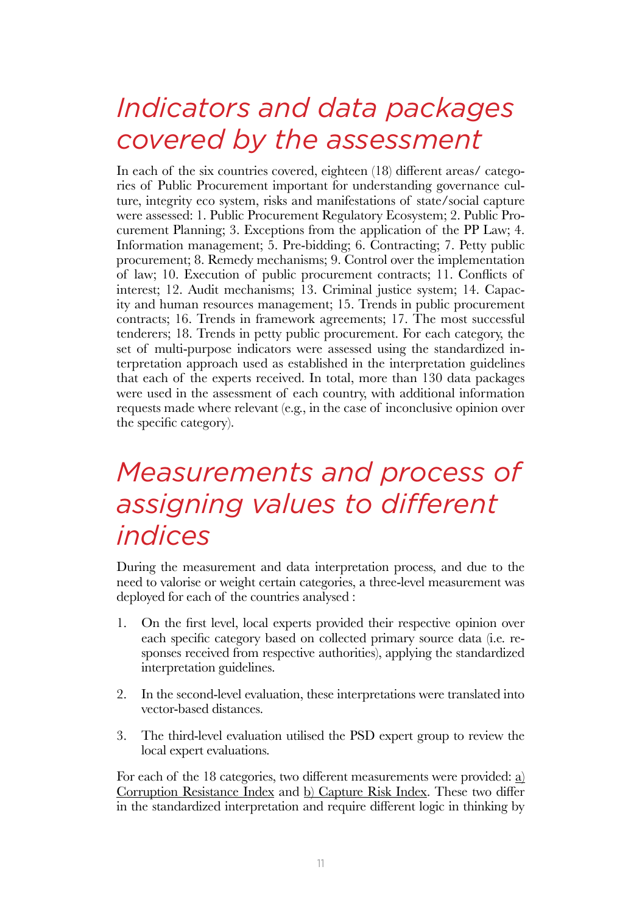# *Indicators and data packages covered by the assessment*

In each of the six countries covered, eighteen (18) different areas/ categories of Public Procurement important for understanding governance culture, integrity eco system, risks and manifestations of state/social capture were assessed: 1. Public Procurement Regulatory Ecosystem; 2. Public Procurement Planning; 3. Exceptions from the application of the PP Law; 4. Information management; 5. Pre-bidding; 6. Contracting; 7. Petty public procurement; 8. Remedy mechanisms; 9. Control over the implementation of law; 10. Execution of public procurement contracts; 11. Conflicts of interest; 12. Audit mechanisms; 13. Criminal justice system; 14. Capacity and human resources management; 15. Trends in public procurement contracts; 16. Trends in framework agreements; 17. The most successful tenderers; 18. Trends in petty public procurement. For each category, the set of multi-purpose indicators were assessed using the standardized interpretation approach used as established in the interpretation guidelines that each of the experts received. In total, more than 130 data packages were used in the assessment of each country, with additional information requests made where relevant (e.g., in the case of inconclusive opinion over the specific category).

# *Measurements and process of assigning values to different indices*

During the measurement and data interpretation process, and due to the need to valorise or weight certain categories, a three-level measurement was deployed for each of the countries analysed :

1. On the first level, local experts provided their respective opinion over each specific category based on collected primary source data (i.e. responses received from respective authorities), applying the standardized interpretation guidelines.
2. In the second-level evaluation, these interpretations were translated into vector-based distances.
3. The third-level evaluation utilised the PSD expert group to review the local expert evaluations.

For each of the 18 categories, two different measurements were provided: <u>a) Corruption Resistance Index</u> and <u>b) Capture Risk Index</u>. These two differ in the standardized interpretation and require different logic in thinking by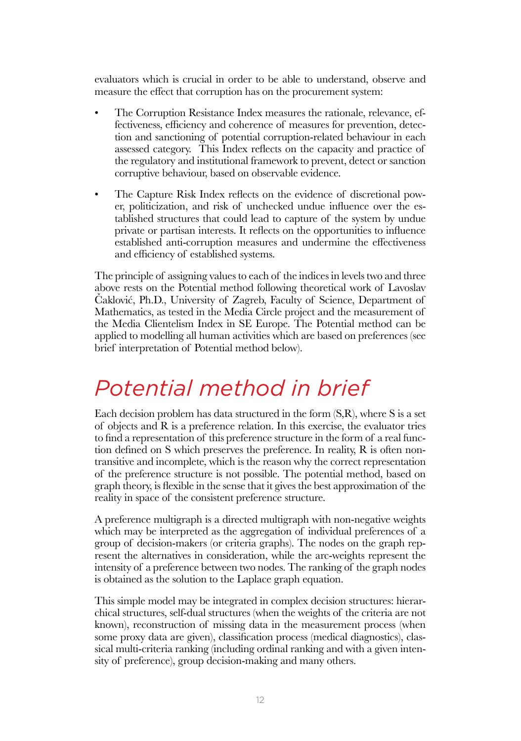evaluators which is crucial in order to be able to understand, observe and measure the effect that corruption has on the procurement system:

- The Corruption Resistance Index measures the rationale, relevance, effectiveness, efficiency and coherence of measures for prevention, detection and sanctioning of potential corruption-related behaviour in each assessed category. This Index reflects on the capacity and practice of the regulatory and institutional framework to prevent, detect or sanction corruptive behaviour, based on observable evidence.

- The Capture Risk Index reflects on the evidence of discretional power, politicization, and risk of unchecked undue influence over the established structures that could lead to capture of the system by undue private or partisan interests. It reflects on the opportunities to influence established anti-corruption measures and undermine the effectiveness and efficiency of established systems.

The principle of assigning values to each of the indices in levels two and three above rests on the Potential method following theoretical work of Lavoslav Čaklović, Ph.D., University of Zagreb, Faculty of Science, Department of Mathematics, as tested in the Media Circle project and the measurement of the Media Clientelism Index in SE Europe. The Potential method can be applied to modelling all human activities which are based on preferences (see brief interpretation of Potential method below).

# Potential method in brief

Each decision problem has data structured in the form (S,R), where S is a set of objects and R is a preference relation. In this exercise, the evaluator tries to find a representation of this preference structure in the form of a real function defined on S which preserves the preference. In reality, R is often non-transitive and incomplete, which is the reason why the correct representation of the preference structure is not possible. The potential method, based on graph theory, is flexible in the sense that it gives the best approximation of the reality in space of the consistent preference structure.

A preference multigraph is a directed multigraph with non-negative weights which may be interpreted as the aggregation of individual preferences of a group of decision-makers (or criteria graphs). The nodes on the graph represent the alternatives in consideration, while the arc-weights represent the intensity of a preference between two nodes. The ranking of the graph nodes is obtained as the solution to the Laplace graph equation.

This simple model may be integrated in complex decision structures: hierarchical structures, self-dual structures (when the weights of the criteria are not known), reconstruction of missing data in the measurement process (when some proxy data are given), classification process (medical diagnostics), classical multi-criteria ranking (including ordinal ranking and with a given intensity of preference), group decision-making and many others.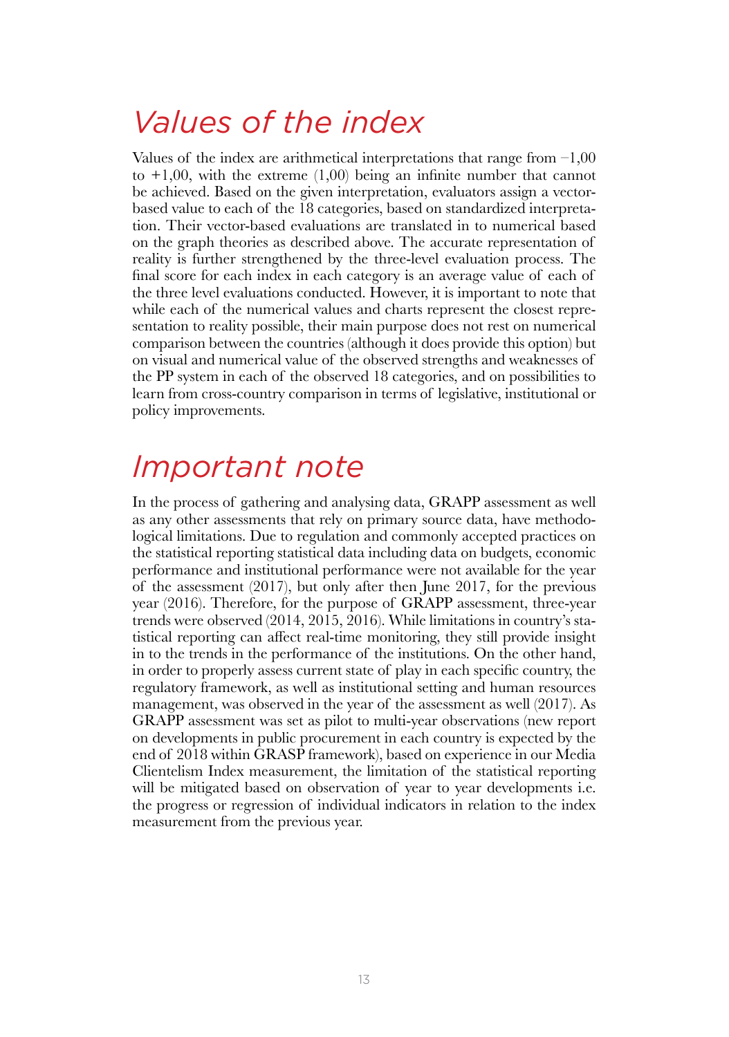# *Values of the index*

Values of the index are arithmetical interpretations that range from −1,00 to +1,00, with the extreme (1,00) being an infinite number that cannot be achieved. Based on the given interpretation, evaluators assign a vector-based value to each of the 18 categories, based on standardized interpretation. Their vector-based evaluations are translated in to numerical based on the graph theories as described above. The accurate representation of reality is further strengthened by the three-level evaluation process. The final score for each index in each category is an average value of each of the three level evaluations conducted. However, it is important to note that while each of the numerical values and charts represent the closest representation to reality possible, their main purpose does not rest on numerical comparison between the countries (although it does provide this option) but on visual and numerical value of the observed strengths and weaknesses of the PP system in each of the observed 18 categories, and on possibilities to learn from cross-country comparison in terms of legislative, institutional or policy improvements.

# *Important note*

In the process of gathering and analysing data, GRAPP assessment as well as any other assessments that rely on primary source data, have methodological limitations. Due to regulation and commonly accepted practices on the statistical reporting statistical data including data on budgets, economic performance and institutional performance were not available for the year of the assessment (2017), but only after then June 2017, for the previous year (2016). Therefore, for the purpose of GRAPP assessment, three-year trends were observed (2014, 2015, 2016). While limitations in country's statistical reporting can affect real-time monitoring, they still provide insight in to the trends in the performance of the institutions. On the other hand, in order to properly assess current state of play in each specific country, the regulatory framework, as well as institutional setting and human resources management, was observed in the year of the assessment as well (2017). As GRAPP assessment was set as pilot to multi-year observations (new report on developments in public procurement in each country is expected by the end of 2018 within GRASP framework), based on experience in our Media Clientelism Index measurement, the limitation of the statistical reporting will be mitigated based on observation of year to year developments i.e. the progress or regression of individual indicators in relation to the index measurement from the previous year.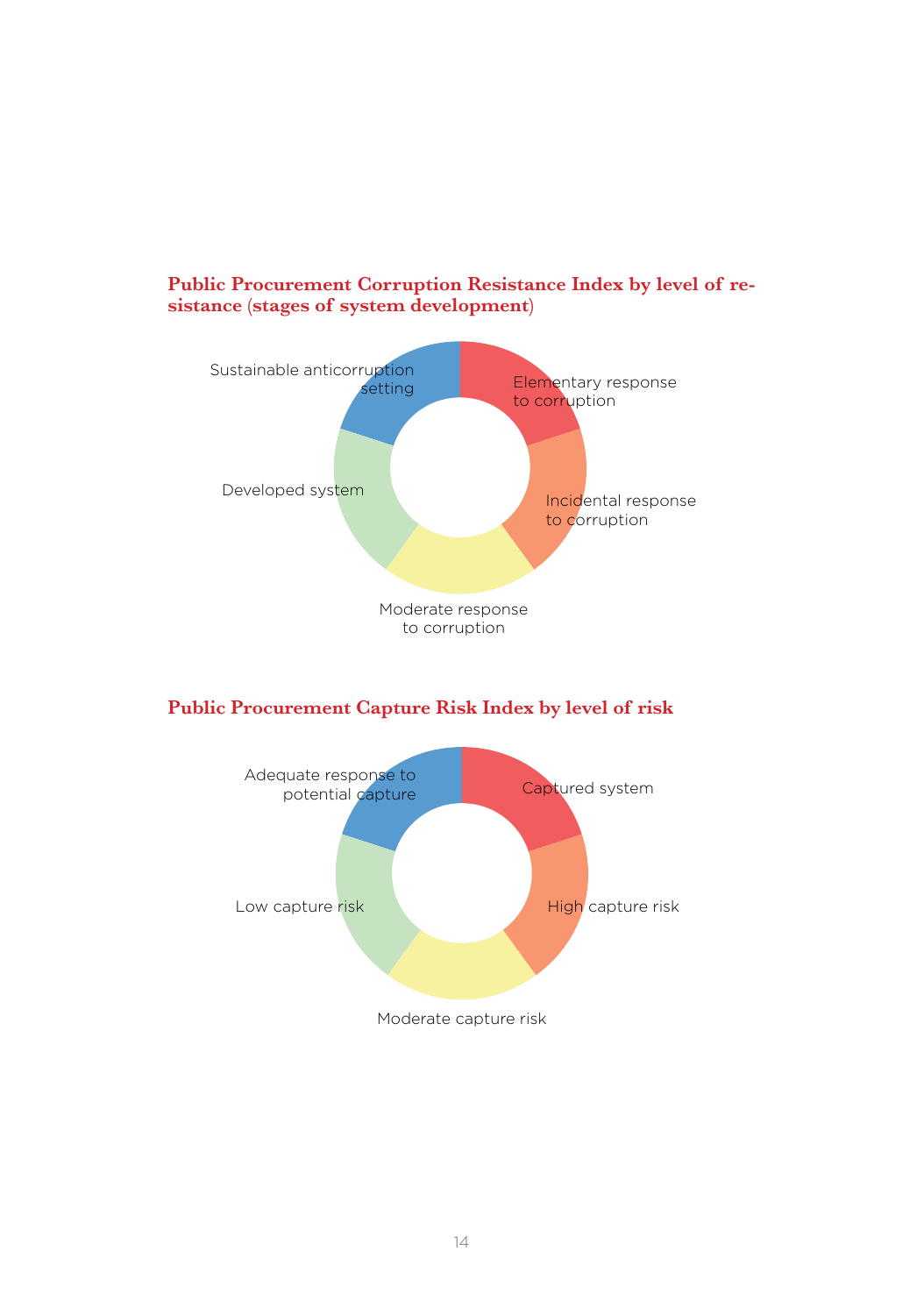**Public Procurement Corruption Resistance Index by level of resistance (stages of system development)**

Sustainable anticorruption setting

Elementary response to corruption

Developed system

Incidental response to corruption

Moderate response to corruption

**Public Procurement Capture Risk Index by level of risk**

Adequate response to potential capture

Captured system

Low capture risk

High capture risk

Moderate capture risk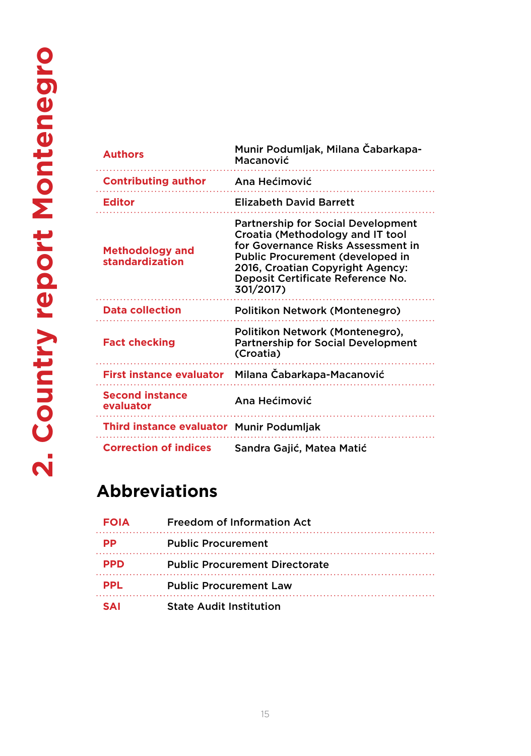# 2. Country report Montenegro

| | |
|---|---|
| **Authors** | Munir Podumljak, Milana Čabarkapa-Macanović |
| **Contributing author** | Ana Hećimović |
| **Editor** | Elizabeth David Barrett |
| **Methodology and standardization** | Partnership for Social Development Croatia (Methodology and IT tool for Governance Risks Assessment in Public Procurement (developed in 2016, Croatian Copyright Agency: Deposit Certificate Reference No. 301/2017) |
| **Data collection** | Politikon Network (Montenegro) |
| **Fact checking** | Politikon Network (Montenegro), Partnership for Social Development (Croatia) |
| **First instance evaluator** | Milana Čabarkapa-Macanović |
| **Second instance evaluator** | Ana Hećimović |
| **Third instance evaluator** | Munir Podumljak |
| **Correction of indices** | Sandra Gajić, Matea Matić |

## Abbreviations

| | |
|---|---|
| **FOIA** | Freedom of Information Act |
| **PP** | Public Procurement |
| **PPD** | Public Procurement Directorate |
| **PPL** | Public Procurement Law |
| **SAI** | State Audit Institution |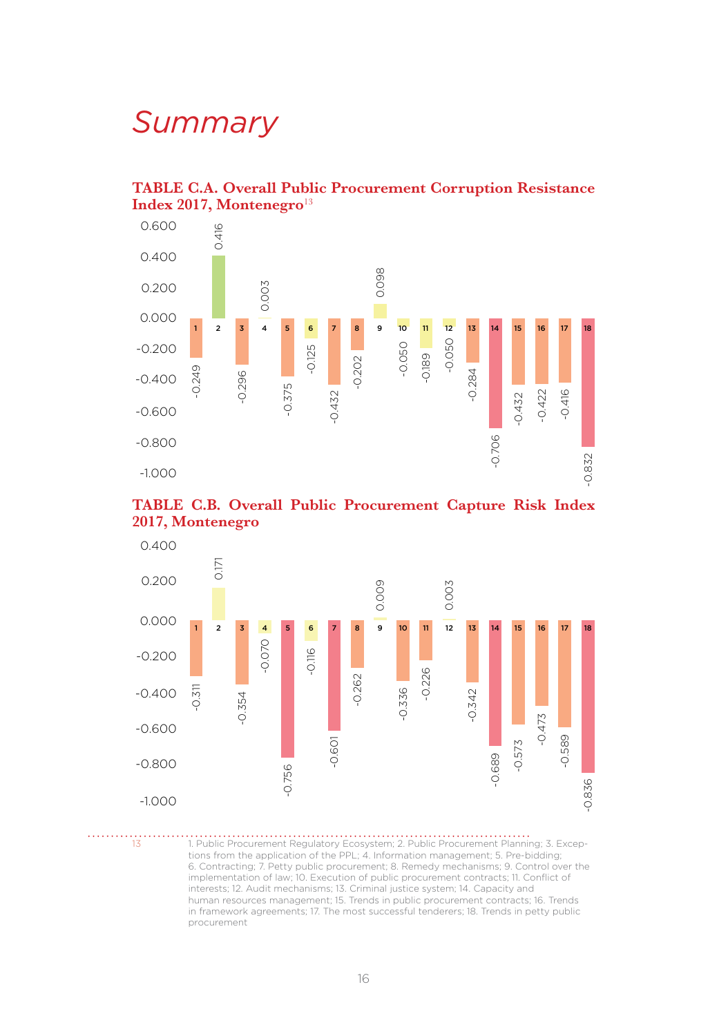# Summary

**TABLE C.A. Overall Public Procurement Corruption Resistance Index 2017, Montenegro**[13]

| Indicator | Value |
|---|---|
| 1 | -0.249 |
| 2 | 0.416 |
| 3 | -0.296 |
| 4 | 0.003 |
| 5 | -0.375 |
| 6 | -0.125 |
| 7 | -0.432 |
| 8 | -0.202 |
| 9 | 0.098 |
| 10 | -0.050 |
| 11 | -0.189 |
| 12 | -0.050 |
| 13 | -0.284 |
| 14 | -0.706 |
| 15 | -0.432 |
| 16 | -0.422 |
| 17 | -0.416 |
| 18 | -0.832 |

**TABLE C.B. Overall Public Procurement Capture Risk Index 2017, Montenegro**

| Indicator | Value |
|---|---|
| 1 | -0.311 |
| 2 | 0.171 |
| 3 | -0.354 |
| 4 | -0.070 |
| 5 | -0.756 |
| 6 | -0.116 |
| 7 | -0.601 |
| 8 | -0.262 |
| 9 | 0.009 |
| 10 | -0.336 |
| 11 | -0.226 |
| 12 | 0.003 |
| 13 | -0.342 |
| 14 | -0.689 |
| 15 | -0.573 |
| 16 | -0.473 |
| 17 | -0.589 |
| 18 | -0.836 |

13 1. Public Procurement Regulatory Ecosystem; 2. Public Procurement Planning; 3. Exceptions from the application of the PPL; 4. Information management; 5. Pre-bidding; 6. Contracting; 7. Petty public procurement; 8. Remedy mechanisms; 9. Control over the implementation of law; 10. Execution of public procurement contracts; 11. Conflict of interests; 12. Audit mechanisms; 13. Criminal justice system; 14. Capacity and human resources management; 15. Trends in public procurement contracts; 16. Trends in framework agreements; 17. The most successful tenderers; 18. Trends in petty public procurement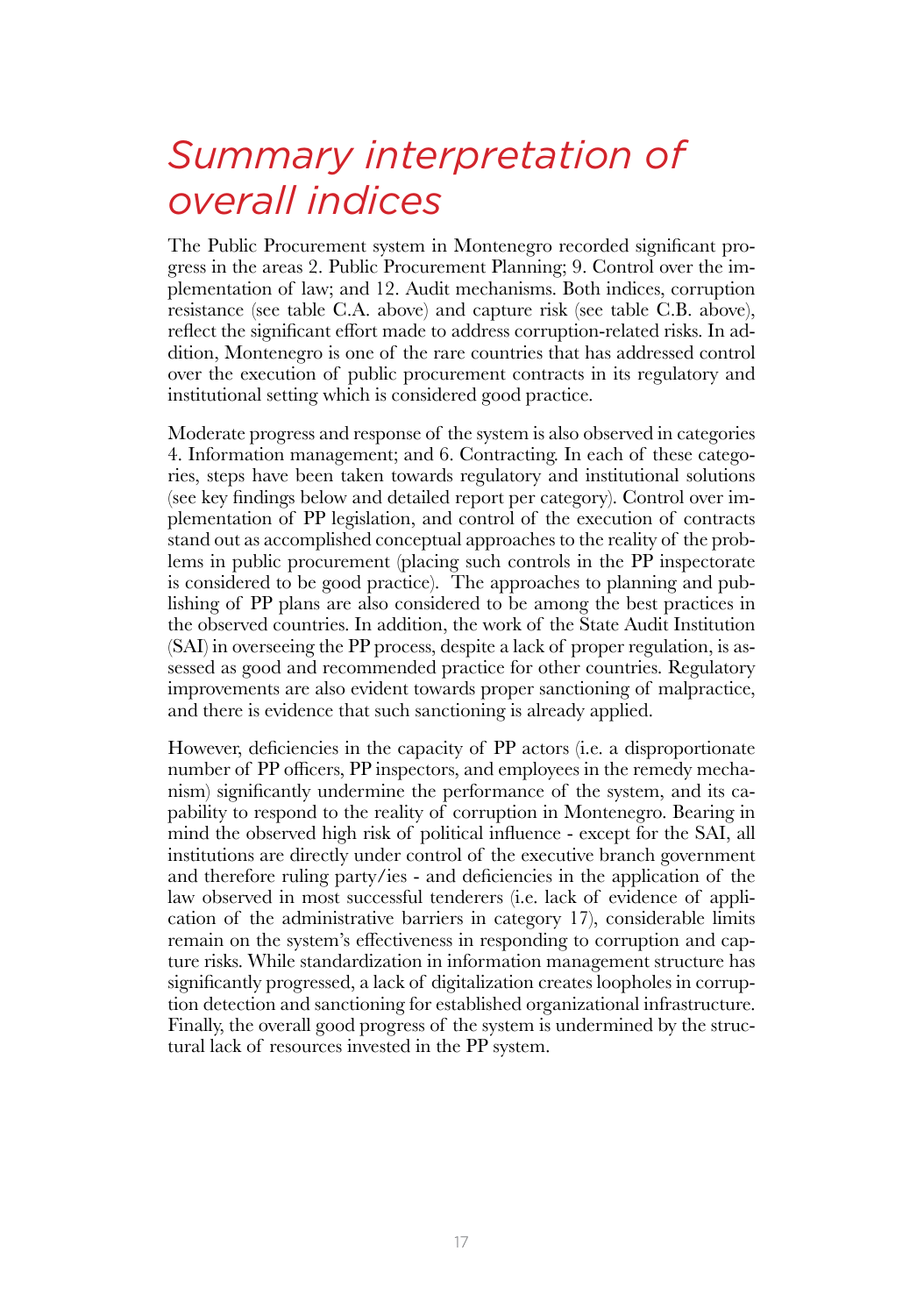# *Summary interpretation of overall indices*

The Public Procurement system in Montenegro recorded significant progress in the areas 2. Public Procurement Planning; 9. Control over the implementation of law; and 12. Audit mechanisms. Both indices, corruption resistance (see table C.A. above) and capture risk (see table C.B. above), reflect the significant effort made to address corruption-related risks. In addition, Montenegro is one of the rare countries that has addressed control over the execution of public procurement contracts in its regulatory and institutional setting which is considered good practice.

Moderate progress and response of the system is also observed in categories 4. Information management; and 6. Contracting. In each of these categories, steps have been taken towards regulatory and institutional solutions (see key findings below and detailed report per category). Control over implementation of PP legislation, and control of the execution of contracts stand out as accomplished conceptual approaches to the reality of the problems in public procurement (placing such controls in the PP inspectorate is considered to be good practice). The approaches to planning and publishing of PP plans are also considered to be among the best practices in the observed countries. In addition, the work of the State Audit Institution (SAI) in overseeing the PP process, despite a lack of proper regulation, is assessed as good and recommended practice for other countries. Regulatory improvements are also evident towards proper sanctioning of malpractice, and there is evidence that such sanctioning is already applied.

However, deficiencies in the capacity of PP actors (i.e. a disproportionate number of PP officers, PP inspectors, and employees in the remedy mechanism) significantly undermine the performance of the system, and its capability to respond to the reality of corruption in Montenegro. Bearing in mind the observed high risk of political influence - except for the SAI, all institutions are directly under control of the executive branch government and therefore ruling party/ies - and deficiencies in the application of the law observed in most successful tenderers (i.e. lack of evidence of application of the administrative barriers in category 17), considerable limits remain on the system's effectiveness in responding to corruption and capture risks. While standardization in information management structure has significantly progressed, a lack of digitalization creates loopholes in corruption detection and sanctioning for established organizational infrastructure. Finally, the overall good progress of the system is undermined by the structural lack of resources invested in the PP system.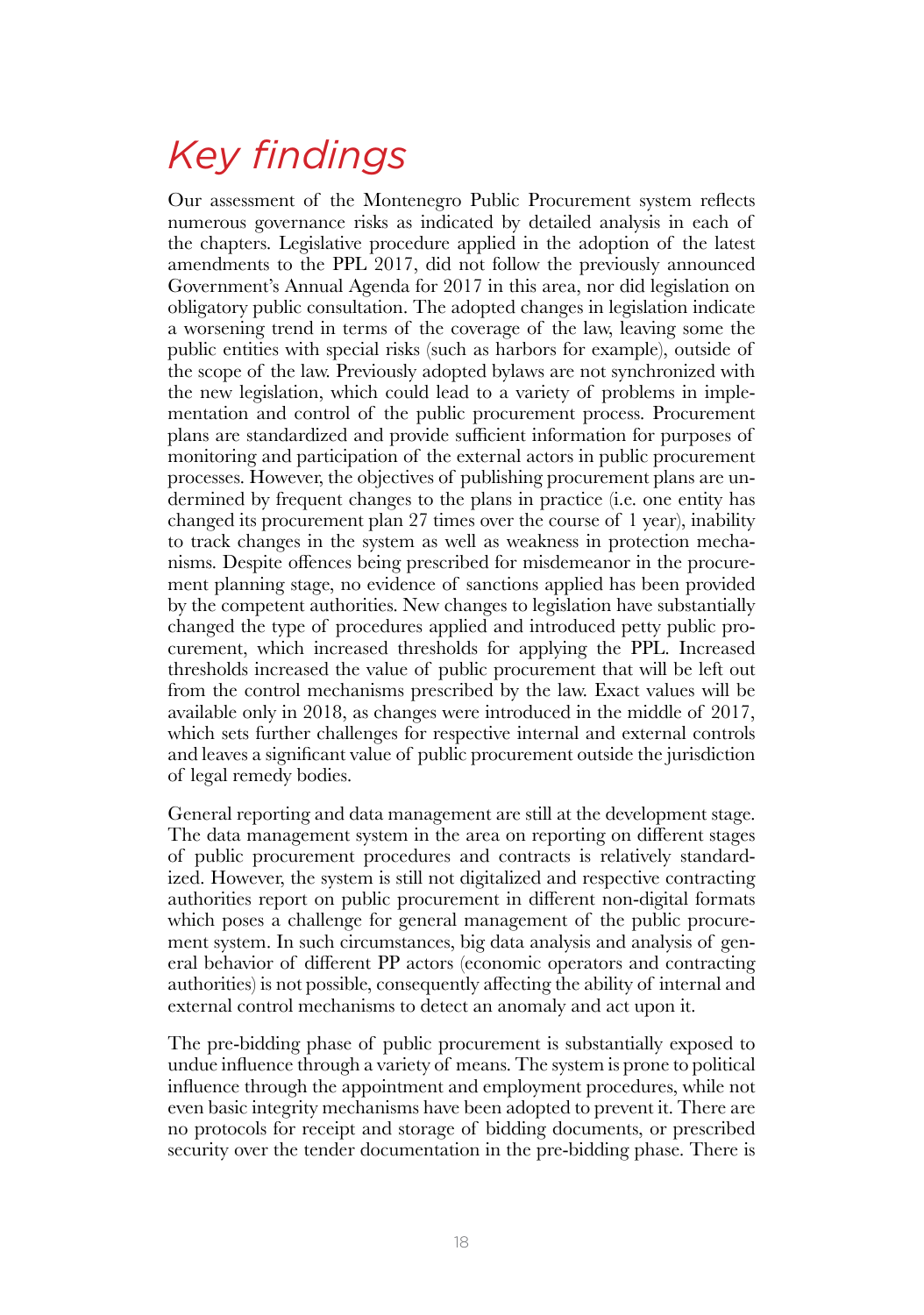# *Key findings*

Our assessment of the Montenegro Public Procurement system reflects numerous governance risks as indicated by detailed analysis in each of the chapters. Legislative procedure applied in the adoption of the latest amendments to the PPL 2017, did not follow the previously announced Government's Annual Agenda for 2017 in this area, nor did legislation on obligatory public consultation. The adopted changes in legislation indicate a worsening trend in terms of the coverage of the law, leaving some the public entities with special risks (such as harbors for example), outside of the scope of the law. Previously adopted bylaws are not synchronized with the new legislation, which could lead to a variety of problems in implementation and control of the public procurement process. Procurement plans are standardized and provide sufficient information for purposes of monitoring and participation of the external actors in public procurement processes. However, the objectives of publishing procurement plans are undermined by frequent changes to the plans in practice (i.e. one entity has changed its procurement plan 27 times over the course of 1 year), inability to track changes in the system as well as weakness in protection mechanisms. Despite offences being prescribed for misdemeanor in the procurement planning stage, no evidence of sanctions applied has been provided by the competent authorities. New changes to legislation have substantially changed the type of procedures applied and introduced petty public procurement, which increased thresholds for applying the PPL. Increased thresholds increased the value of public procurement that will be left out from the control mechanisms prescribed by the law. Exact values will be available only in 2018, as changes were introduced in the middle of 2017, which sets further challenges for respective internal and external controls and leaves a significant value of public procurement outside the jurisdiction of legal remedy bodies.

General reporting and data management are still at the development stage. The data management system in the area on reporting on different stages of public procurement procedures and contracts is relatively standardized. However, the system is still not digitalized and respective contracting authorities report on public procurement in different non-digital formats which poses a challenge for general management of the public procurement system. In such circumstances, big data analysis and analysis of general behavior of different PP actors (economic operators and contracting authorities) is not possible, consequently affecting the ability of internal and external control mechanisms to detect an anomaly and act upon it.

The pre-bidding phase of public procurement is substantially exposed to undue influence through a variety of means. The system is prone to political influence through the appointment and employment procedures, while not even basic integrity mechanisms have been adopted to prevent it. There are no protocols for receipt and storage of bidding documents, or prescribed security over the tender documentation in the pre-bidding phase. There is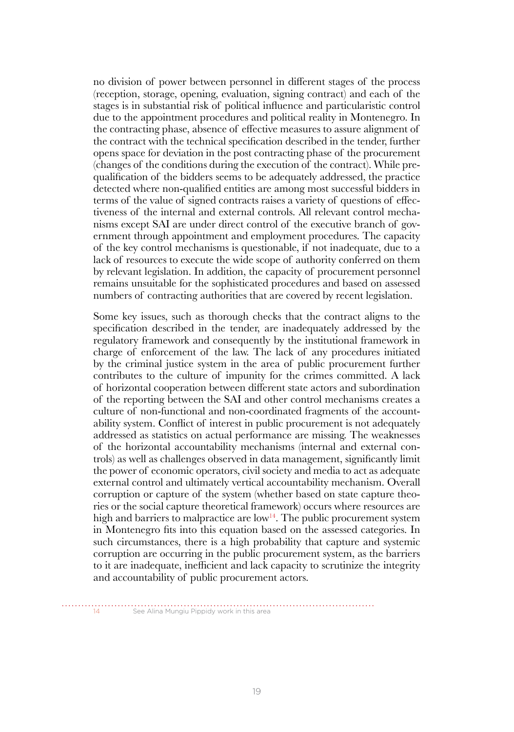no division of power between personnel in different stages of the process (reception, storage, opening, evaluation, signing contract) and each of the stages is in substantial risk of political influence and particularistic control due to the appointment procedures and political reality in Montenegro. In the contracting phase, absence of effective measures to assure alignment of the contract with the technical specification described in the tender, further opens space for deviation in the post contracting phase of the procurement (changes of the conditions during the execution of the contract). While prequalification of the bidders seems to be adequately addressed, the practice detected where non-qualified entities are among most successful bidders in terms of the value of signed contracts raises a variety of questions of effectiveness of the internal and external controls. All relevant control mechanisms except SAI are under direct control of the executive branch of government through appointment and employment procedures. The capacity of the key control mechanisms is questionable, if not inadequate, due to a lack of resources to execute the wide scope of authority conferred on them by relevant legislation. In addition, the capacity of procurement personnel remains unsuitable for the sophisticated procedures and based on assessed numbers of contracting authorities that are covered by recent legislation.

Some key issues, such as thorough checks that the contract aligns to the specification described in the tender, are inadequately addressed by the regulatory framework and consequently by the institutional framework in charge of enforcement of the law. The lack of any procedures initiated by the criminal justice system in the area of public procurement further contributes to the culture of impunity for the crimes committed. A lack of horizontal cooperation between different state actors and subordination of the reporting between the SAI and other control mechanisms creates a culture of non-functional and non-coordinated fragments of the accountability system. Conflict of interest in public procurement is not adequately addressed as statistics on actual performance are missing. The weaknesses of the horizontal accountability mechanisms (internal and external controls) as well as challenges observed in data management, significantly limit the power of economic operators, civil society and media to act as adequate external control and ultimately vertical accountability mechanism. Overall corruption or capture of the system (whether based on state capture theories or the social capture theoretical framework) occurs where resources are high and barriers to malpractice are low[14]. The public procurement system in Montenegro fits into this equation based on the assessed categories. In such circumstances, there is a high probability that capture and systemic corruption are occurring in the public procurement system, as the barriers to it are inadequate, inefficient and lack capacity to scrutinize the integrity and accountability of public procurement actors.

[14] See Alina Mungiu Pippidy work in this area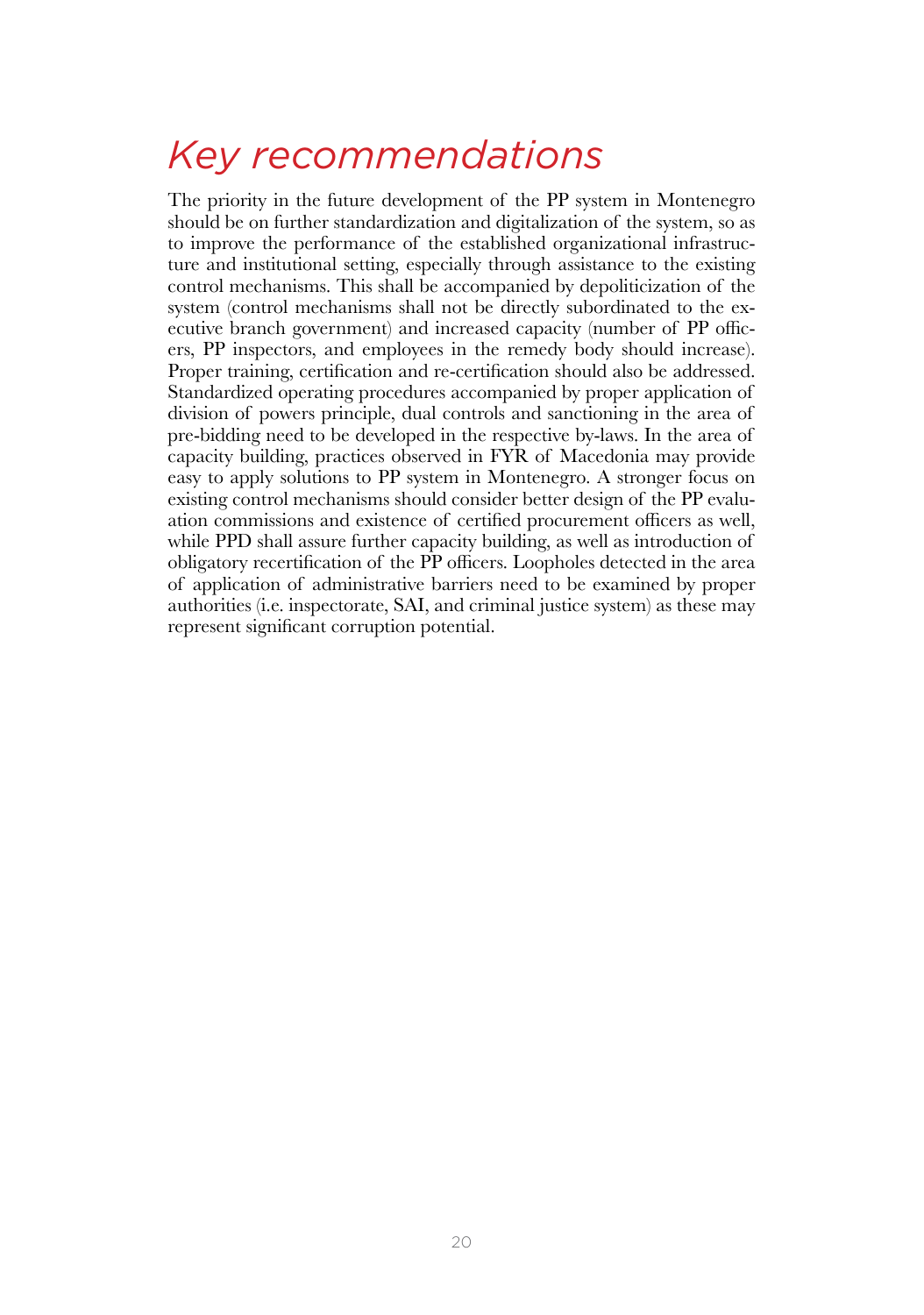# Key recommendations

The priority in the future development of the PP system in Montenegro should be on further standardization and digitalization of the system, so as to improve the performance of the established organizational infrastructure and institutional setting, especially through assistance to the existing control mechanisms. This shall be accompanied by depoliticization of the system (control mechanisms shall not be directly subordinated to the executive branch government) and increased capacity (number of PP officers, PP inspectors, and employees in the remedy body should increase). Proper training, certification and re-certification should also be addressed. Standardized operating procedures accompanied by proper application of division of powers principle, dual controls and sanctioning in the area of pre-bidding need to be developed in the respective by-laws. In the area of capacity building, practices observed in FYR of Macedonia may provide easy to apply solutions to PP system in Montenegro. A stronger focus on existing control mechanisms should consider better design of the PP evaluation commissions and existence of certified procurement officers as well, while PPD shall assure further capacity building, as well as introduction of obligatory recertification of the PP officers. Loopholes detected in the area of application of administrative barriers need to be examined by proper authorities (i.e. inspectorate, SAI, and criminal justice system) as these may represent significant corruption potential.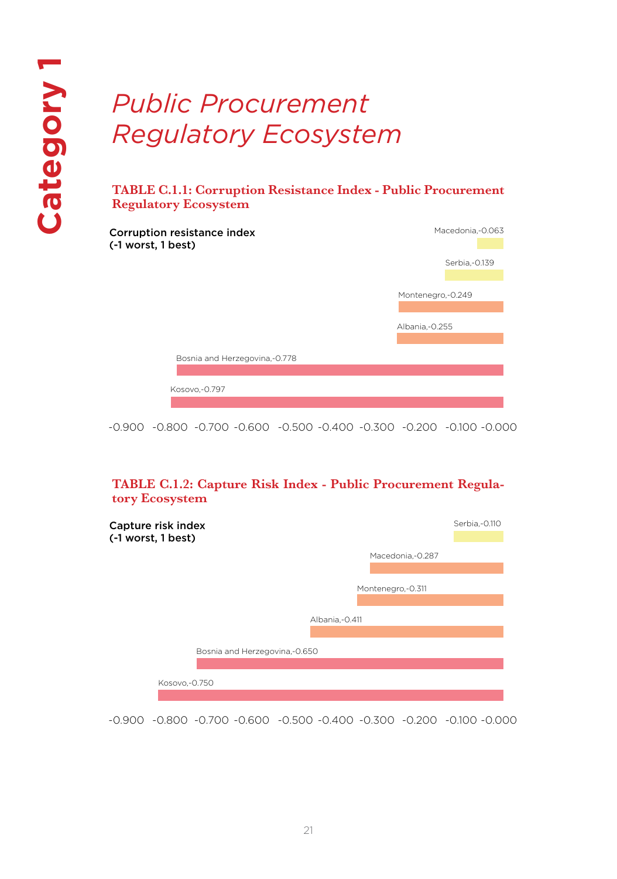Category 1

# *Public Procurement Regulatory Ecosystem*

### TABLE C.1.1: Corruption Resistance Index - Public Procurement Regulatory Ecosystem

**Corruption resistance index (-1 worst, 1 best)**

| Country | Value |
|---|---|
| Macedonia | -0.063 |
| Serbia | -0.139 |
| Montenegro | -0.249 |
| Albania | -0.255 |
| Bosnia and Herzegovina | -0.778 |
| Kosovo | -0.797 |

-0.900 -0.800 -0.700 -0.600 -0.500 -0.400 -0.300 -0.200 -0.100 -0.000

### TABLE C.1.2: Capture Risk Index - Public Procurement Regulatory Ecosystem

**Capture risk index (-1 worst, 1 best)**

| Country | Value |
|---|---|
| Serbia | -0.110 |
| Macedonia | -0.287 |
| Montenegro | -0.311 |
| Albania | -0.411 |
| Bosnia and Herzegovina | -0.650 |
| Kosovo | -0.750 |

-0.900 -0.800 -0.700 -0.600 -0.500 -0.400 -0.300 -0.200 -0.100 -0.000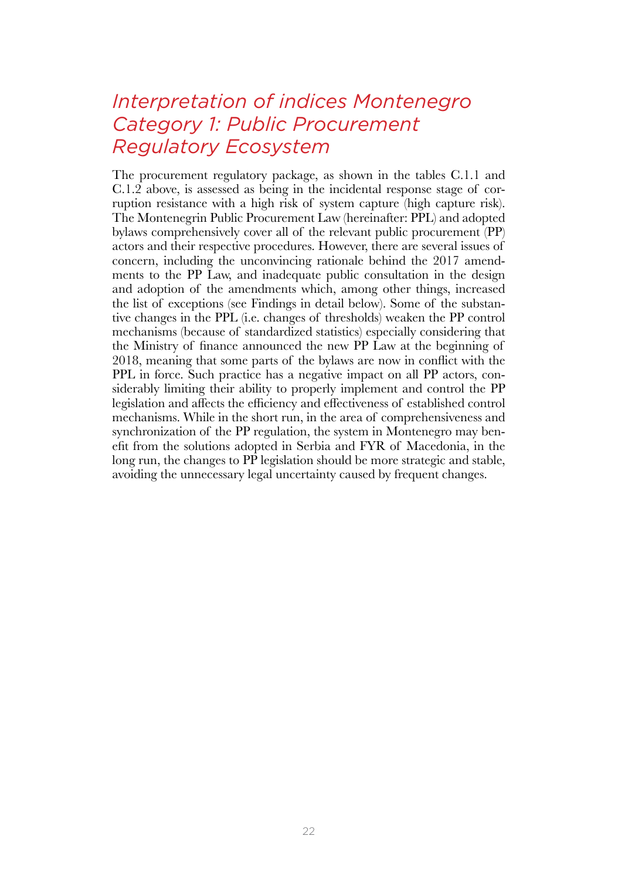## *Interpretation of indices Montenegro Category 1: Public Procurement Regulatory Ecosystem*

The procurement regulatory package, as shown in the tables C.1.1 and C.1.2 above, is assessed as being in the incidental response stage of corruption resistance with a high risk of system capture (high capture risk). The Montenegrin Public Procurement Law (hereinafter: PPL) and adopted bylaws comprehensively cover all of the relevant public procurement (PP) actors and their respective procedures. However, there are several issues of concern, including the unconvincing rationale behind the 2017 amendments to the PP Law, and inadequate public consultation in the design and adoption of the amendments which, among other things, increased the list of exceptions (see Findings in detail below). Some of the substantive changes in the PPL (i.e. changes of thresholds) weaken the PP control mechanisms (because of standardized statistics) especially considering that the Ministry of finance announced the new PP Law at the beginning of 2018, meaning that some parts of the bylaws are now in conflict with the PPL in force. Such practice has a negative impact on all PP actors, considerably limiting their ability to properly implement and control the PP legislation and affects the efficiency and effectiveness of established control mechanisms. While in the short run, in the area of comprehensiveness and synchronization of the PP regulation, the system in Montenegro may benefit from the solutions adopted in Serbia and FYR of Macedonia, in the long run, the changes to PP legislation should be more strategic and stable, avoiding the unnecessary legal uncertainty caused by frequent changes.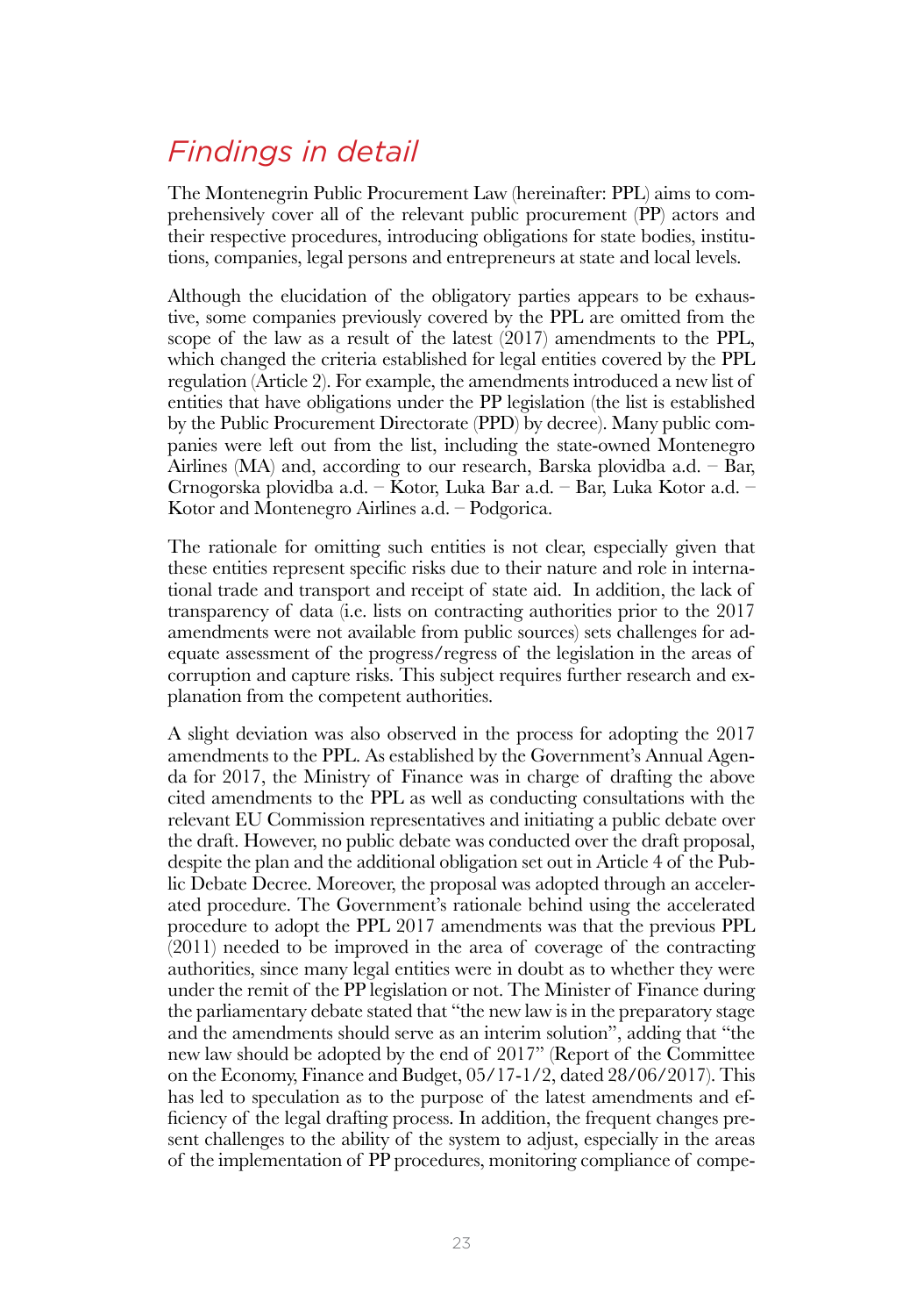## *Findings in detail*

The Montenegrin Public Procurement Law (hereinafter: PPL) aims to comprehensively cover all of the relevant public procurement (PP) actors and their respective procedures, introducing obligations for state bodies, institutions, companies, legal persons and entrepreneurs at state and local levels.

Although the elucidation of the obligatory parties appears to be exhaustive, some companies previously covered by the PPL are omitted from the scope of the law as a result of the latest (2017) amendments to the PPL, which changed the criteria established for legal entities covered by the PPL regulation (Article 2). For example, the amendments introduced a new list of entities that have obligations under the PP legislation (the list is established by the Public Procurement Directorate (PPD) by decree). Many public companies were left out from the list, including the state-owned Montenegro Airlines (MA) and, according to our research, Barska plovidba a.d. – Bar, Crnogorska plovidba a.d. – Kotor, Luka Bar a.d. – Bar, Luka Kotor a.d. – Kotor and Montenegro Airlines a.d. – Podgorica.

The rationale for omitting such entities is not clear, especially given that these entities represent specific risks due to their nature and role in international trade and transport and receipt of state aid. In addition, the lack of transparency of data (i.e. lists on contracting authorities prior to the 2017 amendments were not available from public sources) sets challenges for adequate assessment of the progress/regress of the legislation in the areas of corruption and capture risks. This subject requires further research and explanation from the competent authorities.

A slight deviation was also observed in the process for adopting the 2017 amendments to the PPL. As established by the Government's Annual Agenda for 2017, the Ministry of Finance was in charge of drafting the above cited amendments to the PPL as well as conducting consultations with the relevant EU Commission representatives and initiating a public debate over the draft. However, no public debate was conducted over the draft proposal, despite the plan and the additional obligation set out in Article 4 of the Public Debate Decree. Moreover, the proposal was adopted through an accelerated procedure. The Government's rationale behind using the accelerated procedure to adopt the PPL 2017 amendments was that the previous PPL (2011) needed to be improved in the area of coverage of the contracting authorities, since many legal entities were in doubt as to whether they were under the remit of the PP legislation or not. The Minister of Finance during the parliamentary debate stated that "the new law is in the preparatory stage and the amendments should serve as an interim solution", adding that "the new law should be adopted by the end of 2017" (Report of the Committee on the Economy, Finance and Budget, 05/17-1/2, dated 28/06/2017). This has led to speculation as to the purpose of the latest amendments and efficiency of the legal drafting process. In addition, the frequent changes present challenges to the ability of the system to adjust, especially in the areas of the implementation of PP procedures, monitoring compliance of compe-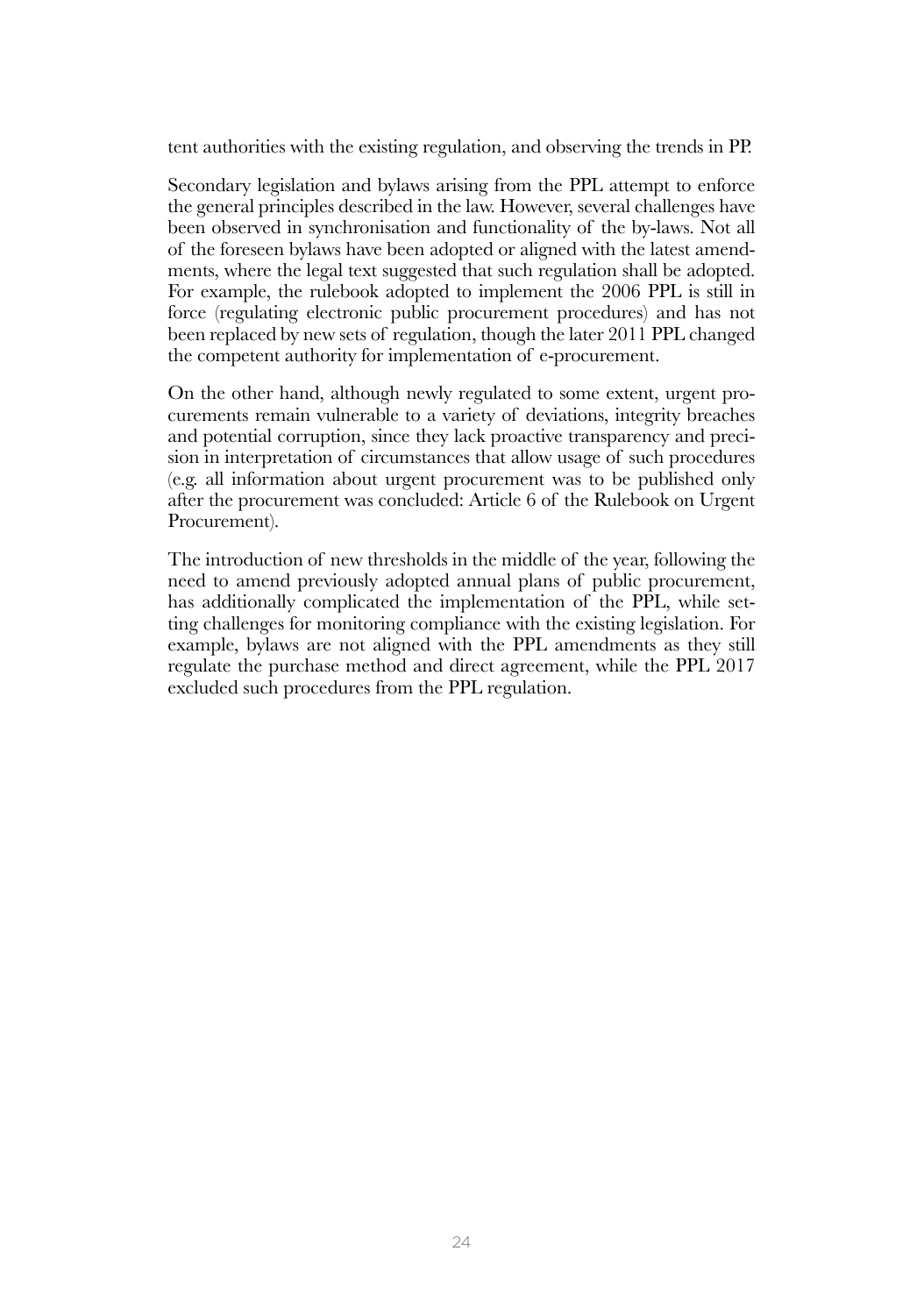tent authorities with the existing regulation, and observing the trends in PP.

Secondary legislation and bylaws arising from the PPL attempt to enforce the general principles described in the law. However, several challenges have been observed in synchronisation and functionality of the by-laws. Not all of the foreseen bylaws have been adopted or aligned with the latest amendments, where the legal text suggested that such regulation shall be adopted. For example, the rulebook adopted to implement the 2006 PPL is still in force (regulating electronic public procurement procedures) and has not been replaced by new sets of regulation, though the later 2011 PPL changed the competent authority for implementation of e-procurement.

On the other hand, although newly regulated to some extent, urgent procurements remain vulnerable to a variety of deviations, integrity breaches and potential corruption, since they lack proactive transparency and precision in interpretation of circumstances that allow usage of such procedures (e.g. all information about urgent procurement was to be published only after the procurement was concluded: Article 6 of the Rulebook on Urgent Procurement).

The introduction of new thresholds in the middle of the year, following the need to amend previously adopted annual plans of public procurement, has additionally complicated the implementation of the PPL, while setting challenges for monitoring compliance with the existing legislation. For example, bylaws are not aligned with the PPL amendments as they still regulate the purchase method and direct agreement, while the PPL 2017 excluded such procedures from the PPL regulation.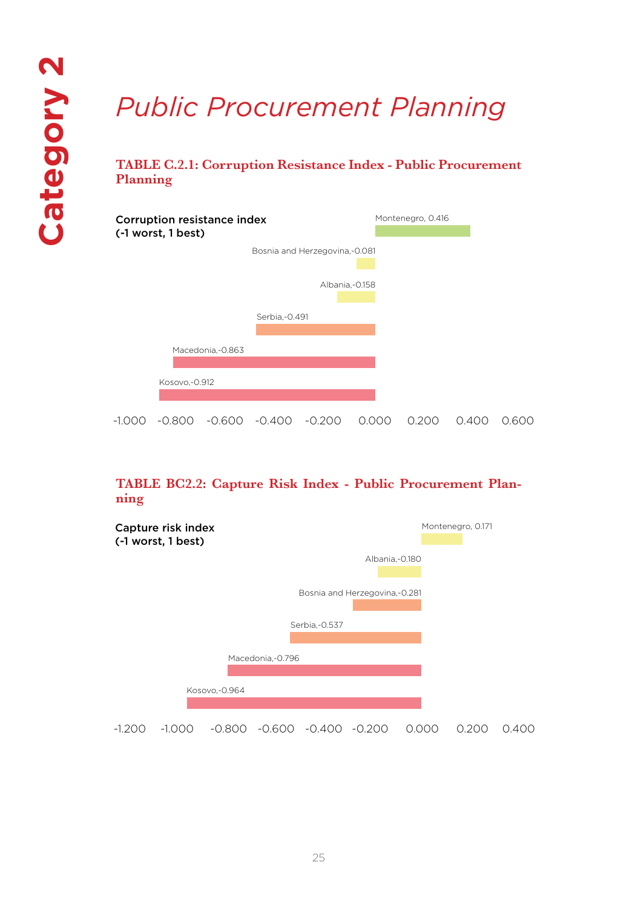Category 2

# Public Procurement Planning

## TABLE C.2.1: Corruption Resistance Index - Public Procurement Planning

Corruption resistance index
(-1 worst, 1 best)

| Country | Value |
|---|---|
| Montenegro | 0.416 |
| Bosnia and Herzegovina | -0.081 |
| Albania | -0.158 |
| Serbia | -0.491 |
| Macedonia | -0.863 |
| Kosovo | -0.912 |

## TABLE BC2.2: Capture Risk Index - Public Procurement Planning

Capture risk index
(-1 worst, 1 best)

| Country | Value |
|---|---|
| Montenegro | 0.171 |
| Albania | -0.180 |
| Bosnia and Herzegovina | -0.281 |
| Serbia | -0.537 |
| Macedonia | -0.796 |
| Kosovo | -0.964 |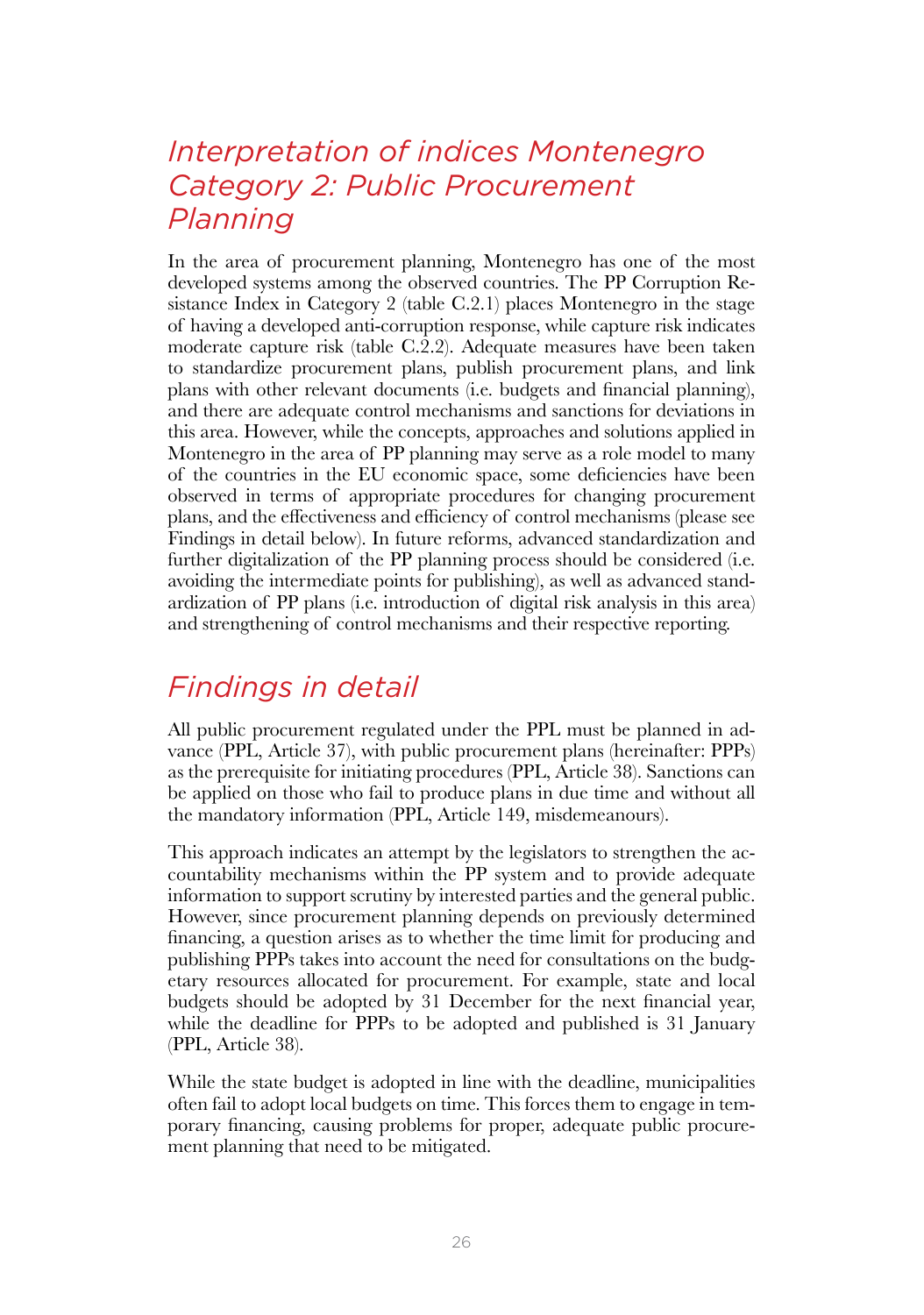## *Interpretation of indices Montenegro Category 2: Public Procurement Planning*

In the area of procurement planning, Montenegro has one of the most developed systems among the observed countries. The PP Corruption Resistance Index in Category 2 (table C.2.1) places Montenegro in the stage of having a developed anti-corruption response, while capture risk indicates moderate capture risk (table C.2.2). Adequate measures have been taken to standardize procurement plans, publish procurement plans, and link plans with other relevant documents (i.e. budgets and financial planning), and there are adequate control mechanisms and sanctions for deviations in this area. However, while the concepts, approaches and solutions applied in Montenegro in the area of PP planning may serve as a role model to many of the countries in the EU economic space, some deficiencies have been observed in terms of appropriate procedures for changing procurement plans, and the effectiveness and efficiency of control mechanisms (please see Findings in detail below). In future reforms, advanced standardization and further digitalization of the PP planning process should be considered (i.e. avoiding the intermediate points for publishing), as well as advanced standardization of PP plans (i.e. introduction of digital risk analysis in this area) and strengthening of control mechanisms and their respective reporting.

## *Findings in detail*

All public procurement regulated under the PPL must be planned in advance (PPL, Article 37), with public procurement plans (hereinafter: PPPs) as the prerequisite for initiating procedures (PPL, Article 38). Sanctions can be applied on those who fail to produce plans in due time and without all the mandatory information (PPL, Article 149, misdemeanours).

This approach indicates an attempt by the legislators to strengthen the accountability mechanisms within the PP system and to provide adequate information to support scrutiny by interested parties and the general public. However, since procurement planning depends on previously determined financing, a question arises as to whether the time limit for producing and publishing PPPs takes into account the need for consultations on the budgetary resources allocated for procurement. For example, state and local budgets should be adopted by 31 December for the next financial year, while the deadline for PPPs to be adopted and published is 31 January (PPL, Article 38).

While the state budget is adopted in line with the deadline, municipalities often fail to adopt local budgets on time. This forces them to engage in temporary financing, causing problems for proper, adequate public procurement planning that need to be mitigated.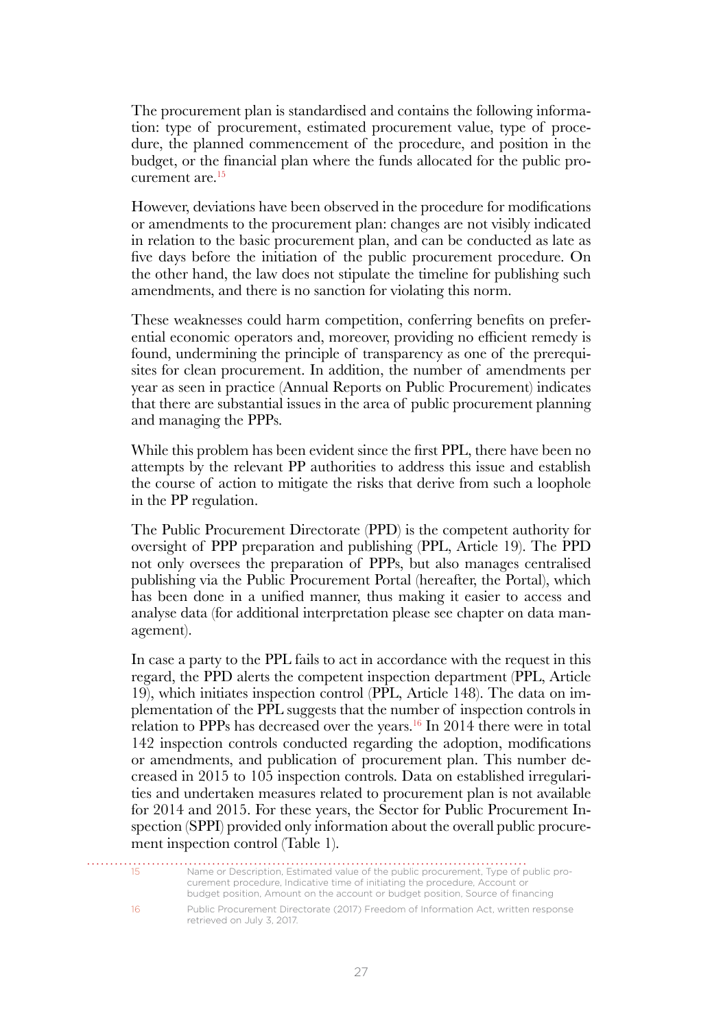The procurement plan is standardised and contains the following information: type of procurement, estimated procurement value, type of procedure, the planned commencement of the procedure, and position in the budget, or the financial plan where the funds allocated for the public procurement are.[15]

However, deviations have been observed in the procedure for modifications or amendments to the procurement plan: changes are not visibly indicated in relation to the basic procurement plan, and can be conducted as late as five days before the initiation of the public procurement procedure. On the other hand, the law does not stipulate the timeline for publishing such amendments, and there is no sanction for violating this norm.

These weaknesses could harm competition, conferring benefits on preferential economic operators and, moreover, providing no efficient remedy is found, undermining the principle of transparency as one of the prerequisites for clean procurement. In addition, the number of amendments per year as seen in practice (Annual Reports on Public Procurement) indicates that there are substantial issues in the area of public procurement planning and managing the PPPs.

While this problem has been evident since the first PPL, there have been no attempts by the relevant PP authorities to address this issue and establish the course of action to mitigate the risks that derive from such a loophole in the PP regulation.

The Public Procurement Directorate (PPD) is the competent authority for oversight of PPP preparation and publishing (PPL, Article 19). The PPD not only oversees the preparation of PPPs, but also manages centralised publishing via the Public Procurement Portal (hereafter, the Portal), which has been done in a unified manner, thus making it easier to access and analyse data (for additional interpretation please see chapter on data management).

In case a party to the PPL fails to act in accordance with the request in this regard, the PPD alerts the competent inspection department (PPL, Article 19), which initiates inspection control (PPL, Article 148). The data on implementation of the PPL suggests that the number of inspection controls in relation to PPPs has decreased over the years.[16] In 2014 there were in total 142 inspection controls conducted regarding the adoption, modifications or amendments, and publication of procurement plan. This number decreased in 2015 to 105 inspection controls. Data on established irregularities and undertaken measures related to procurement plan is not available for 2014 and 2015. For these years, the Sector for Public Procurement Inspection (SPPI) provided only information about the overall public procurement inspection control (Table 1).

---

[15] Name or Description, Estimated value of the public procurement, Type of public procurement procedure, Indicative time of initiating the procedure, Account or budget position, Amount on the account or budget position, Source of financing

[16] Public Procurement Directorate (2017) Freedom of Information Act, written response retrieved on July 3, 2017.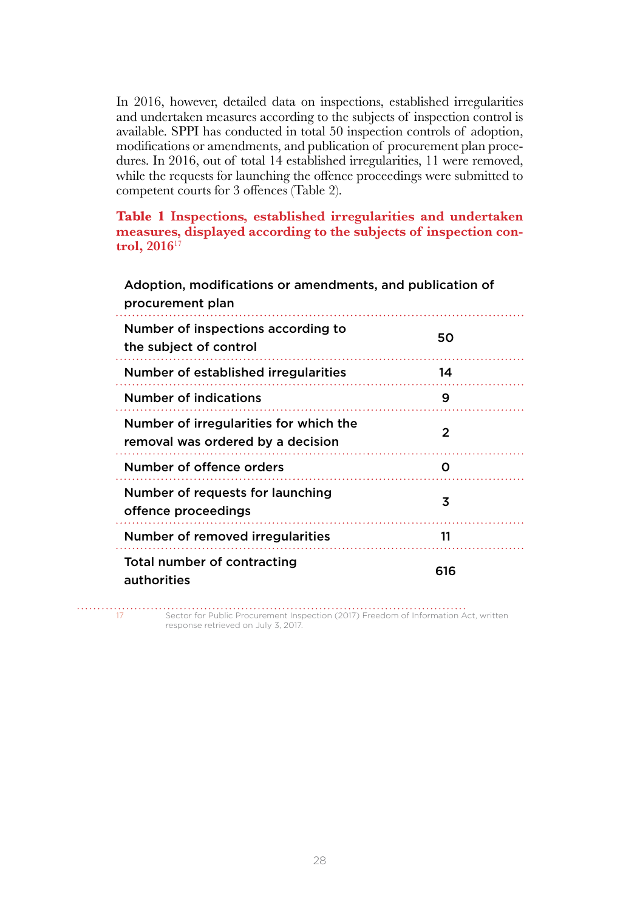In 2016, however, detailed data on inspections, established irregularities and undertaken measures according to the subjects of inspection control is available. SPPI has conducted in total 50 inspection controls of adoption, modifications or amendments, and publication of procurement plan procedures. In 2016, out of total 14 established irregularities, 11 were removed, while the requests for launching the offence proceedings were submitted to competent courts for 3 offences (Table 2).

**Table 1 Inspections, established irregularities and undertaken measures, displayed according to the subjects of inspection control, 2016**[17]

| Adoption, modifications or amendments, and publication of procurement plan | |
|---|---|
| Number of inspections according to the subject of control | 50 |
| Number of established irregularities | 14 |
| Number of indications | 9 |
| Number of irregularities for which the removal was ordered by a decision | 2 |
| Number of offence orders | 0 |
| Number of requests for launching offence proceedings | 3 |
| Number of removed irregularities | 11 |
| Total number of contracting authorities | 616 |

17 Sector for Public Procurement Inspection (2017) Freedom of Information Act, written response retrieved on July 3, 2017.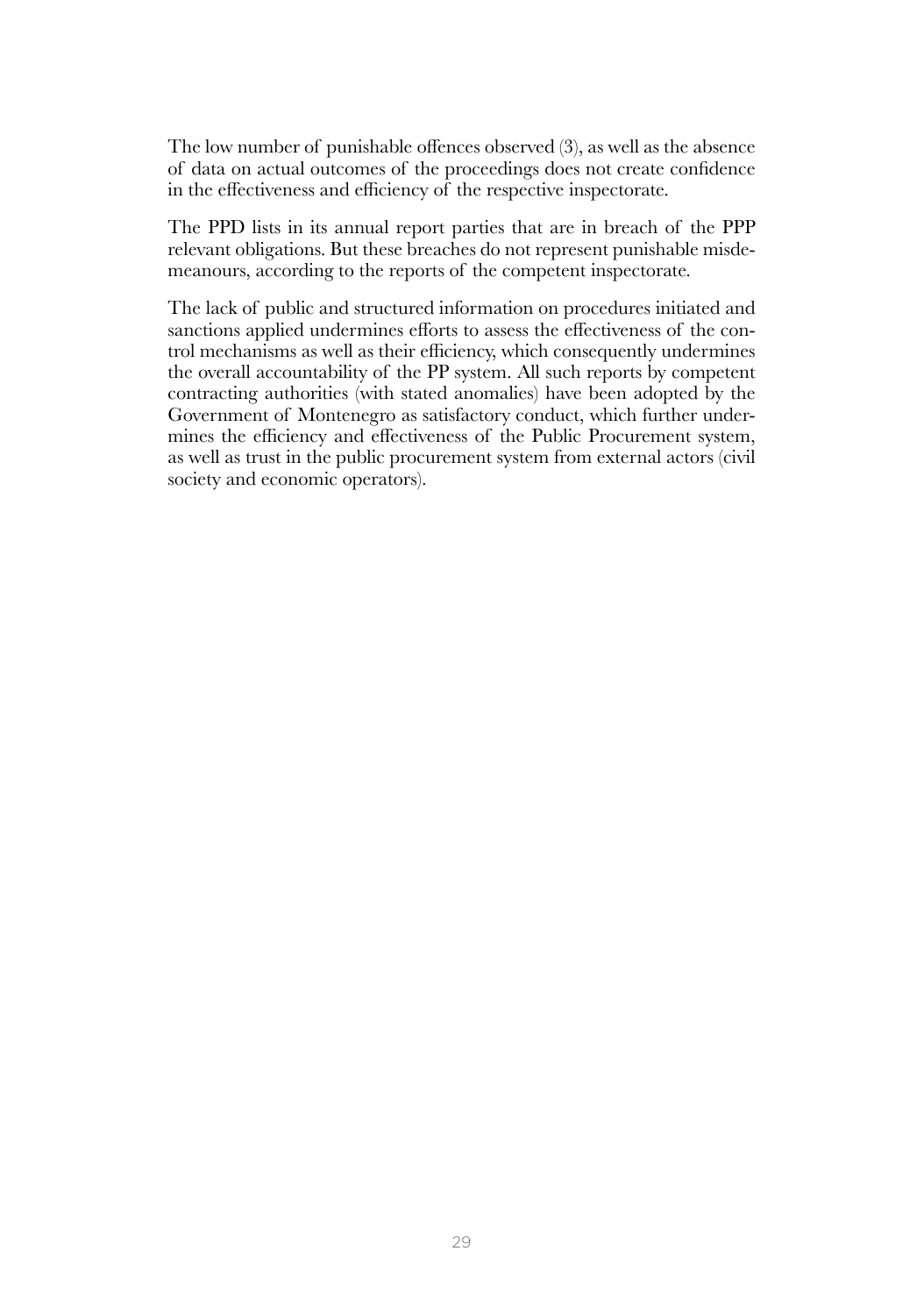The low number of punishable offences observed (3), as well as the absence of data on actual outcomes of the proceedings does not create confidence in the effectiveness and efficiency of the respective inspectorate.

The PPD lists in its annual report parties that are in breach of the PPP relevant obligations. But these breaches do not represent punishable misdemeanours, according to the reports of the competent inspectorate.

The lack of public and structured information on procedures initiated and sanctions applied undermines efforts to assess the effectiveness of the control mechanisms as well as their efficiency, which consequently undermines the overall accountability of the PP system. All such reports by competent contracting authorities (with stated anomalies) have been adopted by the Government of Montenegro as satisfactory conduct, which further undermines the efficiency and effectiveness of the Public Procurement system, as well as trust in the public procurement system from external actors (civil society and economic operators).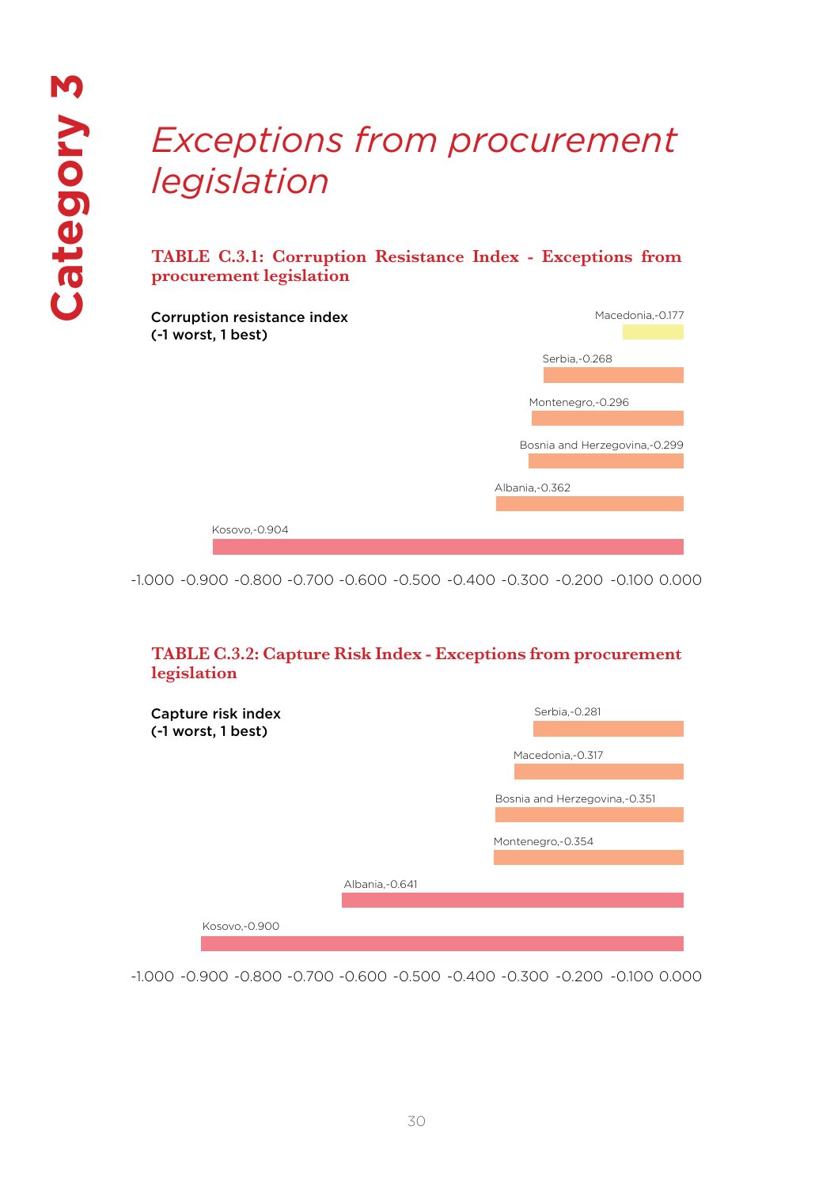# Category 3

## *Exceptions from procurement legislation*

### TABLE C.3.1: Corruption Resistance Index - Exceptions from procurement legislation

**Corruption resistance index (-1 worst, 1 best)**

| Country | Value |
|---|---|
| Macedonia | -0.177 |
| Serbia | -0.268 |
| Montenegro | -0.296 |
| Bosnia and Herzegovina | -0.299 |
| Albania | -0.362 |
| Kosovo | -0.904 |

### TABLE C.3.2: Capture Risk Index - Exceptions from procurement legislation

**Capture risk index (-1 worst, 1 best)**

| Country | Value |
|---|---|
| Serbia | -0.281 |
| Macedonia | -0.317 |
| Bosnia and Herzegovina | -0.351 |
| Montenegro | -0.354 |
| Albania | -0.641 |
| Kosovo | -0.900 |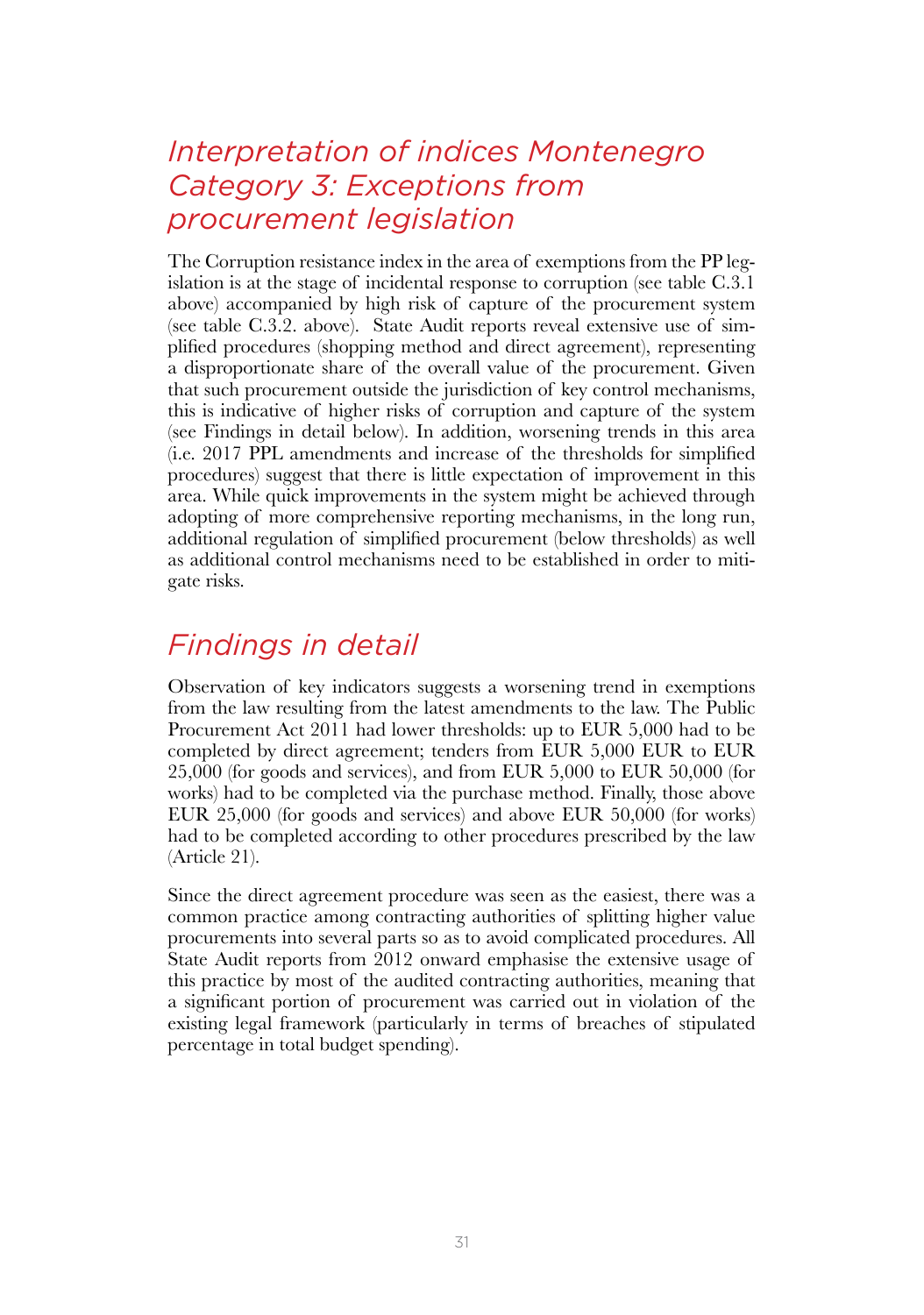## *Interpretation of indices Montenegro Category 3: Exceptions from procurement legislation*

The Corruption resistance index in the area of exemptions from the PP legislation is at the stage of incidental response to corruption (see table C.3.1 above) accompanied by high risk of capture of the procurement system (see table C.3.2. above). State Audit reports reveal extensive use of simplified procedures (shopping method and direct agreement), representing a disproportionate share of the overall value of the procurement. Given that such procurement outside the jurisdiction of key control mechanisms, this is indicative of higher risks of corruption and capture of the system (see Findings in detail below). In addition, worsening trends in this area (i.e. 2017 PPL amendments and increase of the thresholds for simplified procedures) suggest that there is little expectation of improvement in this area. While quick improvements in the system might be achieved through adopting of more comprehensive reporting mechanisms, in the long run, additional regulation of simplified procurement (below thresholds) as well as additional control mechanisms need to be established in order to mitigate risks.

## *Findings in detail*

Observation of key indicators suggests a worsening trend in exemptions from the law resulting from the latest amendments to the law. The Public Procurement Act 2011 had lower thresholds: up to EUR 5,000 had to be completed by direct agreement; tenders from EUR 5,000 EUR to EUR 25,000 (for goods and services), and from EUR 5,000 to EUR 50,000 (for works) had to be completed via the purchase method. Finally, those above EUR 25,000 (for goods and services) and above EUR 50,000 (for works) had to be completed according to other procedures prescribed by the law (Article 21).

Since the direct agreement procedure was seen as the easiest, there was a common practice among contracting authorities of splitting higher value procurements into several parts so as to avoid complicated procedures. All State Audit reports from 2012 onward emphasise the extensive usage of this practice by most of the audited contracting authorities, meaning that a significant portion of procurement was carried out in violation of the existing legal framework (particularly in terms of breaches of stipulated percentage in total budget spending).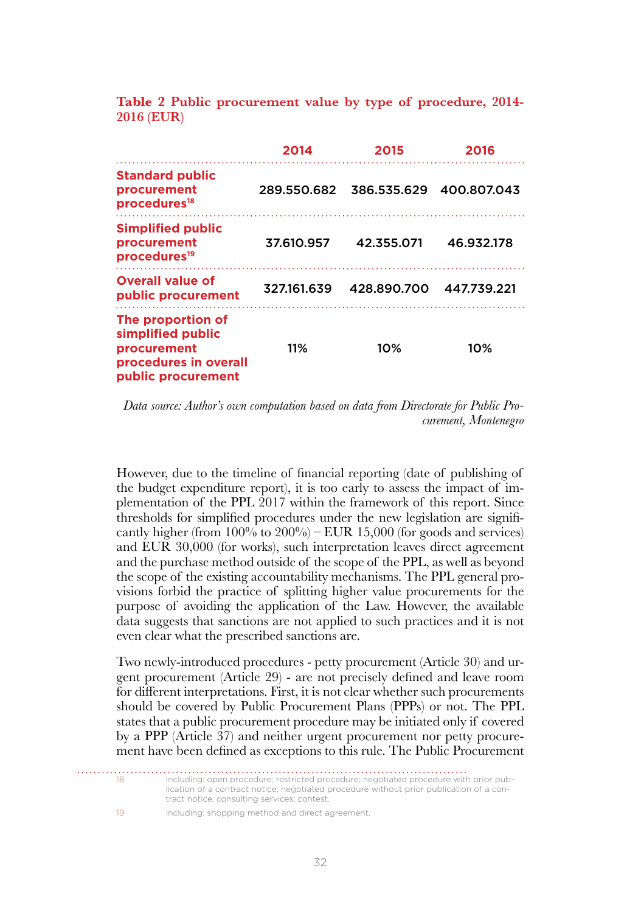**Table 2 Public procurement value by type of procedure, 2014-2016 (EUR)**

| | 2014 | 2015 | 2016 |
|---|---|---|---|
| **Standard public procurement procedures**[18] | 289.550.682 | 386.535.629 | 400.807.043 |
| **Simplified public procurement procedures**[19] | 37.610.957 | 42.355.071 | 46.932.178 |
| **Overall value of public procurement** | 327.161.639 | 428.890.700 | 447.739.221 |
| **The proportion of simplified public procurement procedures in overall public procurement** | 11% | 10% | 10% |

*Data source: Author's own computation based on data from Directorate for Public Procurement, Montenegro*

However, due to the timeline of financial reporting (date of publishing of the budget expenditure report), it is too early to assess the impact of implementation of the PPL 2017 within the framework of this report. Since thresholds for simplified procedures under the new legislation are significantly higher (from 100% to 200%) – EUR 15,000 (for goods and services) and EUR 30,000 (for works), such interpretation leaves direct agreement and the purchase method outside of the scope of the PPL, as well as beyond the scope of the existing accountability mechanisms. The PPL general provisions forbid the practice of splitting higher value procurements for the purpose of avoiding the application of the Law. However, the available data suggests that sanctions are not applied to such practices and it is not even clear what the prescribed sanctions are.

Two newly-introduced procedures - petty procurement (Article 30) and urgent procurement (Article 29) - are not precisely defined and leave room for different interpretations. First, it is not clear whether such procurements should be covered by Public Procurement Plans (PPPs) or not. The PPL states that a public procurement procedure may be initiated only if covered by a PPP (Article 37) and neither urgent procurement nor petty procurement have been defined as exceptions to this rule. The Public Procurement

---

18 Including: open procedure; restricted procedure; negotiated procedure with prior publication of a contract notice; negotiated procedure without prior publication of a contract notice, consulting services; contest.

19 Including: shopping method and direct agreement.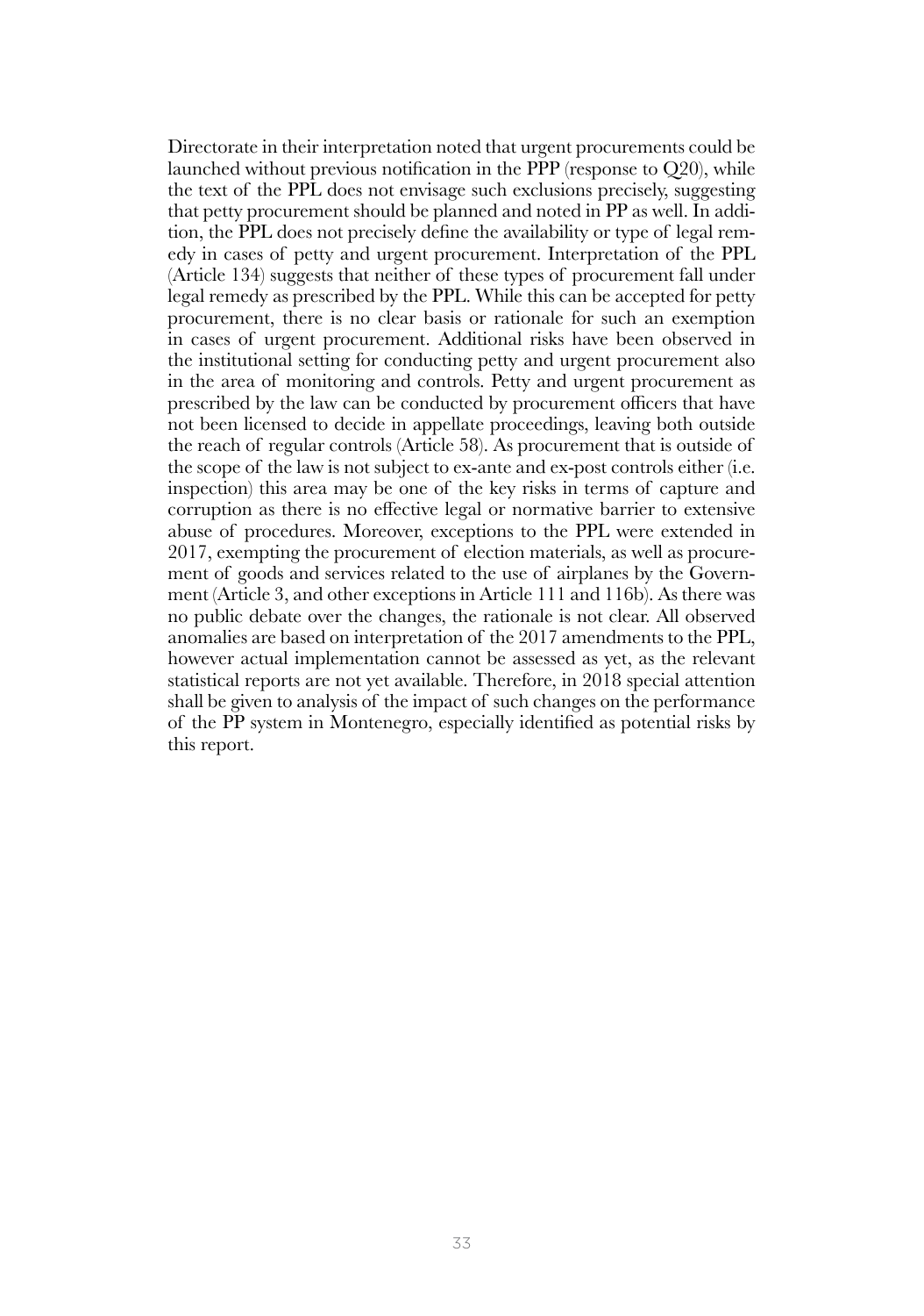Directorate in their interpretation noted that urgent procurements could be launched without previous notification in the PPP (response to Q20), while the text of the PPL does not envisage such exclusions precisely, suggesting that petty procurement should be planned and noted in PP as well. In addition, the PPL does not precisely define the availability or type of legal remedy in cases of petty and urgent procurement. Interpretation of the PPL (Article 134) suggests that neither of these types of procurement fall under legal remedy as prescribed by the PPL. While this can be accepted for petty procurement, there is no clear basis or rationale for such an exemption in cases of urgent procurement. Additional risks have been observed in the institutional setting for conducting petty and urgent procurement also in the area of monitoring and controls. Petty and urgent procurement as prescribed by the law can be conducted by procurement officers that have not been licensed to decide in appellate proceedings, leaving both outside the reach of regular controls (Article 58). As procurement that is outside of the scope of the law is not subject to ex-ante and ex-post controls either (i.e. inspection) this area may be one of the key risks in terms of capture and corruption as there is no effective legal or normative barrier to extensive abuse of procedures. Moreover, exceptions to the PPL were extended in 2017, exempting the procurement of election materials, as well as procurement of goods and services related to the use of airplanes by the Government (Article 3, and other exceptions in Article 111 and 116b). As there was no public debate over the changes, the rationale is not clear. All observed anomalies are based on interpretation of the 2017 amendments to the PPL, however actual implementation cannot be assessed as yet, as the relevant statistical reports are not yet available. Therefore, in 2018 special attention shall be given to analysis of the impact of such changes on the performance of the PP system in Montenegro, especially identified as potential risks by this report.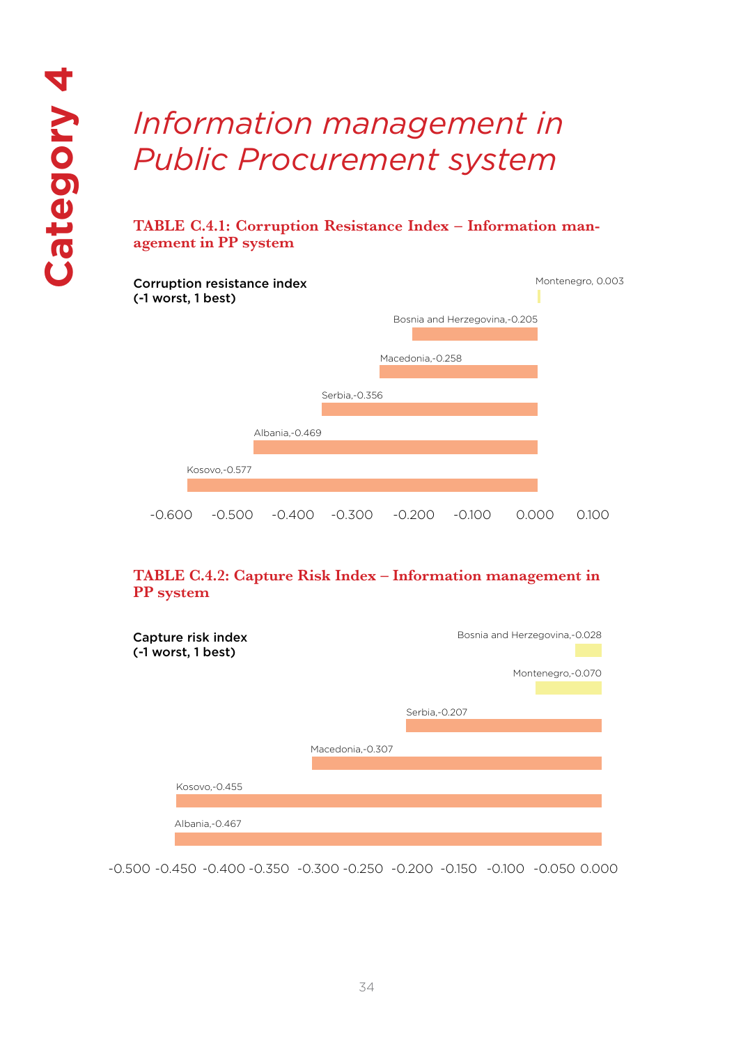# Category 4

## *Information management in Public Procurement system*

### TABLE C.4.1: Corruption Resistance Index – Information management in PP system

Corruption resistance index (-1 worst, 1 best)

| Country | Index |
|---|---|
| Montenegro | 0.003 |
| Bosnia and Herzegovina | -0.205 |
| Macedonia | -0.258 |
| Serbia | -0.356 |
| Albania | -0.469 |
| Kosovo | -0.577 |

### TABLE C.4.2: Capture Risk Index – Information management in PP system

Capture risk index (-1 worst, 1 best)

| Country | Index |
|---|---|
| Bosnia and Herzegovina | -0.028 |
| Montenegro | -0.070 |
| Serbia | -0.207 |
| Macedonia | -0.307 |
| Kosovo | -0.455 |
| Albania | -0.467 |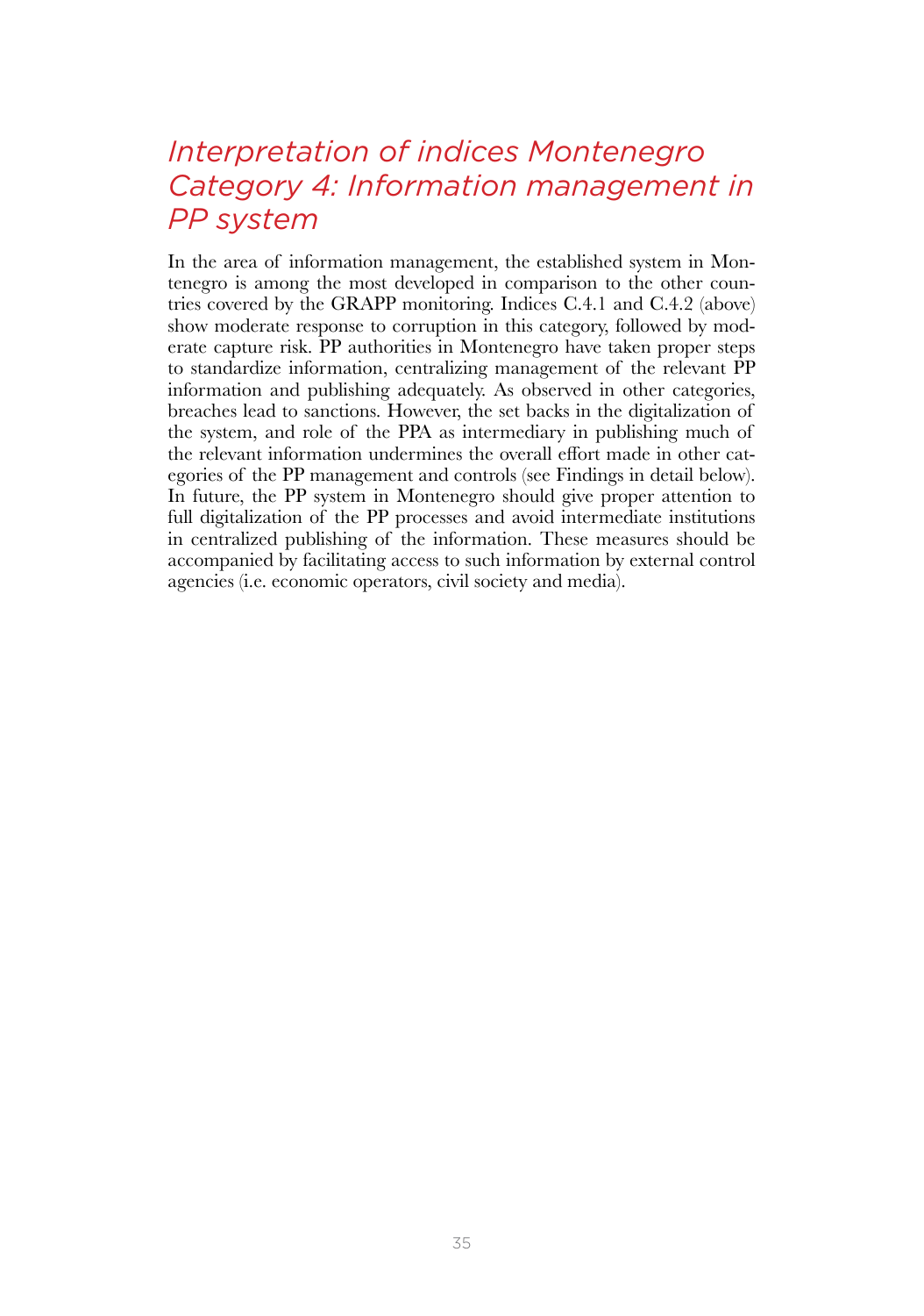## *Interpretation of indices Montenegro Category 4: Information management in PP system*

In the area of information management, the established system in Montenegro is among the most developed in comparison to the other countries covered by the GRAPP monitoring. Indices C.4.1 and C.4.2 (above) show moderate response to corruption in this category, followed by moderate capture risk. PP authorities in Montenegro have taken proper steps to standardize information, centralizing management of the relevant PP information and publishing adequately. As observed in other categories, breaches lead to sanctions. However, the set backs in the digitalization of the system, and role of the PPA as intermediary in publishing much of the relevant information undermines the overall effort made in other categories of the PP management and controls (see Findings in detail below). In future, the PP system in Montenegro should give proper attention to full digitalization of the PP processes and avoid intermediate institutions in centralized publishing of the information. These measures should be accompanied by facilitating access to such information by external control agencies (i.e. economic operators, civil society and media).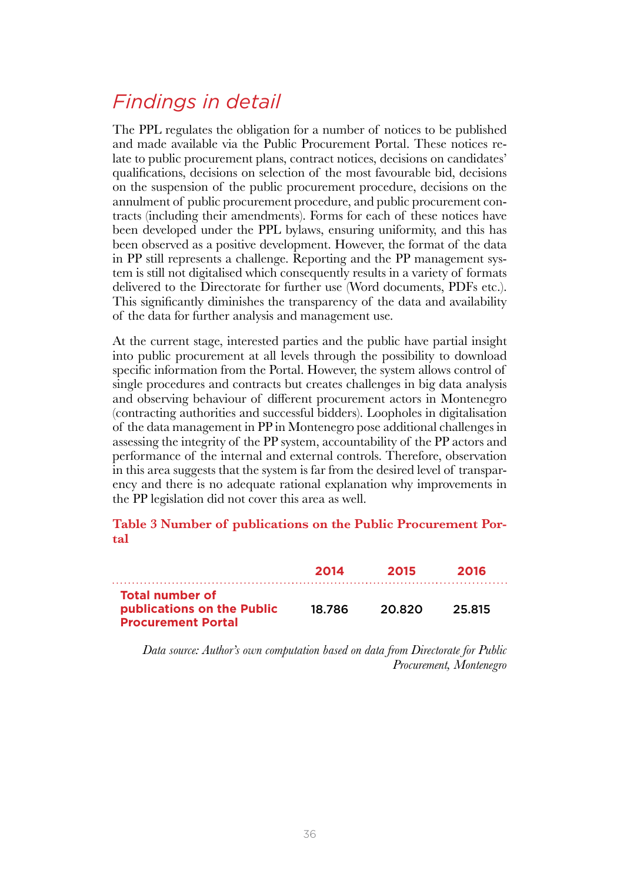## *Findings in detail*

The PPL regulates the obligation for a number of notices to be published and made available via the Public Procurement Portal. These notices relate to public procurement plans, contract notices, decisions on candidates' qualifications, decisions on selection of the most favourable bid, decisions on the suspension of the public procurement procedure, decisions on the annulment of public procurement procedure, and public procurement contracts (including their amendments). Forms for each of these notices have been developed under the PPL bylaws, ensuring uniformity, and this has been observed as a positive development. However, the format of the data in PP still represents a challenge. Reporting and the PP management system is still not digitalised which consequently results in a variety of formats delivered to the Directorate for further use (Word documents, PDFs etc.). This significantly diminishes the transparency of the data and availability of the data for further analysis and management use.

At the current stage, interested parties and the public have partial insight into public procurement at all levels through the possibility to download specific information from the Portal. However, the system allows control of single procedures and contracts but creates challenges in big data analysis and observing behaviour of different procurement actors in Montenegro (contracting authorities and successful bidders). Loopholes in digitalisation of the data management in PP in Montenegro pose additional challenges in assessing the integrity of the PP system, accountability of the PP actors and performance of the internal and external controls. Therefore, observation in this area suggests that the system is far from the desired level of transparency and there is no adequate rational explanation why improvements in the PP legislation did not cover this area as well.

**Table 3 Number of publications on the Public Procurement Portal**

| | 2014 | 2015 | 2016 |
|---|---|---|---|
| **Total number of publications on the Public Procurement Portal** | 18.786 | 20.820 | 25.815 |

*Data source: Author's own computation based on data from Directorate for Public Procurement, Montenegro*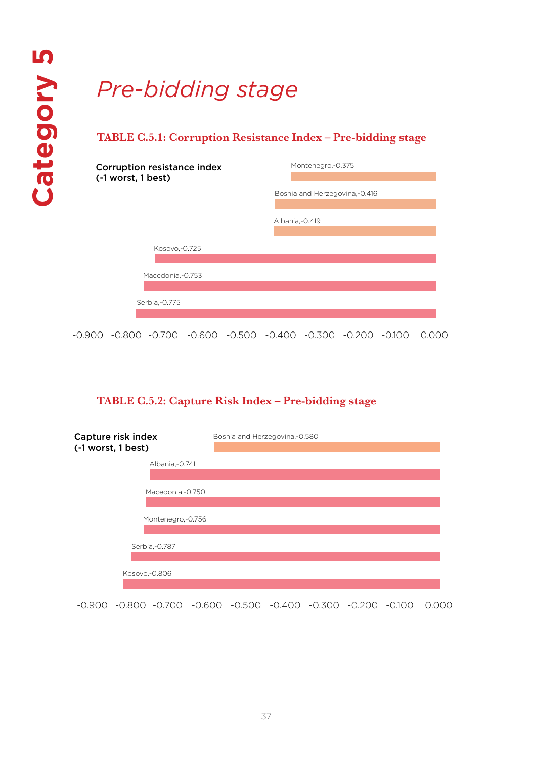# Category 5

## *Pre-bidding stage*

### TABLE C.5.1: Corruption Resistance Index – Pre-bidding stage

Corruption resistance index (-1 worst, 1 best)

| Country | Index |
|---|---|
| Montenegro | -0.375 |
| Bosnia and Herzegovina | -0.416 |
| Albania | -0.419 |
| Kosovo | -0.725 |
| Macedonia | -0.753 |
| Serbia | -0.775 |

### TABLE C.5.2: Capture Risk Index – Pre-bidding stage

Capture risk index (-1 worst, 1 best)

| Country | Index |
|---|---|
| Bosnia and Herzegovina | -0.580 |
| Albania | -0.741 |
| Macedonia | -0.750 |
| Montenegro | -0.756 |
| Serbia | -0.787 |
| Kosovo | -0.806 |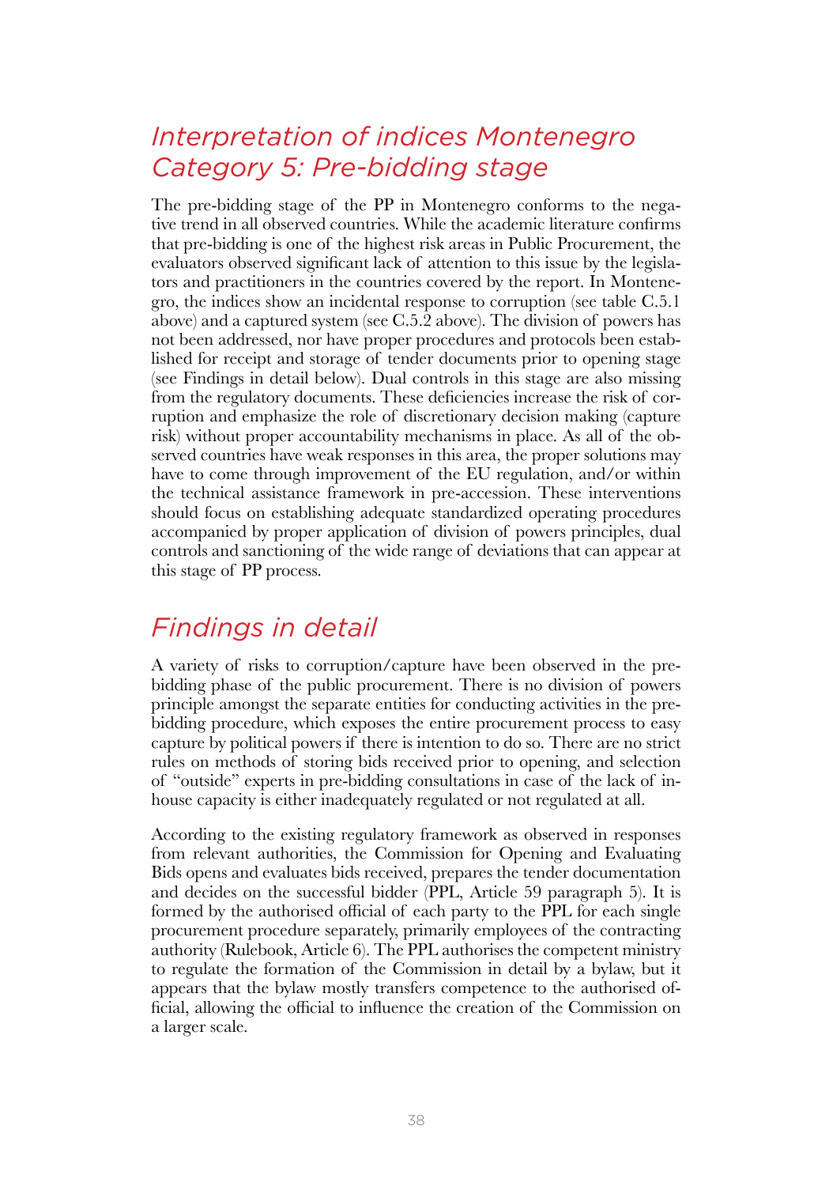## *Interpretation of indices Montenegro Category 5: Pre-bidding stage*

The pre-bidding stage of the PP in Montenegro conforms to the negative trend in all observed countries. While the academic literature confirms that pre-bidding is one of the highest risk areas in Public Procurement, the evaluators observed significant lack of attention to this issue by the legislators and practitioners in the countries covered by the report. In Montenegro, the indices show an incidental response to corruption (see table C.5.1 above) and a captured system (see C.5.2 above). The division of powers has not been addressed, nor have proper procedures and protocols been established for receipt and storage of tender documents prior to opening stage (see Findings in detail below). Dual controls in this stage are also missing from the regulatory documents. These deficiencies increase the risk of corruption and emphasize the role of discretionary decision making (capture risk) without proper accountability mechanisms in place. As all of the observed countries have weak responses in this area, the proper solutions may have to come through improvement of the EU regulation, and/or within the technical assistance framework in pre-accession. These interventions should focus on establishing adequate standardized operating procedures accompanied by proper application of division of powers principles, dual controls and sanctioning of the wide range of deviations that can appear at this stage of PP process.

## *Findings in detail*

A variety of risks to corruption/capture have been observed in the pre-bidding phase of the public procurement. There is no division of powers principle amongst the separate entities for conducting activities in the pre-bidding procedure, which exposes the entire procurement process to easy capture by political powers if there is intention to do so. There are no strict rules on methods of storing bids received prior to opening, and selection of "outside" experts in pre-bidding consultations in case of the lack of in-house capacity is either inadequately regulated or not regulated at all.

According to the existing regulatory framework as observed in responses from relevant authorities, the Commission for Opening and Evaluating Bids opens and evaluates bids received, prepares the tender documentation and decides on the successful bidder (PPL, Article 59 paragraph 5). It is formed by the authorised official of each party to the PPL for each single procurement procedure separately, primarily employees of the contracting authority (Rulebook, Article 6). The PPL authorises the competent ministry to regulate the formation of the Commission in detail by a bylaw, but it appears that the bylaw mostly transfers competence to the authorised official, allowing the official to influence the creation of the Commission on a larger scale.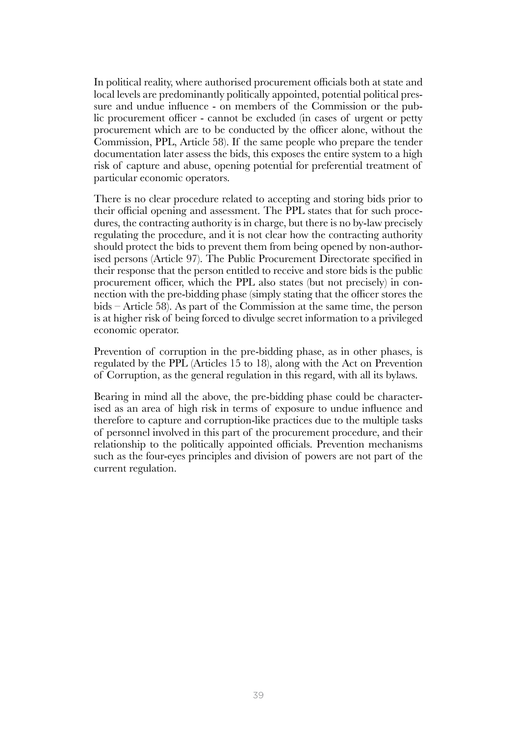In political reality, where authorised procurement officials both at state and local levels are predominantly politically appointed, potential political pressure and undue influence - on members of the Commission or the public procurement officer - cannot be excluded (in cases of urgent or petty procurement which are to be conducted by the officer alone, without the Commission, PPL, Article 58). If the same people who prepare the tender documentation later assess the bids, this exposes the entire system to a high risk of capture and abuse, opening potential for preferential treatment of particular economic operators.

There is no clear procedure related to accepting and storing bids prior to their official opening and assessment. The PPL states that for such procedures, the contracting authority is in charge, but there is no by-law precisely regulating the procedure, and it is not clear how the contracting authority should protect the bids to prevent them from being opened by non-authorised persons (Article 97). The Public Procurement Directorate specified in their response that the person entitled to receive and store bids is the public procurement officer, which the PPL also states (but not precisely) in connection with the pre-bidding phase (simply stating that the officer stores the bids – Article 58). As part of the Commission at the same time, the person is at higher risk of being forced to divulge secret information to a privileged economic operator.

Prevention of corruption in the pre-bidding phase, as in other phases, is regulated by the PPL (Articles 15 to 18), along with the Act on Prevention of Corruption, as the general regulation in this regard, with all its bylaws.

Bearing in mind all the above, the pre-bidding phase could be characterised as an area of high risk in terms of exposure to undue influence and therefore to capture and corruption-like practices due to the multiple tasks of personnel involved in this part of the procurement procedure, and their relationship to the politically appointed officials. Prevention mechanisms such as the four-eyes principles and division of powers are not part of the current regulation.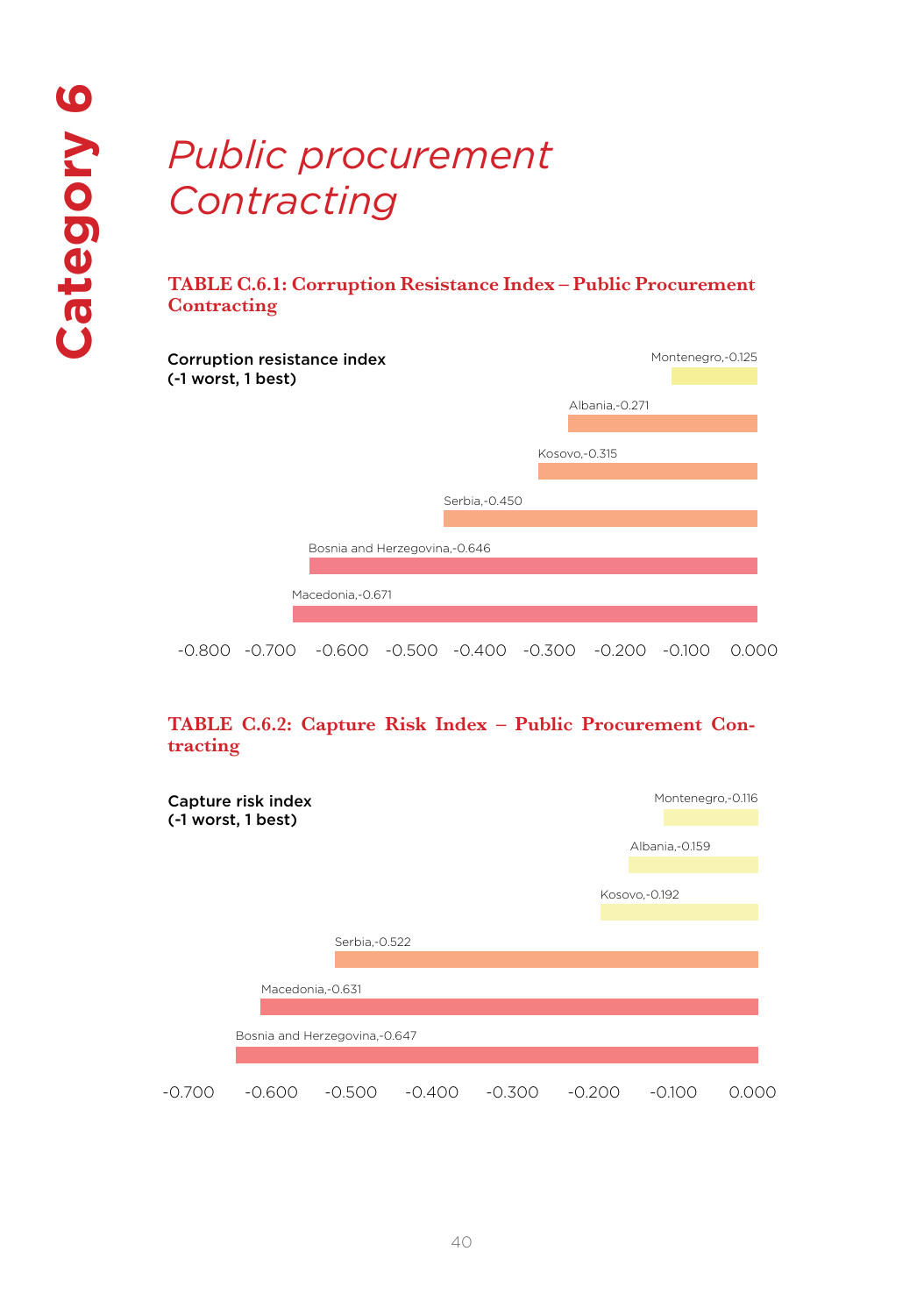# Category 6

## *Public procurement Contracting*

**TABLE C.6.1: Corruption Resistance Index – Public Procurement Contracting**

Corruption resistance index (-1 worst, 1 best)

| Country | Value |
|---|---|
| Montenegro | -0.125 |
| Albania | -0.271 |
| Kosovo | -0.315 |
| Serbia | -0.450 |
| Bosnia and Herzegovina | -0.646 |
| Macedonia | -0.671 |

**TABLE C.6.2: Capture Risk Index – Public Procurement Contracting**

Capture risk index (-1 worst, 1 best)

| Country | Value |
|---|---|
| Montenegro | -0.116 |
| Albania | -0.159 |
| Kosovo | -0.192 |
| Serbia | -0.522 |
| Macedonia | -0.631 |
| Bosnia and Herzegovina | -0.647 |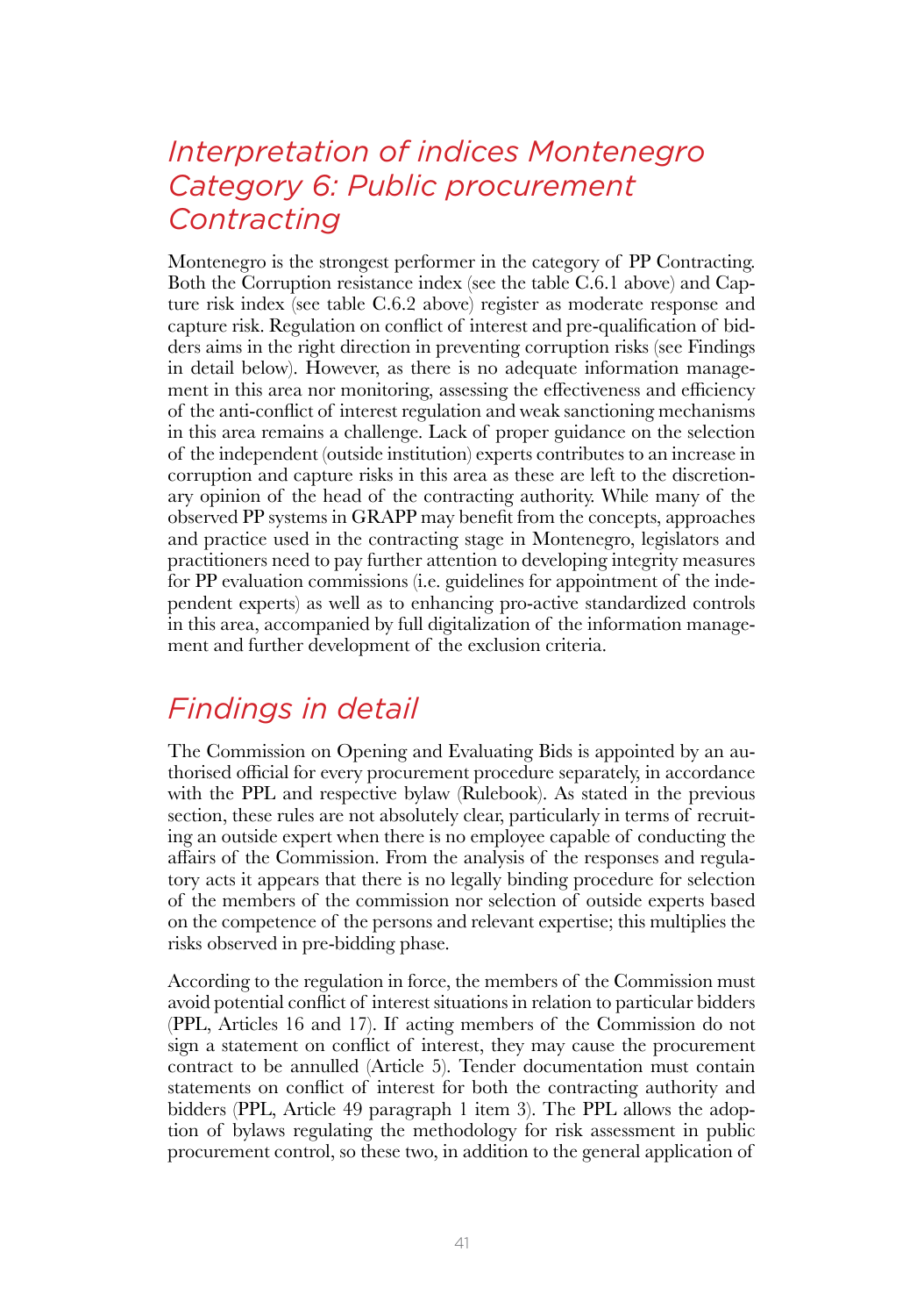## *Interpretation of indices Montenegro Category 6: Public procurement Contracting*

Montenegro is the strongest performer in the category of PP Contracting. Both the Corruption resistance index (see the table C.6.1 above) and Capture risk index (see table C.6.2 above) register as moderate response and capture risk. Regulation on conflict of interest and pre-qualification of bidders aims in the right direction in preventing corruption risks (see Findings in detail below). However, as there is no adequate information management in this area nor monitoring, assessing the effectiveness and efficiency of the anti-conflict of interest regulation and weak sanctioning mechanisms in this area remains a challenge. Lack of proper guidance on the selection of the independent (outside institution) experts contributes to an increase in corruption and capture risks in this area as these are left to the discretionary opinion of the head of the contracting authority. While many of the observed PP systems in GRAPP may benefit from the concepts, approaches and practice used in the contracting stage in Montenegro, legislators and practitioners need to pay further attention to developing integrity measures for PP evaluation commissions (i.e. guidelines for appointment of the independent experts) as well as to enhancing pro-active standardized controls in this area, accompanied by full digitalization of the information management and further development of the exclusion criteria.

## *Findings in detail*

The Commission on Opening and Evaluating Bids is appointed by an authorised official for every procurement procedure separately, in accordance with the PPL and respective bylaw (Rulebook). As stated in the previous section, these rules are not absolutely clear, particularly in terms of recruiting an outside expert when there is no employee capable of conducting the affairs of the Commission. From the analysis of the responses and regulatory acts it appears that there is no legally binding procedure for selection of the members of the commission nor selection of outside experts based on the competence of the persons and relevant expertise; this multiplies the risks observed in pre-bidding phase.

According to the regulation in force, the members of the Commission must avoid potential conflict of interest situations in relation to particular bidders (PPL, Articles 16 and 17). If acting members of the Commission do not sign a statement on conflict of interest, they may cause the procurement contract to be annulled (Article 5). Tender documentation must contain statements on conflict of interest for both the contracting authority and bidders (PPL, Article 49 paragraph 1 item 3). The PPL allows the adoption of bylaws regulating the methodology for risk assessment in public procurement control, so these two, in addition to the general application of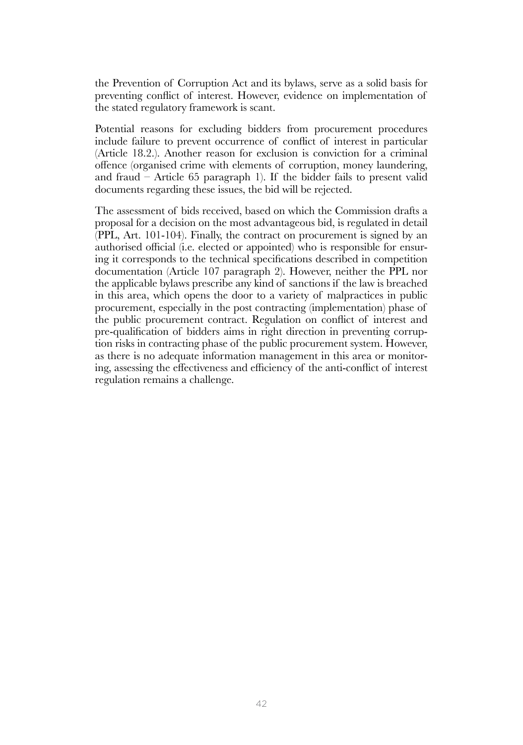the Prevention of Corruption Act and its bylaws, serve as a solid basis for preventing conflict of interest. However, evidence on implementation of the stated regulatory framework is scant.

Potential reasons for excluding bidders from procurement procedures include failure to prevent occurrence of conflict of interest in particular (Article 18.2.). Another reason for exclusion is conviction for a criminal offence (organised crime with elements of corruption, money laundering, and fraud – Article 65 paragraph 1). If the bidder fails to present valid documents regarding these issues, the bid will be rejected.

The assessment of bids received, based on which the Commission drafts a proposal for a decision on the most advantageous bid, is regulated in detail (PPL, Art. 101-104). Finally, the contract on procurement is signed by an authorised official (i.e. elected or appointed) who is responsible for ensuring it corresponds to the technical specifications described in competition documentation (Article 107 paragraph 2). However, neither the PPL nor the applicable bylaws prescribe any kind of sanctions if the law is breached in this area, which opens the door to a variety of malpractices in public procurement, especially in the post contracting (implementation) phase of the public procurement contract. Regulation on conflict of interest and pre-qualification of bidders aims in right direction in preventing corruption risks in contracting phase of the public procurement system. However, as there is no adequate information management in this area or monitoring, assessing the effectiveness and efficiency of the anti-conflict of interest regulation remains a challenge.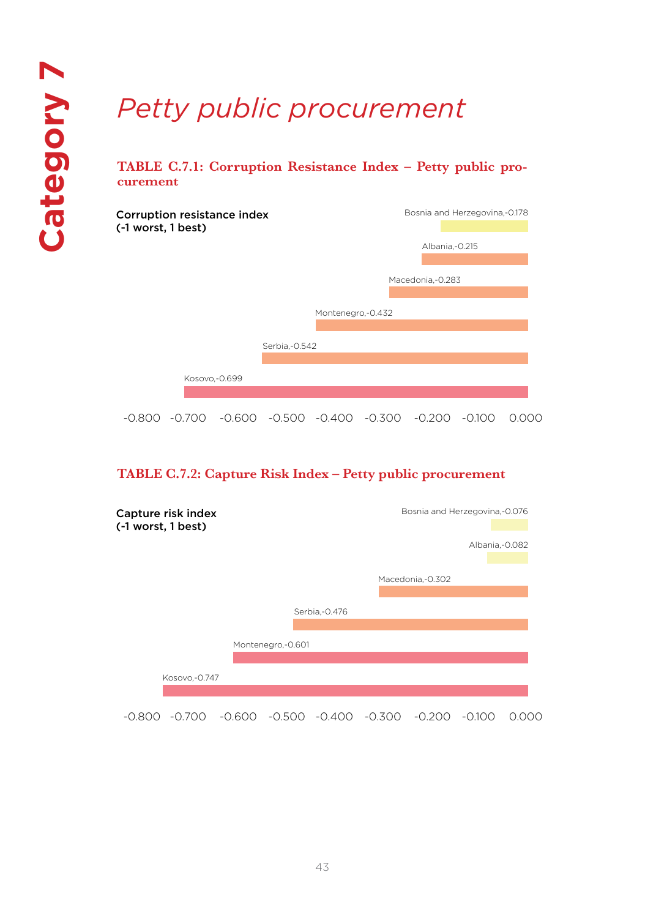Category 7

# *Petty public procurement*

**TABLE C.7.1: Corruption Resistance Index – Petty public procurement**

Corruption resistance index
(-1 worst, 1 best)

| Country | Value |
|---|---|
| Bosnia and Herzegovina | -0.178 |
| Albania | -0.215 |
| Macedonia | -0.283 |
| Montenegro | -0.432 |
| Serbia | -0.542 |
| Kosovo | -0.699 |

**TABLE C.7.2: Capture Risk Index – Petty public procurement**

Capture risk index
(-1 worst, 1 best)

| Country | Value |
|---|---|
| Bosnia and Herzegovina | -0.076 |
| Albania | -0.082 |
| Macedonia | -0.302 |
| Serbia | -0.476 |
| Montenegro | -0.601 |
| Kosovo | -0.747 |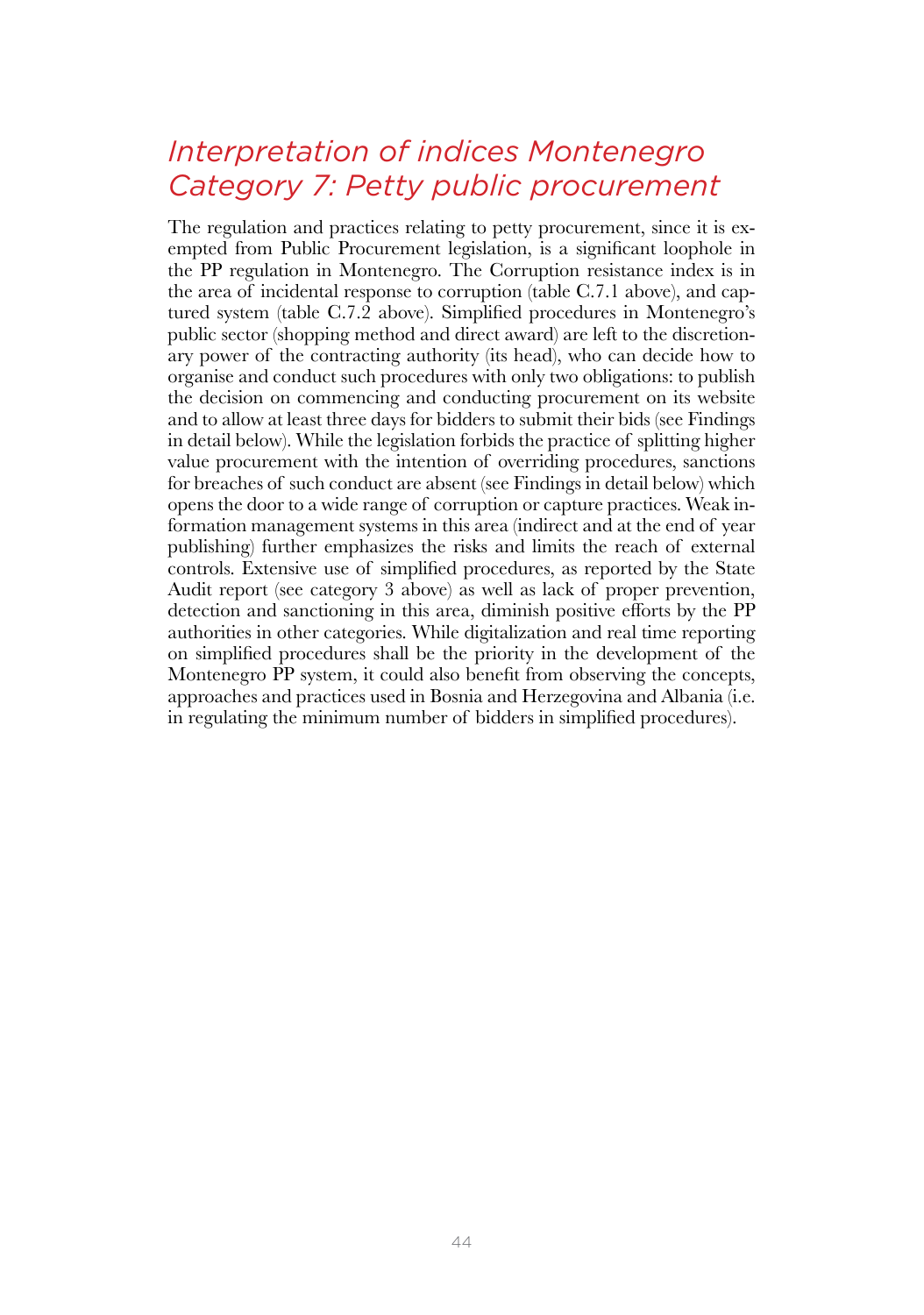## *Interpretation of indices Montenegro Category 7: Petty public procurement*

The regulation and practices relating to petty procurement, since it is exempted from Public Procurement legislation, is a significant loophole in the PP regulation in Montenegro. The Corruption resistance index is in the area of incidental response to corruption (table C.7.1 above), and captured system (table C.7.2 above). Simplified procedures in Montenegro's public sector (shopping method and direct award) are left to the discretionary power of the contracting authority (its head), who can decide how to organise and conduct such procedures with only two obligations: to publish the decision on commencing and conducting procurement on its website and to allow at least three days for bidders to submit their bids (see Findings in detail below). While the legislation forbids the practice of splitting higher value procurement with the intention of overriding procedures, sanctions for breaches of such conduct are absent (see Findings in detail below) which opens the door to a wide range of corruption or capture practices. Weak information management systems in this area (indirect and at the end of year publishing) further emphasizes the risks and limits the reach of external controls. Extensive use of simplified procedures, as reported by the State Audit report (see category 3 above) as well as lack of proper prevention, detection and sanctioning in this area, diminish positive efforts by the PP authorities in other categories. While digitalization and real time reporting on simplified procedures shall be the priority in the development of the Montenegro PP system, it could also benefit from observing the concepts, approaches and practices used in Bosnia and Herzegovina and Albania (i.e. in regulating the minimum number of bidders in simplified procedures).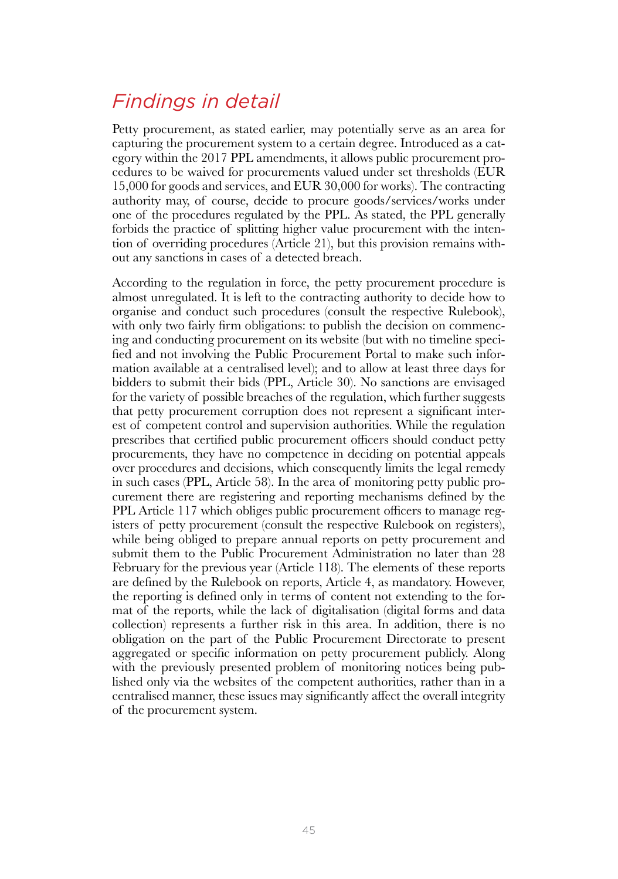## *Findings in detail*

Petty procurement, as stated earlier, may potentially serve as an area for capturing the procurement system to a certain degree. Introduced as a category within the 2017 PPL amendments, it allows public procurement procedures to be waived for procurements valued under set thresholds (EUR 15,000 for goods and services, and EUR 30,000 for works). The contracting authority may, of course, decide to procure goods/services/works under one of the procedures regulated by the PPL. As stated, the PPL generally forbids the practice of splitting higher value procurement with the intention of overriding procedures (Article 21), but this provision remains without any sanctions in cases of a detected breach.

According to the regulation in force, the petty procurement procedure is almost unregulated. It is left to the contracting authority to decide how to organise and conduct such procedures (consult the respective Rulebook), with only two fairly firm obligations: to publish the decision on commencing and conducting procurement on its website (but with no timeline specified and not involving the Public Procurement Portal to make such information available at a centralised level); and to allow at least three days for bidders to submit their bids (PPL, Article 30). No sanctions are envisaged for the variety of possible breaches of the regulation, which further suggests that petty procurement corruption does not represent a significant interest of competent control and supervision authorities. While the regulation prescribes that certified public procurement officers should conduct petty procurements, they have no competence in deciding on potential appeals over procedures and decisions, which consequently limits the legal remedy in such cases (PPL, Article 58). In the area of monitoring petty public procurement there are registering and reporting mechanisms defined by the PPL Article 117 which obliges public procurement officers to manage registers of petty procurement (consult the respective Rulebook on registers), while being obliged to prepare annual reports on petty procurement and submit them to the Public Procurement Administration no later than 28 February for the previous year (Article 118). The elements of these reports are defined by the Rulebook on reports, Article 4, as mandatory. However, the reporting is defined only in terms of content not extending to the format of the reports, while the lack of digitalisation (digital forms and data collection) represents a further risk in this area. In addition, there is no obligation on the part of the Public Procurement Directorate to present aggregated or specific information on petty procurement publicly. Along with the previously presented problem of monitoring notices being published only via the websites of the competent authorities, rather than in a centralised manner, these issues may significantly affect the overall integrity of the procurement system.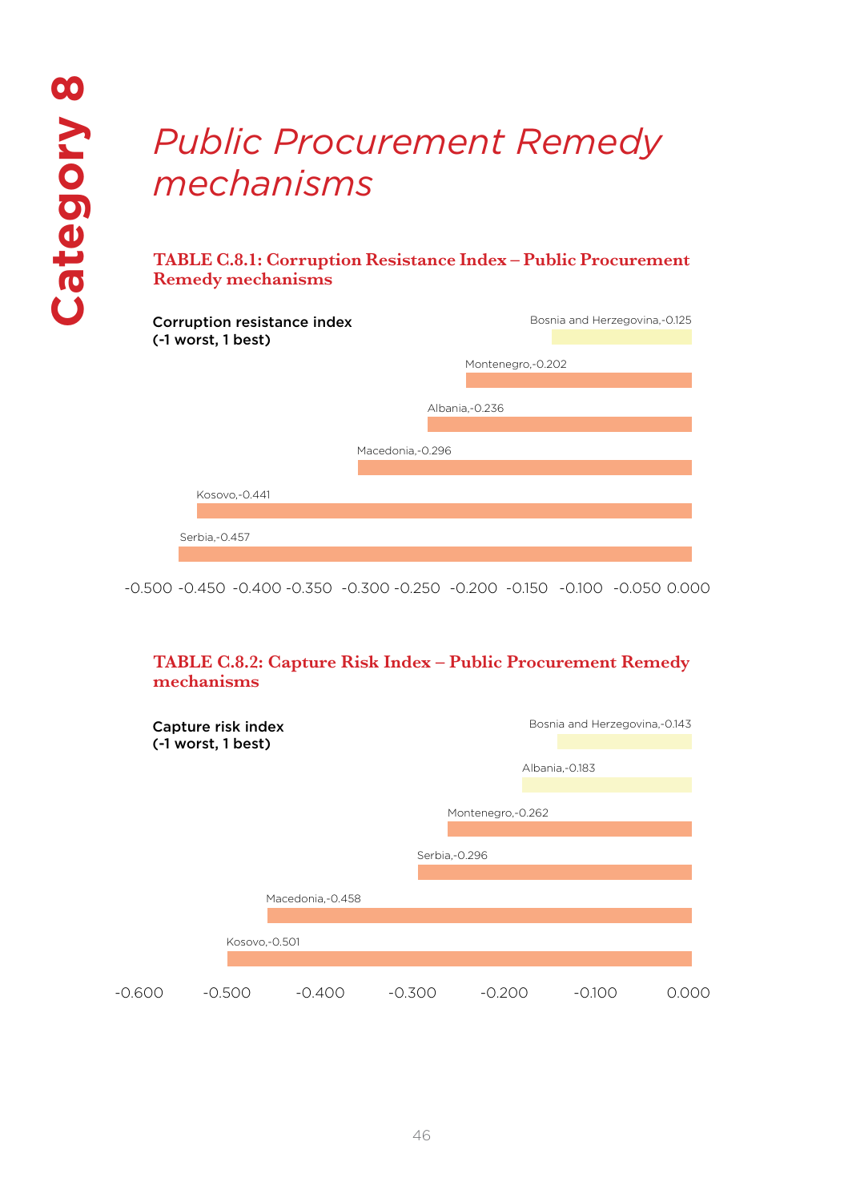Category 8

# *Public Procurement Remedy mechanisms*

### TABLE C.8.1: Corruption Resistance Index – Public Procurement Remedy mechanisms

**Corruption resistance index (-1 worst, 1 best)**

| Country | Value |
|---|---|
| Bosnia and Herzegovina | -0.125 |
| Montenegro | -0.202 |
| Albania | -0.236 |
| Macedonia | -0.296 |
| Kosovo | -0.441 |
| Serbia | -0.457 |

### TABLE C.8.2: Capture Risk Index – Public Procurement Remedy mechanisms

**Capture risk index (-1 worst, 1 best)**

| Country | Value |
|---|---|
| Bosnia and Herzegovina | -0.143 |
| Albania | -0.183 |
| Montenegro | -0.262 |
| Serbia | -0.296 |
| Macedonia | -0.458 |
| Kosovo | -0.501 |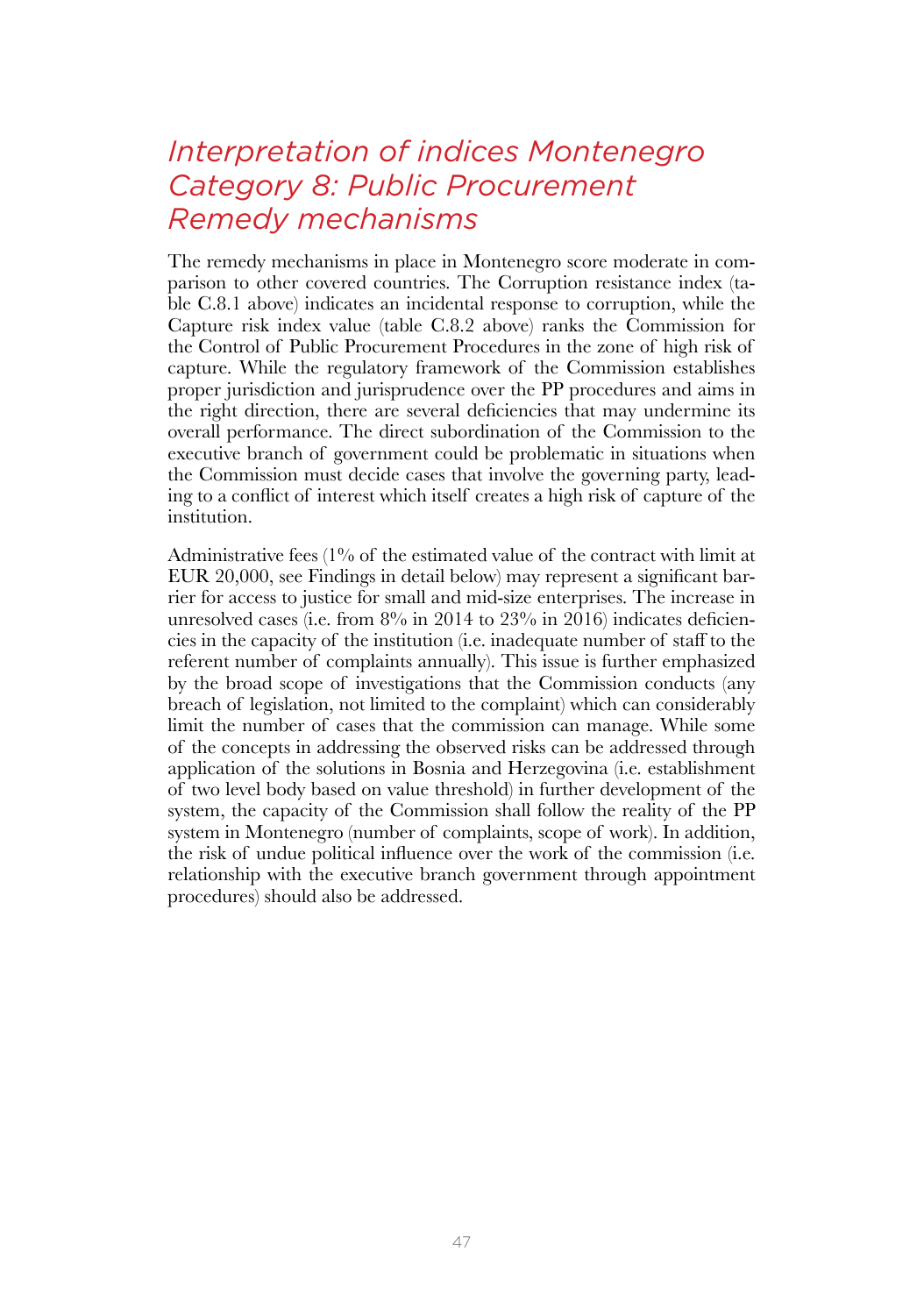## *Interpretation of indices Montenegro Category 8: Public Procurement Remedy mechanisms*

The remedy mechanisms in place in Montenegro score moderate in comparison to other covered countries. The Corruption resistance index (table C.8.1 above) indicates an incidental response to corruption, while the Capture risk index value (table C.8.2 above) ranks the Commission for the Control of Public Procurement Procedures in the zone of high risk of capture. While the regulatory framework of the Commission establishes proper jurisdiction and jurisprudence over the PP procedures and aims in the right direction, there are several deficiencies that may undermine its overall performance. The direct subordination of the Commission to the executive branch of government could be problematic in situations when the Commission must decide cases that involve the governing party, leading to a conflict of interest which itself creates a high risk of capture of the institution.

Administrative fees (1% of the estimated value of the contract with limit at EUR 20,000, see Findings in detail below) may represent a significant barrier for access to justice for small and mid-size enterprises. The increase in unresolved cases (i.e. from 8% in 2014 to 23% in 2016) indicates deficiencies in the capacity of the institution (i.e. inadequate number of staff to the referent number of complaints annually). This issue is further emphasized by the broad scope of investigations that the Commission conducts (any breach of legislation, not limited to the complaint) which can considerably limit the number of cases that the commission can manage. While some of the concepts in addressing the observed risks can be addressed through application of the solutions in Bosnia and Herzegovina (i.e. establishment of two level body based on value threshold) in further development of the system, the capacity of the Commission shall follow the reality of the PP system in Montenegro (number of complaints, scope of work). In addition, the risk of undue political influence over the work of the commission (i.e. relationship with the executive branch government through appointment procedures) should also be addressed.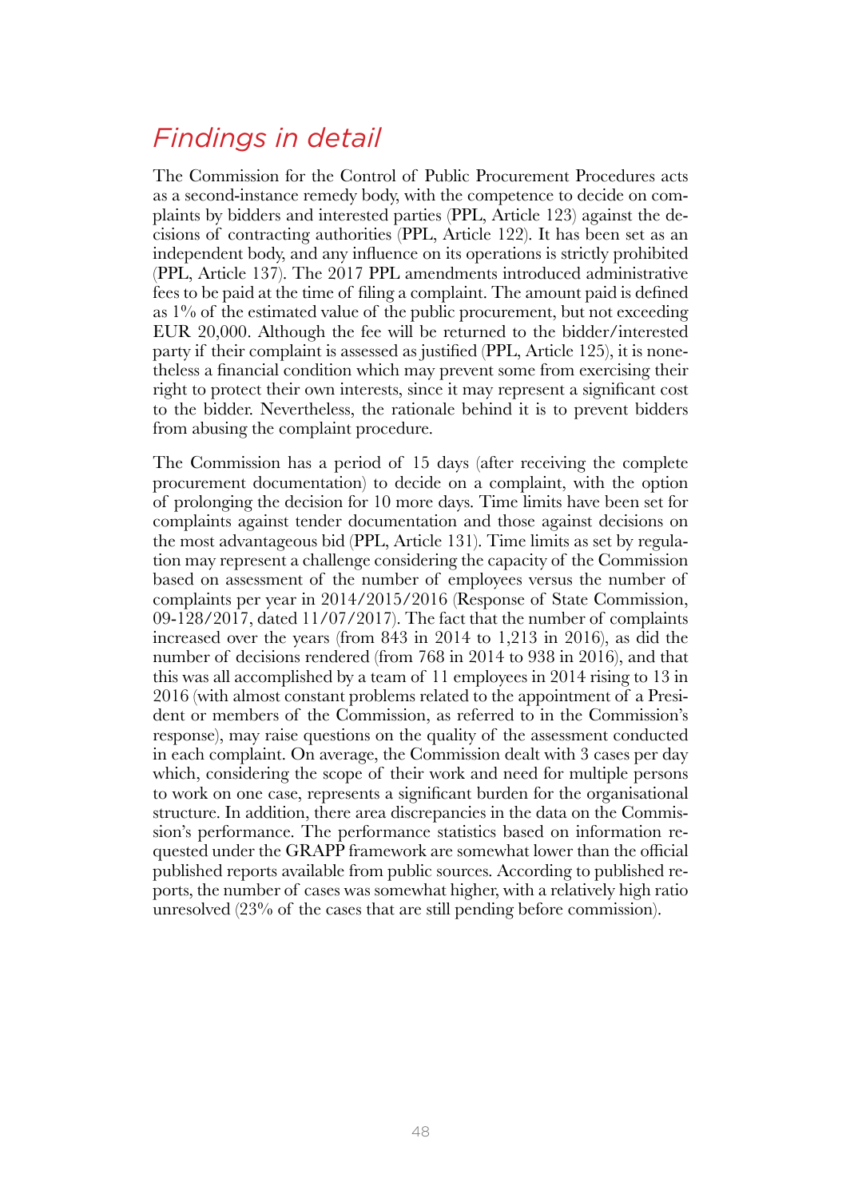## *Findings in detail*

The Commission for the Control of Public Procurement Procedures acts as a second-instance remedy body, with the competence to decide on complaints by bidders and interested parties (PPL, Article 123) against the decisions of contracting authorities (PPL, Article 122). It has been set as an independent body, and any influence on its operations is strictly prohibited (PPL, Article 137). The 2017 PPL amendments introduced administrative fees to be paid at the time of filing a complaint. The amount paid is defined as 1% of the estimated value of the public procurement, but not exceeding EUR 20,000. Although the fee will be returned to the bidder/interested party if their complaint is assessed as justified (PPL, Article 125), it is nonetheless a financial condition which may prevent some from exercising their right to protect their own interests, since it may represent a significant cost to the bidder. Nevertheless, the rationale behind it is to prevent bidders from abusing the complaint procedure.

The Commission has a period of 15 days (after receiving the complete procurement documentation) to decide on a complaint, with the option of prolonging the decision for 10 more days. Time limits have been set for complaints against tender documentation and those against decisions on the most advantageous bid (PPL, Article 131). Time limits as set by regulation may represent a challenge considering the capacity of the Commission based on assessment of the number of employees versus the number of complaints per year in 2014/2015/2016 (Response of State Commission, 09-128/2017, dated 11/07/2017). The fact that the number of complaints increased over the years (from 843 in 2014 to 1,213 in 2016), as did the number of decisions rendered (from 768 in 2014 to 938 in 2016), and that this was all accomplished by a team of 11 employees in 2014 rising to 13 in 2016 (with almost constant problems related to the appointment of a President or members of the Commission, as referred to in the Commission's response), may raise questions on the quality of the assessment conducted in each complaint. On average, the Commission dealt with 3 cases per day which, considering the scope of their work and need for multiple persons to work on one case, represents a significant burden for the organisational structure. In addition, there area discrepancies in the data on the Commission's performance. The performance statistics based on information requested under the GRAPP framework are somewhat lower than the official published reports available from public sources. According to published reports, the number of cases was somewhat higher, with a relatively high ratio unresolved (23% of the cases that are still pending before commission).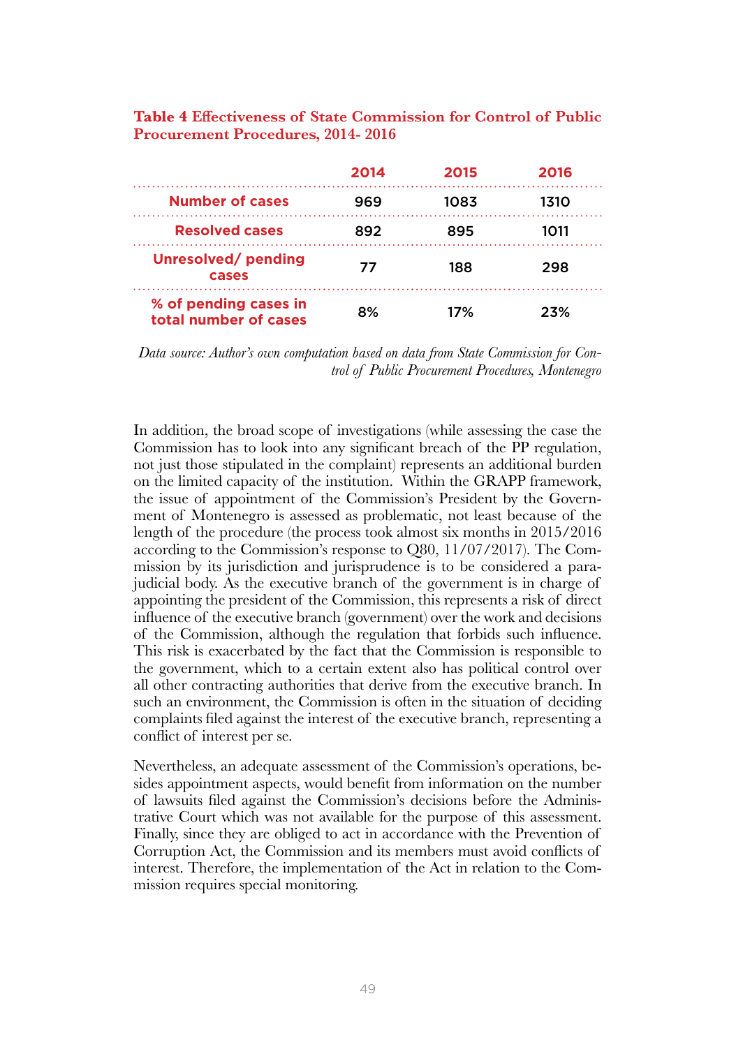**Table 4 Effectiveness of State Commission for Control of Public Procurement Procedures, 2014- 2016**

| | 2014 | 2015 | 2016 |
|---|---|---|---|
| Number of cases | 969 | 1083 | 1310 |
| Resolved cases | 892 | 895 | 1011 |
| Unresolved/ pending cases | 77 | 188 | 298 |
| % of pending cases in total number of cases | 8% | 17% | 23% |

*Data source: Author's own computation based on data from State Commission for Control of Public Procurement Procedures, Montenegro*

In addition, the broad scope of investigations (while assessing the case the Commission has to look into any significant breach of the PP regulation, not just those stipulated in the complaint) represents an additional burden on the limited capacity of the institution. Within the GRAPP framework, the issue of appointment of the Commission's President by the Government of Montenegro is assessed as problematic, not least because of the length of the procedure (the process took almost six months in 2015/2016 according to the Commission's response to Q80, 11/07/2017). The Commission by its jurisdiction and jurisprudence is to be considered a para-judicial body. As the executive branch of the government is in charge of appointing the president of the Commission, this represents a risk of direct influence of the executive branch (government) over the work and decisions of the Commission, although the regulation that forbids such influence. This risk is exacerbated by the fact that the Commission is responsible to the government, which to a certain extent also has political control over all other contracting authorities that derive from the executive branch. In such an environment, the Commission is often in the situation of deciding complaints filed against the interest of the executive branch, representing a conflict of interest per se.

Nevertheless, an adequate assessment of the Commission's operations, besides appointment aspects, would benefit from information on the number of lawsuits filed against the Commission's decisions before the Administrative Court which was not available for the purpose of this assessment. Finally, since they are obliged to act in accordance with the Prevention of Corruption Act, the Commission and its members must avoid conflicts of interest. Therefore, the implementation of the Act in relation to the Commission requires special monitoring.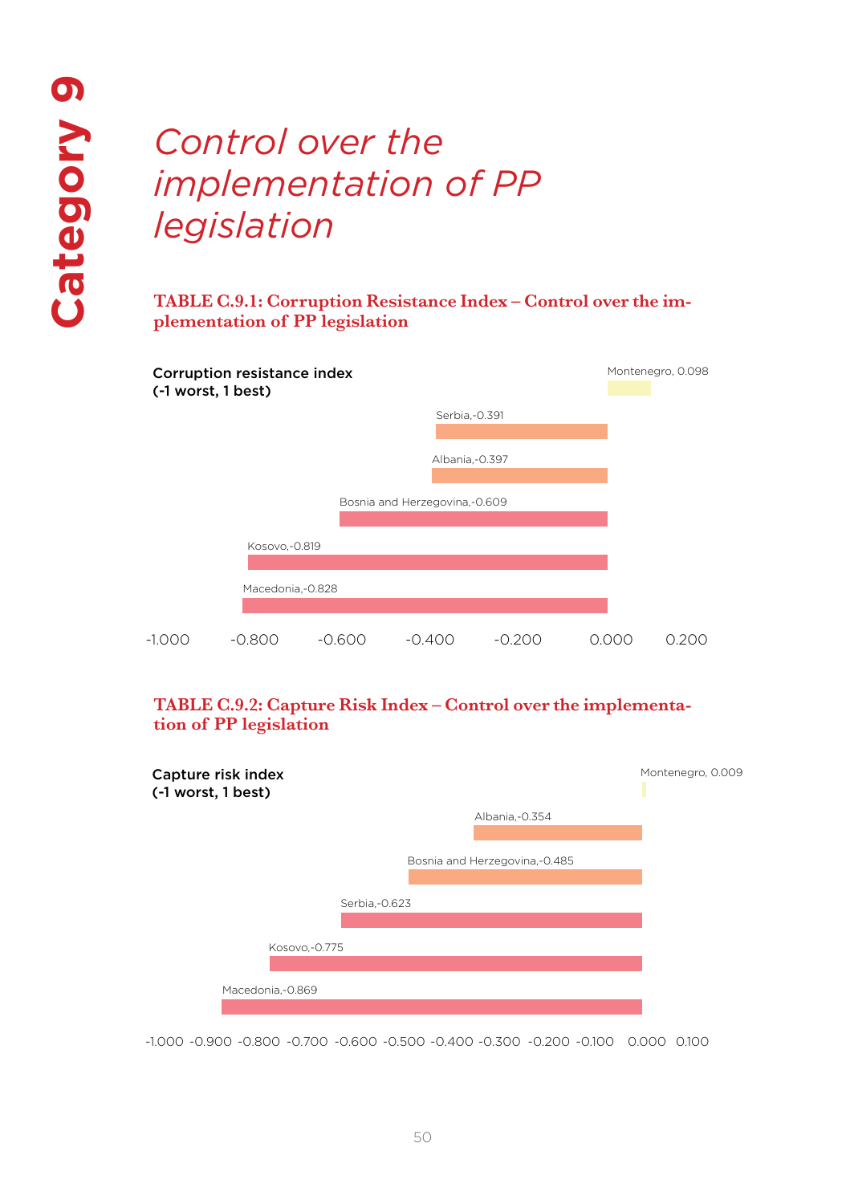# Category 9

## *Control over the implementation of PP legislation*

**TABLE C.9.1: Corruption Resistance Index – Control over the implementation of PP legislation**

| Corruption resistance index (-1 worst, 1 best) | |
|---|---|
| Montenegro | 0.098 |
| Serbia | -0.391 |
| Albania | -0.397 |
| Bosnia and Herzegovina | -0.609 |
| Kosovo | -0.819 |
| Macedonia | -0.828 |

**TABLE C.9.2: Capture Risk Index – Control over the implementation of PP legislation**

| Capture risk index (-1 worst, 1 best) | |
|---|---|
| Montenegro | 0.009 |
| Albania | -0.354 |
| Bosnia and Herzegovina | -0.485 |
| Serbia | -0.623 |
| Kosovo | -0.775 |
| Macedonia | -0.869 |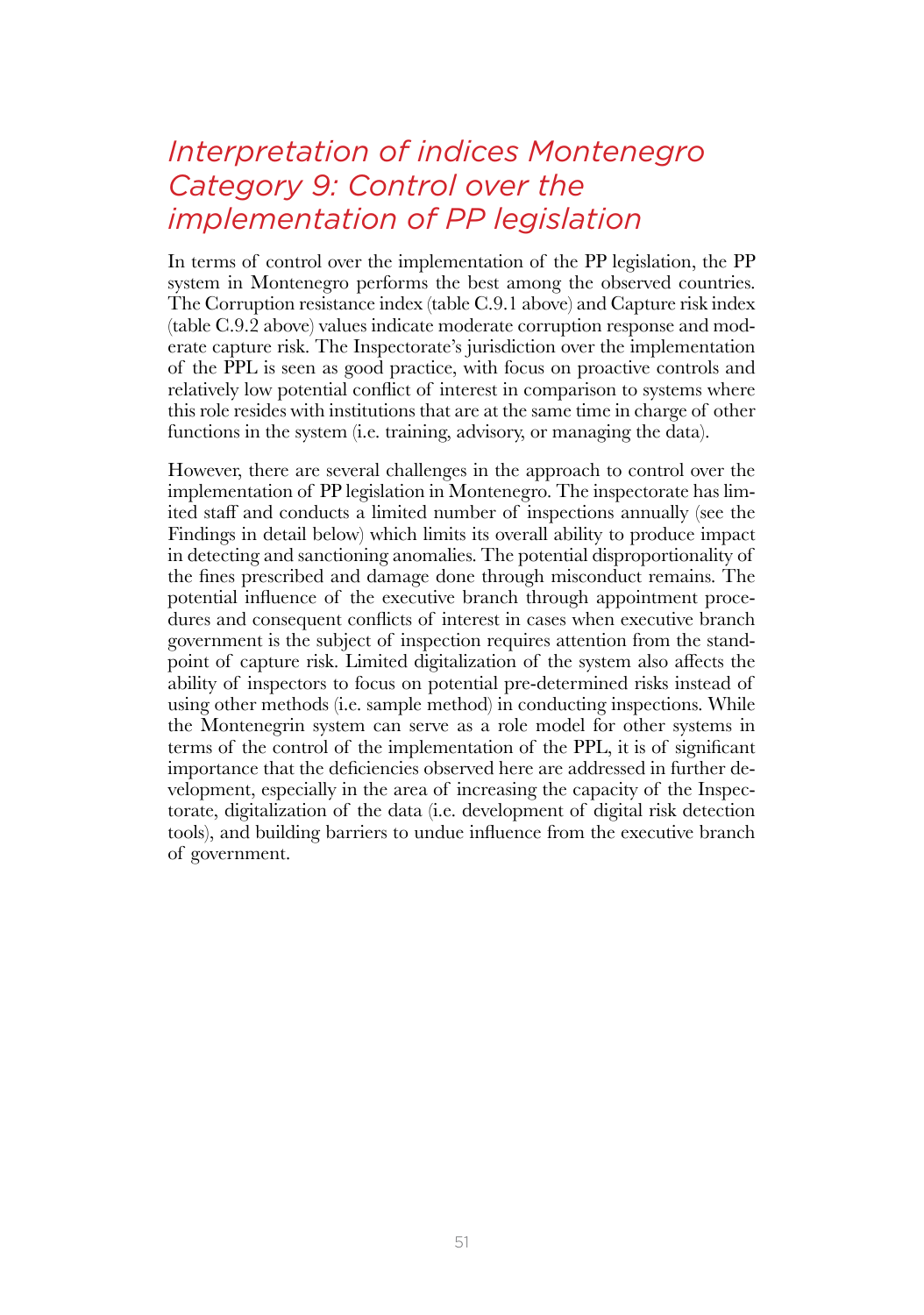## *Interpretation of indices Montenegro Category 9: Control over the implementation of PP legislation*

In terms of control over the implementation of the PP legislation, the PP system in Montenegro performs the best among the observed countries. The Corruption resistance index (table C.9.1 above) and Capture risk index (table C.9.2 above) values indicate moderate corruption response and moderate capture risk. The Inspectorate's jurisdiction over the implementation of the PPL is seen as good practice, with focus on proactive controls and relatively low potential conflict of interest in comparison to systems where this role resides with institutions that are at the same time in charge of other functions in the system (i.e. training, advisory, or managing the data).

However, there are several challenges in the approach to control over the implementation of PP legislation in Montenegro. The inspectorate has limited staff and conducts a limited number of inspections annually (see the Findings in detail below) which limits its overall ability to produce impact in detecting and sanctioning anomalies. The potential disproportionality of the fines prescribed and damage done through misconduct remains. The potential influence of the executive branch through appointment procedures and consequent conflicts of interest in cases when executive branch government is the subject of inspection requires attention from the standpoint of capture risk. Limited digitalization of the system also affects the ability of inspectors to focus on potential pre-determined risks instead of using other methods (i.e. sample method) in conducting inspections. While the Montenegrin system can serve as a role model for other systems in terms of the control of the implementation of the PPL, it is of significant importance that the deficiencies observed here are addressed in further development, especially in the area of increasing the capacity of the Inspectorate, digitalization of the data (i.e. development of digital risk detection tools), and building barriers to undue influence from the executive branch of government.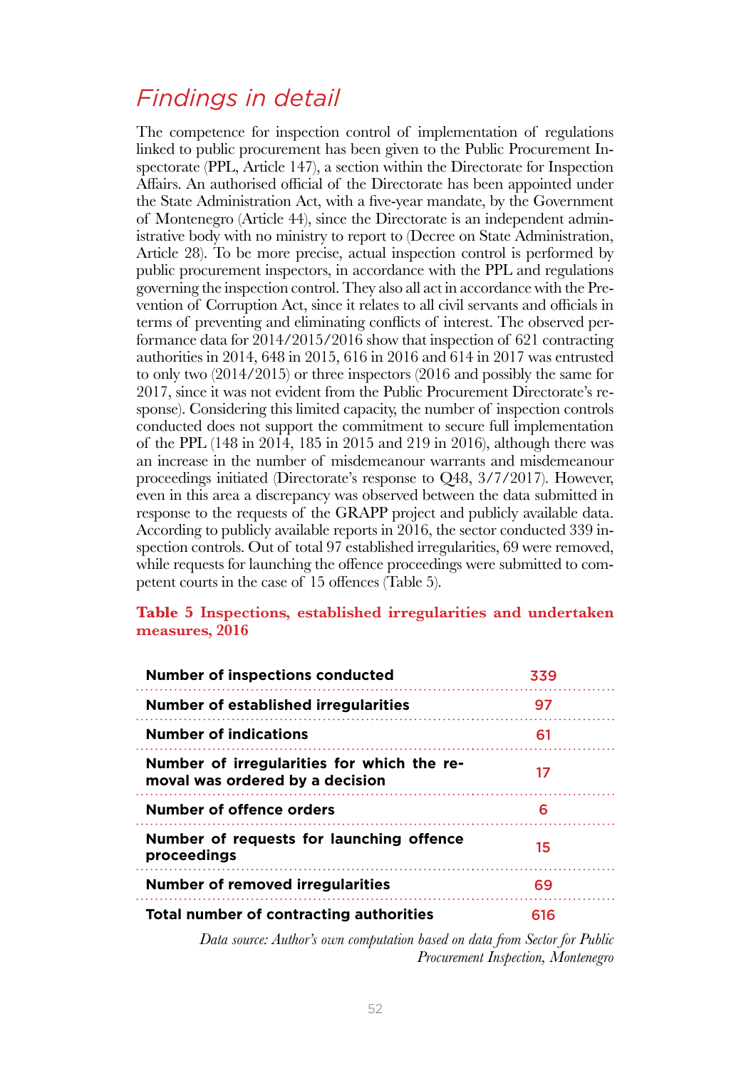## *Findings in detail*

The competence for inspection control of implementation of regulations linked to public procurement has been given to the Public Procurement Inspectorate (PPL, Article 147), a section within the Directorate for Inspection Affairs. An authorised official of the Directorate has been appointed under the State Administration Act, with a five-year mandate, by the Government of Montenegro (Article 44), since the Directorate is an independent administrative body with no ministry to report to (Decree on State Administration, Article 28). To be more precise, actual inspection control is performed by public procurement inspectors, in accordance with the PPL and regulations governing the inspection control. They also all act in accordance with the Prevention of Corruption Act, since it relates to all civil servants and officials in terms of preventing and eliminating conflicts of interest. The observed performance data for 2014/2015/2016 show that inspection of 621 contracting authorities in 2014, 648 in 2015, 616 in 2016 and 614 in 2017 was entrusted to only two (2014/2015) or three inspectors (2016 and possibly the same for 2017, since it was not evident from the Public Procurement Directorate's response). Considering this limited capacity, the number of inspection controls conducted does not support the commitment to secure full implementation of the PPL (148 in 2014, 185 in 2015 and 219 in 2016), although there was an increase in the number of misdemeanour warrants and misdemeanour proceedings initiated (Directorate's response to Q48, 3/7/2017). However, even in this area a discrepancy was observed between the data submitted in response to the requests of the GRAPP project and publicly available data. According to publicly available reports in 2016, the sector conducted 339 inspection controls. Out of total 97 established irregularities, 69 were removed, while requests for launching the offence proceedings were submitted to competent courts in the case of 15 offences (Table 5).

**Table 5 Inspections, established irregularities and undertaken measures, 2016**

| | |
|---|---|
| **Number of inspections conducted** | 339 |
| **Number of established irregularities** | 97 |
| **Number of indications** | 61 |
| **Number of irregularities for which the removal was ordered by a decision** | 17 |
| **Number of offence orders** | 6 |
| **Number of requests for launching offence proceedings** | 15 |
| **Number of removed irregularities** | 69 |
| **Total number of contracting authorities** | 616 |

*Data source: Author's own computation based on data from Sector for Public Procurement Inspection, Montenegro*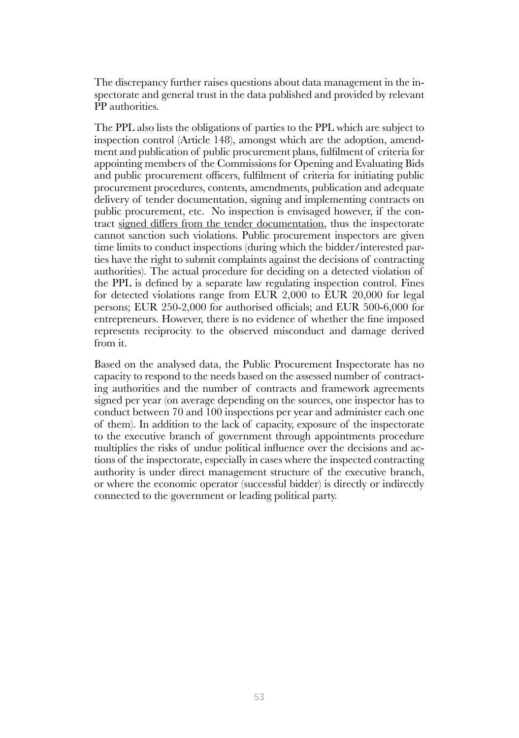The discrepancy further raises questions about data management in the inspectorate and general trust in the data published and provided by relevant PP authorities.

The PPL also lists the obligations of parties to the PPL which are subject to inspection control (Article 148), amongst which are the adoption, amendment and publication of public procurement plans, fulfilment of criteria for appointing members of the Commissions for Opening and Evaluating Bids and public procurement officers, fulfilment of criteria for initiating public procurement procedures, contents, amendments, publication and adequate delivery of tender documentation, signing and implementing contracts on public procurement, etc. No inspection is envisaged however, if the contract <u>signed differs from the tender documentation</u>, thus the inspectorate cannot sanction such violations. Public procurement inspectors are given time limits to conduct inspections (during which the bidder/interested parties have the right to submit complaints against the decisions of contracting authorities). The actual procedure for deciding on a detected violation of the PPL is defined by a separate law regulating inspection control. Fines for detected violations range from EUR 2,000 to EUR 20,000 for legal persons; EUR 250-2,000 for authorised officials; and EUR 500-6,000 for entrepreneurs. However, there is no evidence of whether the fine imposed represents reciprocity to the observed misconduct and damage derived from it.

Based on the analysed data, the Public Procurement Inspectorate has no capacity to respond to the needs based on the assessed number of contracting authorities and the number of contracts and framework agreements signed per year (on average depending on the sources, one inspector has to conduct between 70 and 100 inspections per year and administer each one of them). In addition to the lack of capacity, exposure of the inspectorate to the executive branch of government through appointments procedure multiplies the risks of undue political influence over the decisions and actions of the inspectorate, especially in cases where the inspected contracting authority is under direct management structure of the executive branch, or where the economic operator (successful bidder) is directly or indirectly connected to the government or leading political party.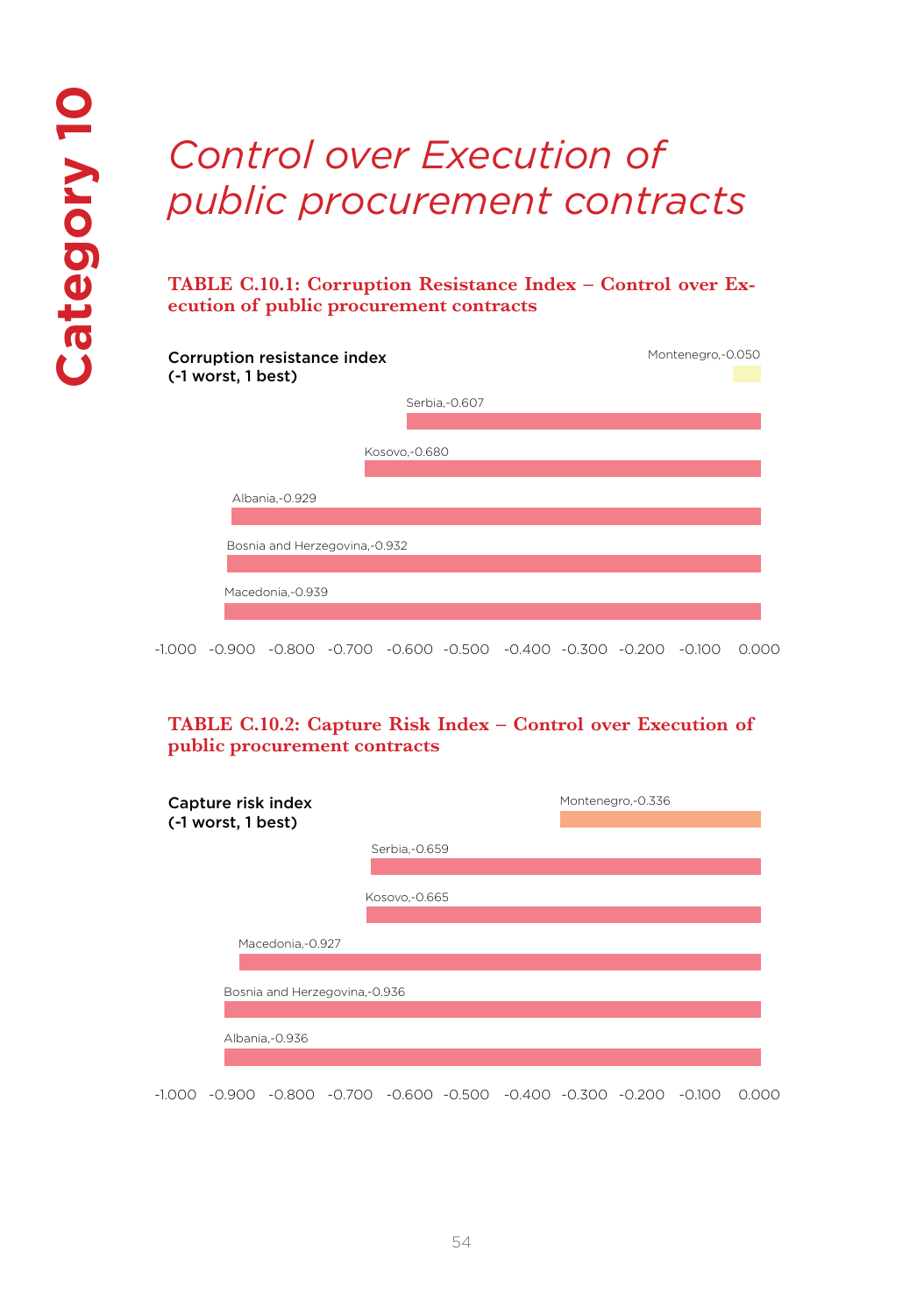# Category 10

## *Control over Execution of public procurement contracts*

**TABLE C.10.1: Corruption Resistance Index – Control over Execution of public procurement contracts**

Corruption resistance index (-1 worst, 1 best)

| Country | Index |
|---|---|
| Montenegro | -0.050 |
| Serbia | -0.607 |
| Kosovo | -0.680 |
| Albania | -0.929 |
| Bosnia and Herzegovina | -0.932 |
| Macedonia | -0.939 |

**TABLE C.10.2: Capture Risk Index – Control over Execution of public procurement contracts**

Capture risk index (-1 worst, 1 best)

| Country | Index |
|---|---|
| Montenegro | -0.336 |
| Serbia | -0.659 |
| Kosovo | -0.665 |
| Macedonia | -0.927 |
| Bosnia and Herzegovina | -0.936 |
| Albania | -0.936 |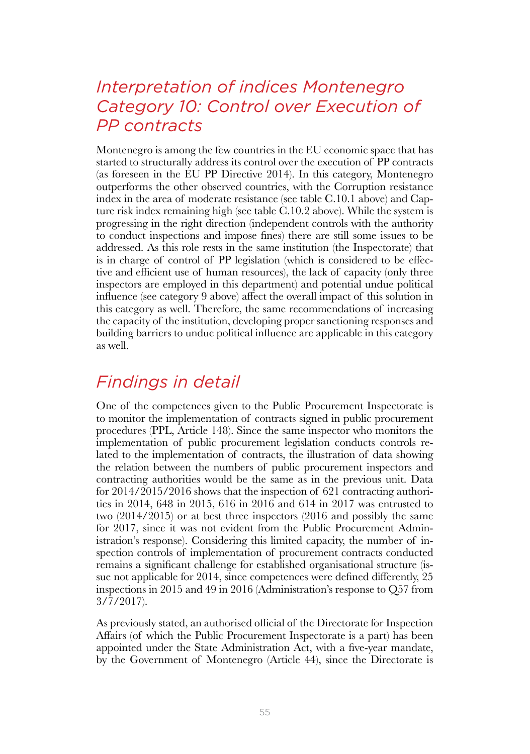## *Interpretation of indices Montenegro Category 10: Control over Execution of PP contracts*

Montenegro is among the few countries in the EU economic space that has started to structurally address its control over the execution of PP contracts (as foreseen in the EU PP Directive 2014). In this category, Montenegro outperforms the other observed countries, with the Corruption resistance index in the area of moderate resistance (see table C.10.1 above) and Capture risk index remaining high (see table C.10.2 above). While the system is progressing in the right direction (independent controls with the authority to conduct inspections and impose fines) there are still some issues to be addressed. As this role rests in the same institution (the Inspectorate) that is in charge of control of PP legislation (which is considered to be effective and efficient use of human resources), the lack of capacity (only three inspectors are employed in this department) and potential undue political influence (see category 9 above) affect the overall impact of this solution in this category as well. Therefore, the same recommendations of increasing the capacity of the institution, developing proper sanctioning responses and building barriers to undue political influence are applicable in this category as well.

## *Findings in detail*

One of the competences given to the Public Procurement Inspectorate is to monitor the implementation of contracts signed in public procurement procedures (PPL, Article 148). Since the same inspector who monitors the implementation of public procurement legislation conducts controls related to the implementation of contracts, the illustration of data showing the relation between the numbers of public procurement inspectors and contracting authorities would be the same as in the previous unit. Data for 2014/2015/2016 shows that the inspection of 621 contracting authorities in 2014, 648 in 2015, 616 in 2016 and 614 in 2017 was entrusted to two (2014/2015) or at best three inspectors (2016 and possibly the same for 2017, since it was not evident from the Public Procurement Administration's response). Considering this limited capacity, the number of inspection controls of implementation of procurement contracts conducted remains a significant challenge for established organisational structure (issue not applicable for 2014, since competences were defined differently, 25 inspections in 2015 and 49 in 2016 (Administration's response to Q57 from 3/7/2017).

As previously stated, an authorised official of the Directorate for Inspection Affairs (of which the Public Procurement Inspectorate is a part) has been appointed under the State Administration Act, with a five-year mandate, by the Government of Montenegro (Article 44), since the Directorate is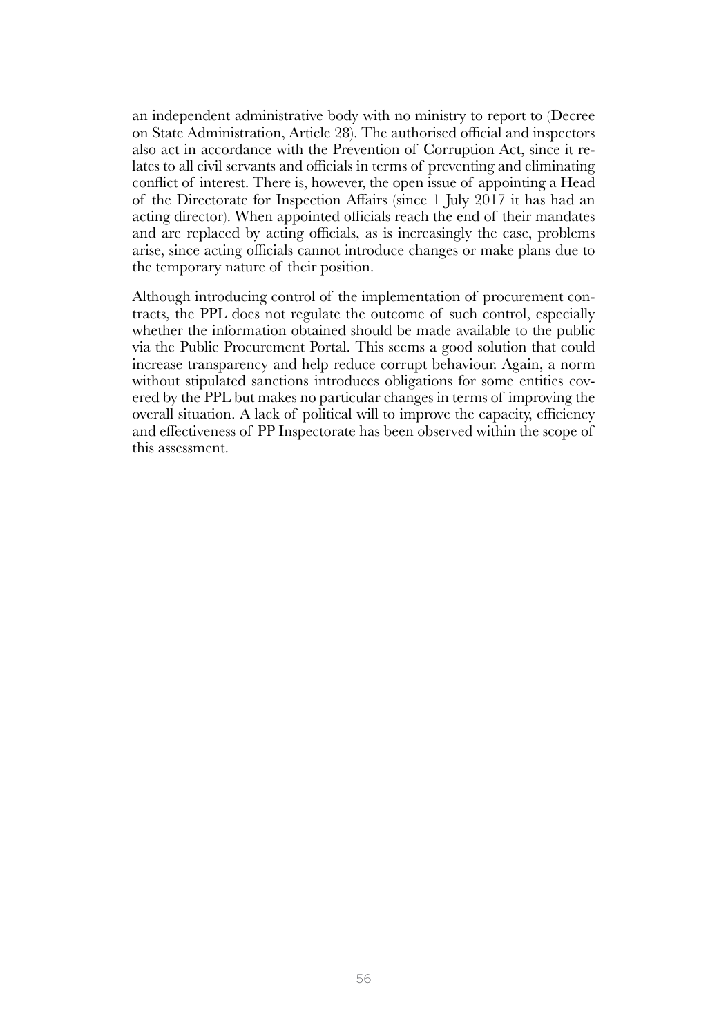an independent administrative body with no ministry to report to (Decree on State Administration, Article 28). The authorised official and inspectors also act in accordance with the Prevention of Corruption Act, since it relates to all civil servants and officials in terms of preventing and eliminating conflict of interest. There is, however, the open issue of appointing a Head of the Directorate for Inspection Affairs (since 1 July 2017 it has had an acting director). When appointed officials reach the end of their mandates and are replaced by acting officials, as is increasingly the case, problems arise, since acting officials cannot introduce changes or make plans due to the temporary nature of their position.

Although introducing control of the implementation of procurement contracts, the PPL does not regulate the outcome of such control, especially whether the information obtained should be made available to the public via the Public Procurement Portal. This seems a good solution that could increase transparency and help reduce corrupt behaviour. Again, a norm without stipulated sanctions introduces obligations for some entities covered by the PPL but makes no particular changes in terms of improving the overall situation. A lack of political will to improve the capacity, efficiency and effectiveness of PP Inspectorate has been observed within the scope of this assessment.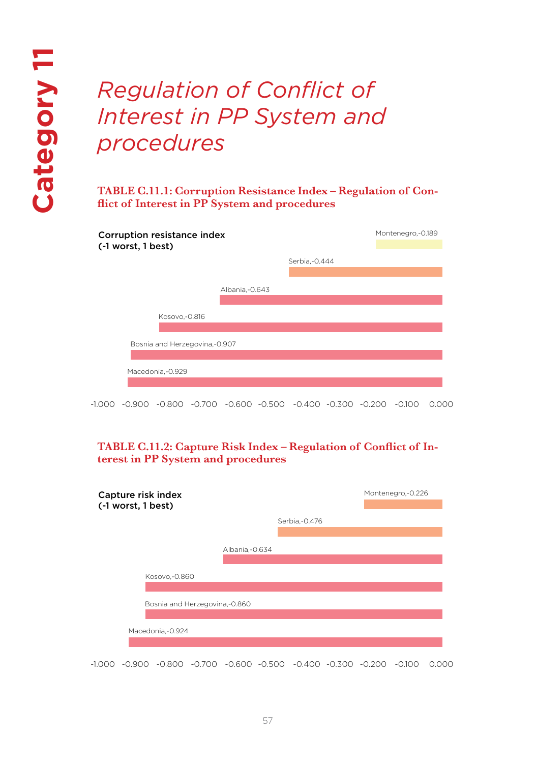Category 11

# *Regulation of Conflict of Interest in PP System and procedures*

### TABLE C.11.1: Corruption Resistance Index – Regulation of Conflict of Interest in PP System and procedures

**Corruption resistance index (-1 worst, 1 best)**

| Country | Index |
|---|---|
| Montenegro | -0.189 |
| Serbia | -0.444 |
| Albania | -0.643 |
| Kosovo | -0.816 |
| Bosnia and Herzegovina | -0.907 |
| Macedonia | -0.929 |

### TABLE C.11.2: Capture Risk Index – Regulation of Conflict of Interest in PP System and procedures

**Capture risk index (-1 worst, 1 best)**

| Country | Index |
|---|---|
| Montenegro | -0.226 |
| Serbia | -0.476 |
| Albania | -0.634 |
| Kosovo | -0.860 |
| Bosnia and Herzegovina | -0.860 |
| Macedonia | -0.924 |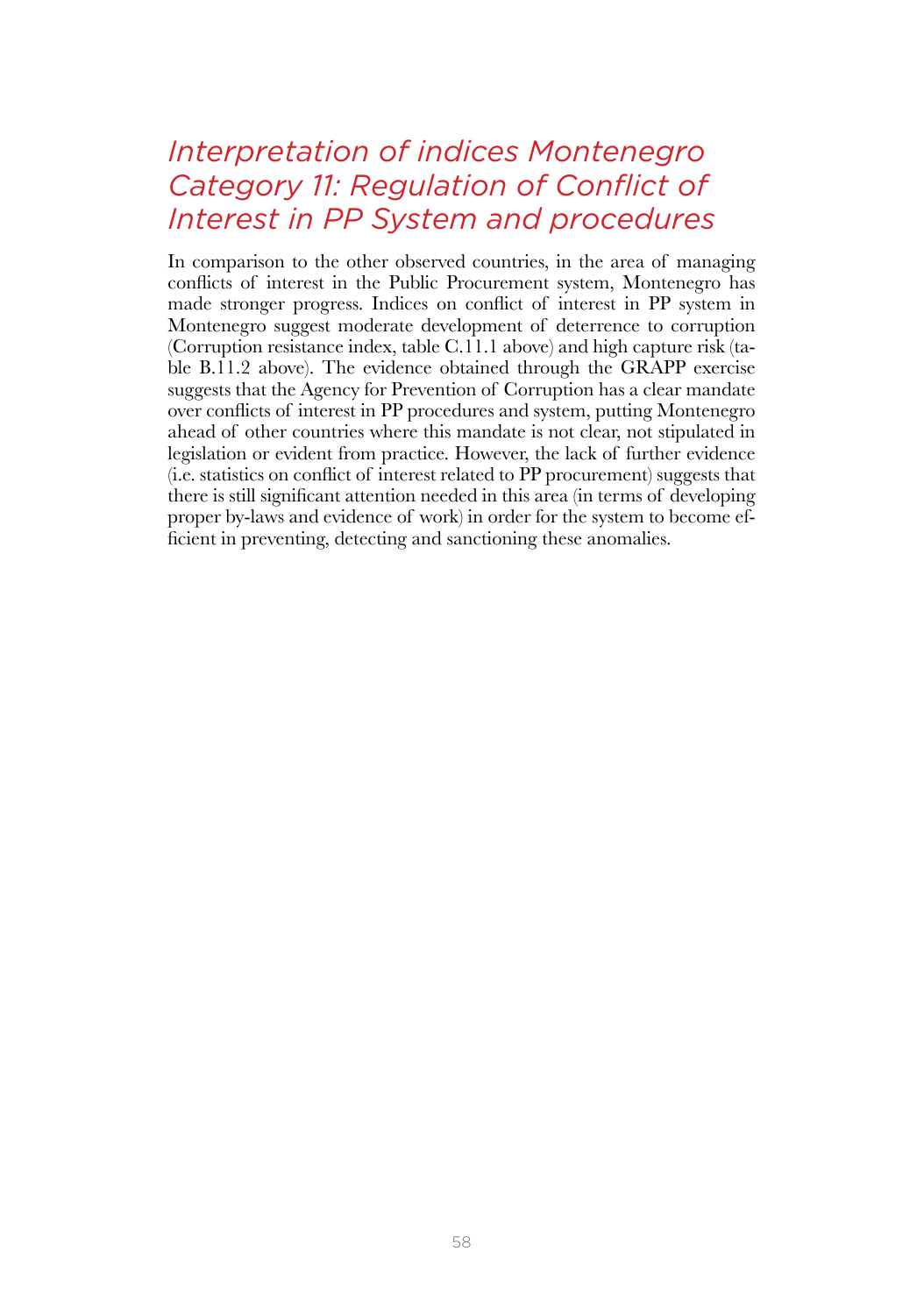## *Interpretation of indices Montenegro Category 11: Regulation of Conflict of Interest in PP System and procedures*

In comparison to the other observed countries, in the area of managing conflicts of interest in the Public Procurement system, Montenegro has made stronger progress. Indices on conflict of interest in PP system in Montenegro suggest moderate development of deterrence to corruption (Corruption resistance index, table C.11.1 above) and high capture risk (table B.11.2 above). The evidence obtained through the GRAPP exercise suggests that the Agency for Prevention of Corruption has a clear mandate over conflicts of interest in PP procedures and system, putting Montenegro ahead of other countries where this mandate is not clear, not stipulated in legislation or evident from practice. However, the lack of further evidence (i.e. statistics on conflict of interest related to PP procurement) suggests that there is still significant attention needed in this area (in terms of developing proper by-laws and evidence of work) in order for the system to become efficient in preventing, detecting and sanctioning these anomalies.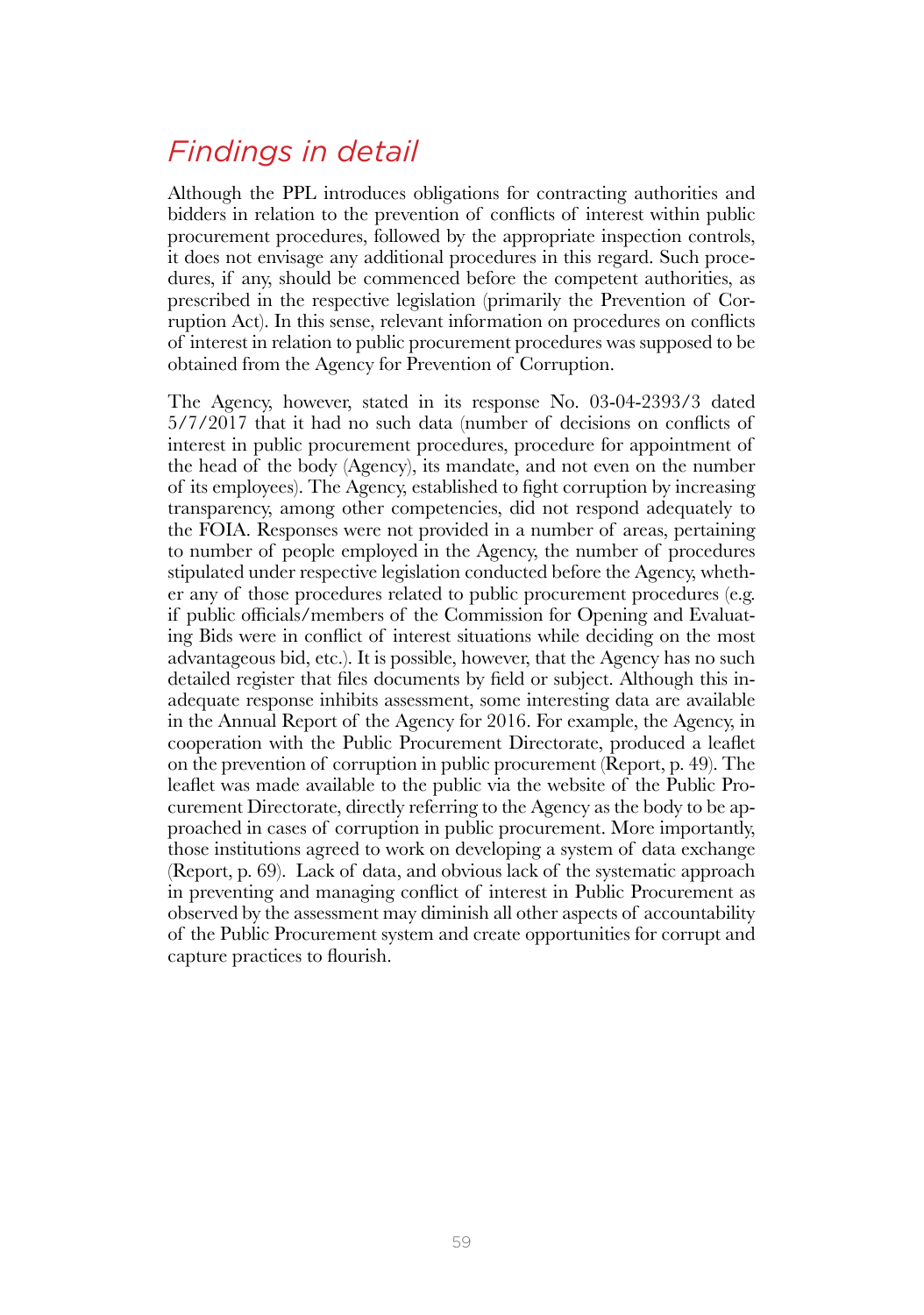## *Findings in detail*

Although the PPL introduces obligations for contracting authorities and bidders in relation to the prevention of conflicts of interest within public procurement procedures, followed by the appropriate inspection controls, it does not envisage any additional procedures in this regard. Such procedures, if any, should be commenced before the competent authorities, as prescribed in the respective legislation (primarily the Prevention of Corruption Act). In this sense, relevant information on procedures on conflicts of interest in relation to public procurement procedures was supposed to be obtained from the Agency for Prevention of Corruption.

The Agency, however, stated in its response No. 03-04-2393/3 dated 5/7/2017 that it had no such data (number of decisions on conflicts of interest in public procurement procedures, procedure for appointment of the head of the body (Agency), its mandate, and not even on the number of its employees). The Agency, established to fight corruption by increasing transparency, among other competencies, did not respond adequately to the FOIA. Responses were not provided in a number of areas, pertaining to number of people employed in the Agency, the number of procedures stipulated under respective legislation conducted before the Agency, whether any of those procedures related to public procurement procedures (e.g. if public officials/members of the Commission for Opening and Evaluating Bids were in conflict of interest situations while deciding on the most advantageous bid, etc.). It is possible, however, that the Agency has no such detailed register that files documents by field or subject. Although this inadequate response inhibits assessment, some interesting data are available in the Annual Report of the Agency for 2016. For example, the Agency, in cooperation with the Public Procurement Directorate, produced a leaflet on the prevention of corruption in public procurement (Report, p. 49). The leaflet was made available to the public via the website of the Public Procurement Directorate, directly referring to the Agency as the body to be approached in cases of corruption in public procurement. More importantly, those institutions agreed to work on developing a system of data exchange (Report, p. 69). Lack of data, and obvious lack of the systematic approach in preventing and managing conflict of interest in Public Procurement as observed by the assessment may diminish all other aspects of accountability of the Public Procurement system and create opportunities for corrupt and capture practices to flourish.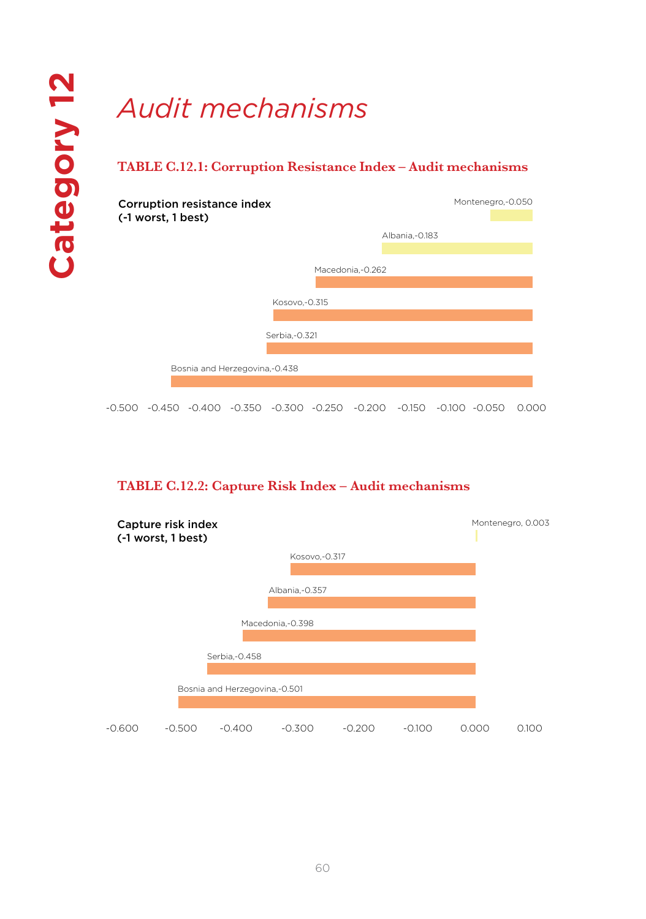Category 12

# *Audit mechanisms*

**TABLE C.12.1: Corruption Resistance Index – Audit mechanisms**

Corruption resistance index (-1 worst, 1 best)

| Country | Value |
|---|---|
| Montenegro | -0.050 |
| Albania | -0.183 |
| Macedonia | -0.262 |
| Kosovo | -0.315 |
| Serbia | -0.321 |
| Bosnia and Herzegovina | -0.438 |

**TABLE C.12.2: Capture Risk Index – Audit mechanisms**

Capture risk index (-1 worst, 1 best)

| Country | Value |
|---|---|
| Montenegro | 0.003 |
| Kosovo | -0.317 |
| Albania | -0.357 |
| Macedonia | -0.398 |
| Serbia | -0.458 |
| Bosnia and Herzegovina | -0.501 |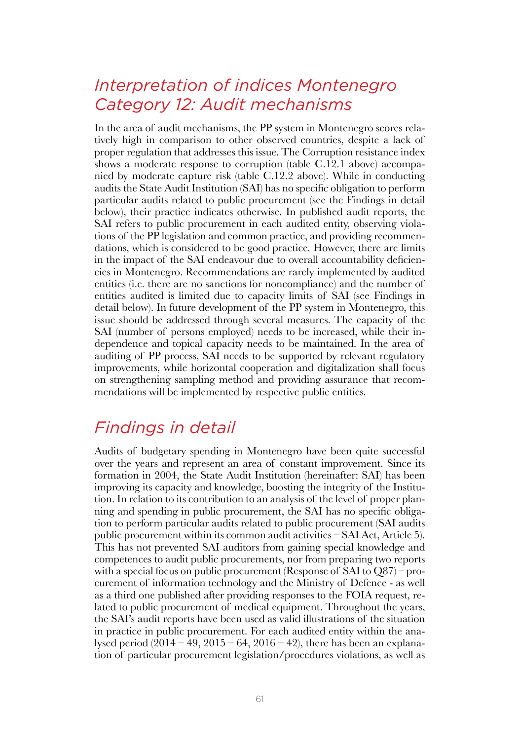## *Interpretation of indices Montenegro Category 12: Audit mechanisms*

In the area of audit mechanisms, the PP system in Montenegro scores relatively high in comparison to other observed countries, despite a lack of proper regulation that addresses this issue. The Corruption resistance index shows a moderate response to corruption (table C.12.1 above) accompanied by moderate capture risk (table C.12.2 above). While in conducting audits the State Audit Institution (SAI) has no specific obligation to perform particular audits related to public procurement (see the Findings in detail below), their practice indicates otherwise. In published audit reports, the SAI refers to public procurement in each audited entity, observing violations of the PP legislation and common practice, and providing recommendations, which is considered to be good practice. However, there are limits in the impact of the SAI endeavour due to overall accountability deficiencies in Montenegro. Recommendations are rarely implemented by audited entities (i.e. there are no sanctions for noncompliance) and the number of entities audited is limited due to capacity limits of SAI (see Findings in detail below). In future development of the PP system in Montenegro, this issue should be addressed through several measures. The capacity of the SAI (number of persons employed) needs to be increased, while their independence and topical capacity needs to be maintained. In the area of auditing of PP process, SAI needs to be supported by relevant regulatory improvements, while horizontal cooperation and digitalization shall focus on strengthening sampling method and providing assurance that recommendations will be implemented by respective public entities.

## *Findings in detail*

Audits of budgetary spending in Montenegro have been quite successful over the years and represent an area of constant improvement. Since its formation in 2004, the State Audit Institution (hereinafter: SAI) has been improving its capacity and knowledge, boosting the integrity of the Institution. In relation to its contribution to an analysis of the level of proper planning and spending in public procurement, the SAI has no specific obligation to perform particular audits related to public procurement (SAI audits public procurement within its common audit activities – SAI Act, Article 5). This has not prevented SAI auditors from gaining special knowledge and competences to audit public procurements, nor from preparing two reports with a special focus on public procurement (Response of SAI to Q87) – procurement of information technology and the Ministry of Defence - as well as a third one published after providing responses to the FOIA request, related to public procurement of medical equipment. Throughout the years, the SAI's audit reports have been used as valid illustrations of the situation in practice in public procurement. For each audited entity within the analysed period (2014 – 49, 2015 – 64, 2016 – 42), there has been an explanation of particular procurement legislation/procedures violations, as well as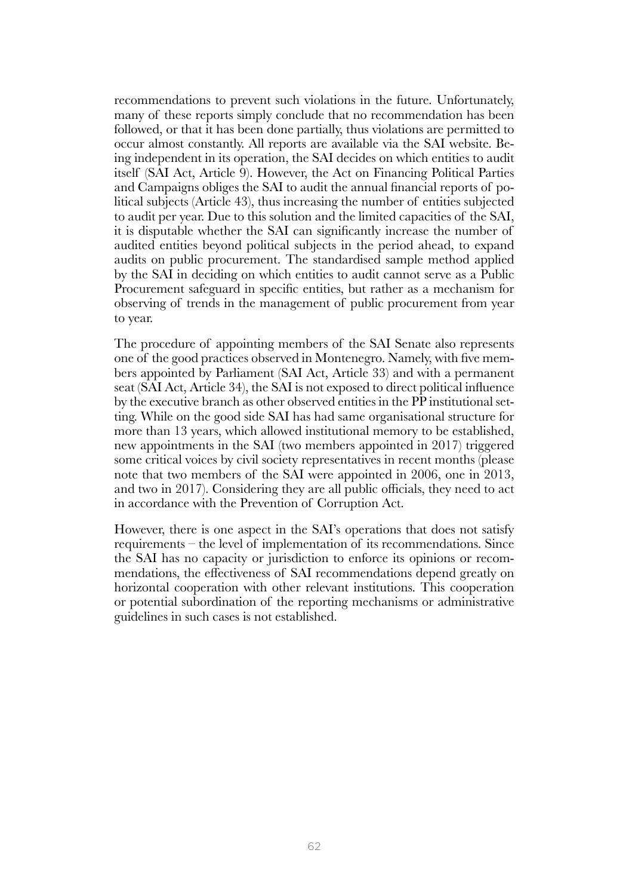recommendations to prevent such violations in the future. Unfortunately, many of these reports simply conclude that no recommendation has been followed, or that it has been done partially, thus violations are permitted to occur almost constantly. All reports are available via the SAI website. Being independent in its operation, the SAI decides on which entities to audit itself (SAI Act, Article 9). However, the Act on Financing Political Parties and Campaigns obliges the SAI to audit the annual financial reports of political subjects (Article 43), thus increasing the number of entities subjected to audit per year. Due to this solution and the limited capacities of the SAI, it is disputable whether the SAI can significantly increase the number of audited entities beyond political subjects in the period ahead, to expand audits on public procurement. The standardised sample method applied by the SAI in deciding on which entities to audit cannot serve as a Public Procurement safeguard in specific entities, but rather as a mechanism for observing of trends in the management of public procurement from year to year.

The procedure of appointing members of the SAI Senate also represents one of the good practices observed in Montenegro. Namely, with five members appointed by Parliament (SAI Act, Article 33) and with a permanent seat (SAI Act, Article 34), the SAI is not exposed to direct political influence by the executive branch as other observed entities in the PP institutional setting. While on the good side SAI has had same organisational structure for more than 13 years, which allowed institutional memory to be established, new appointments in the SAI (two members appointed in 2017) triggered some critical voices by civil society representatives in recent months (please note that two members of the SAI were appointed in 2006, one in 2013, and two in 2017). Considering they are all public officials, they need to act in accordance with the Prevention of Corruption Act.

However, there is one aspect in the SAI's operations that does not satisfy requirements – the level of implementation of its recommendations. Since the SAI has no capacity or jurisdiction to enforce its opinions or recommendations, the effectiveness of SAI recommendations depend greatly on horizontal cooperation with other relevant institutions. This cooperation or potential subordination of the reporting mechanisms or administrative guidelines in such cases is not established.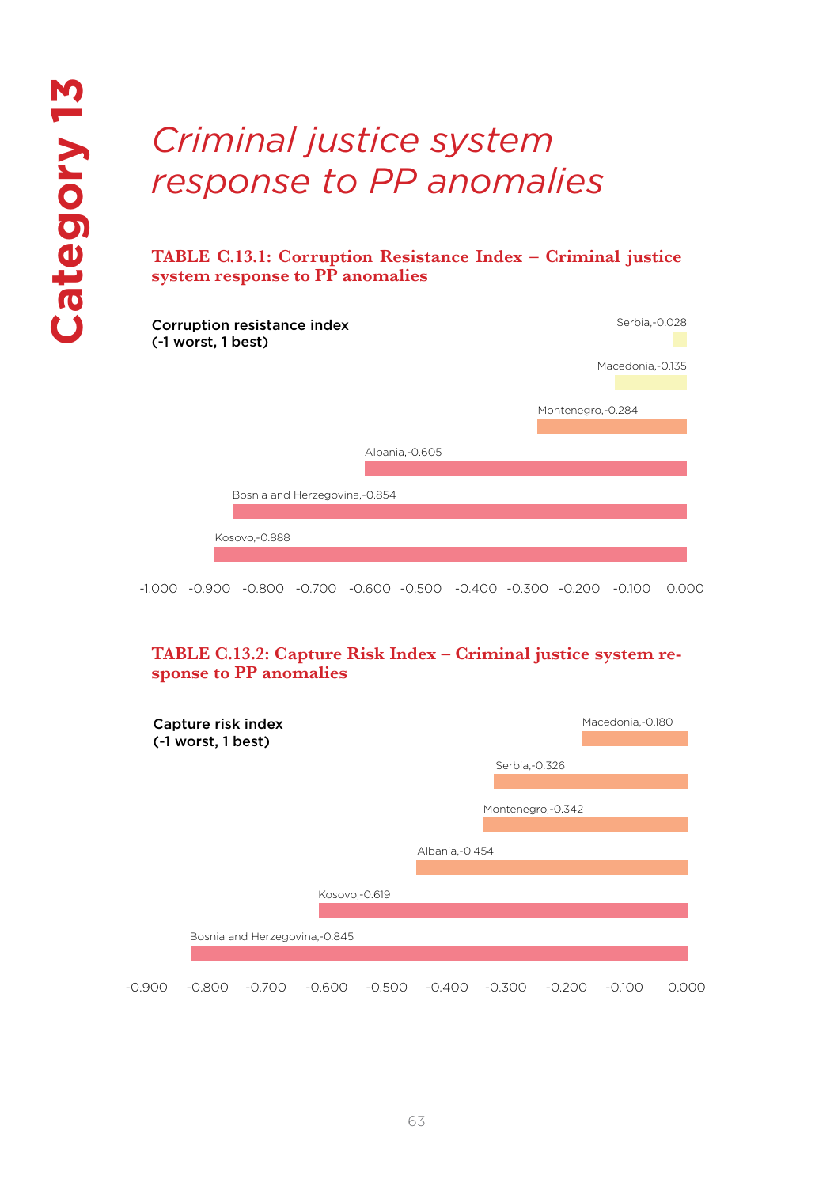Category 13

# *Criminal justice system response to PP anomalies*

### TABLE C.13.1: Corruption Resistance Index – Criminal justice system response to PP anomalies

Corruption resistance index
(-1 worst, 1 best)

| Country | Value |
|---|---|
| Serbia | -0.028 |
| Macedonia | -0.135 |
| Montenegro | -0.284 |
| Albania | -0.605 |
| Bosnia and Herzegovina | -0.854 |
| Kosovo | -0.888 |

### TABLE C.13.2: Capture Risk Index – Criminal justice system response to PP anomalies

Capture risk index
(-1 worst, 1 best)

| Country | Value |
|---|---|
| Macedonia | -0.180 |
| Serbia | -0.326 |
| Montenegro | -0.342 |
| Albania | -0.454 |
| Kosovo | -0.619 |
| Bosnia and Herzegovina | -0.845 |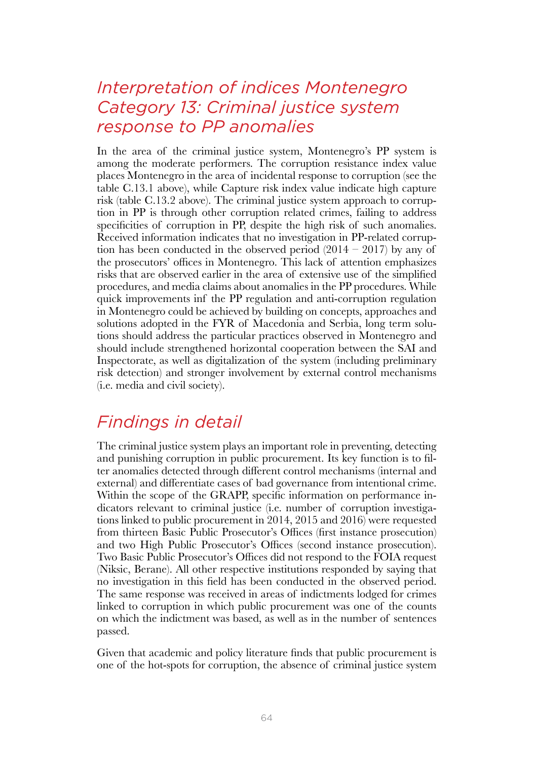## *Interpretation of indices Montenegro Category 13: Criminal justice system response to PP anomalies*

In the area of the criminal justice system, Montenegro's PP system is among the moderate performers. The corruption resistance index value places Montenegro in the area of incidental response to corruption (see the table C.13.1 above), while Capture risk index value indicate high capture risk (table C.13.2 above). The criminal justice system approach to corruption in PP is through other corruption related crimes, failing to address specificities of corruption in PP, despite the high risk of such anomalies. Received information indicates that no investigation in PP-related corruption has been conducted in the observed period (2014 – 2017) by any of the prosecutors' offices in Montenegro. This lack of attention emphasizes risks that are observed earlier in the area of extensive use of the simplified procedures, and media claims about anomalies in the PP procedures. While quick improvements inf the PP regulation and anti-corruption regulation in Montenegro could be achieved by building on concepts, approaches and solutions adopted in the FYR of Macedonia and Serbia, long term solutions should address the particular practices observed in Montenegro and should include strengthened horizontal cooperation between the SAI and Inspectorate, as well as digitalization of the system (including preliminary risk detection) and stronger involvement by external control mechanisms (i.e. media and civil society).

## *Findings in detail*

The criminal justice system plays an important role in preventing, detecting and punishing corruption in public procurement. Its key function is to filter anomalies detected through different control mechanisms (internal and external) and differentiate cases of bad governance from intentional crime. Within the scope of the GRAPP, specific information on performance indicators relevant to criminal justice (i.e. number of corruption investigations linked to public procurement in 2014, 2015 and 2016) were requested from thirteen Basic Public Prosecutor's Offices (first instance prosecution) and two High Public Prosecutor's Offices (second instance prosecution). Two Basic Public Prosecutor's Offices did not respond to the FOIA request (Niksic, Berane). All other respective institutions responded by saying that no investigation in this field has been conducted in the observed period. The same response was received in areas of indictments lodged for crimes linked to corruption in which public procurement was one of the counts on which the indictment was based, as well as in the number of sentences passed.

Given that academic and policy literature finds that public procurement is one of the hot-spots for corruption, the absence of criminal justice system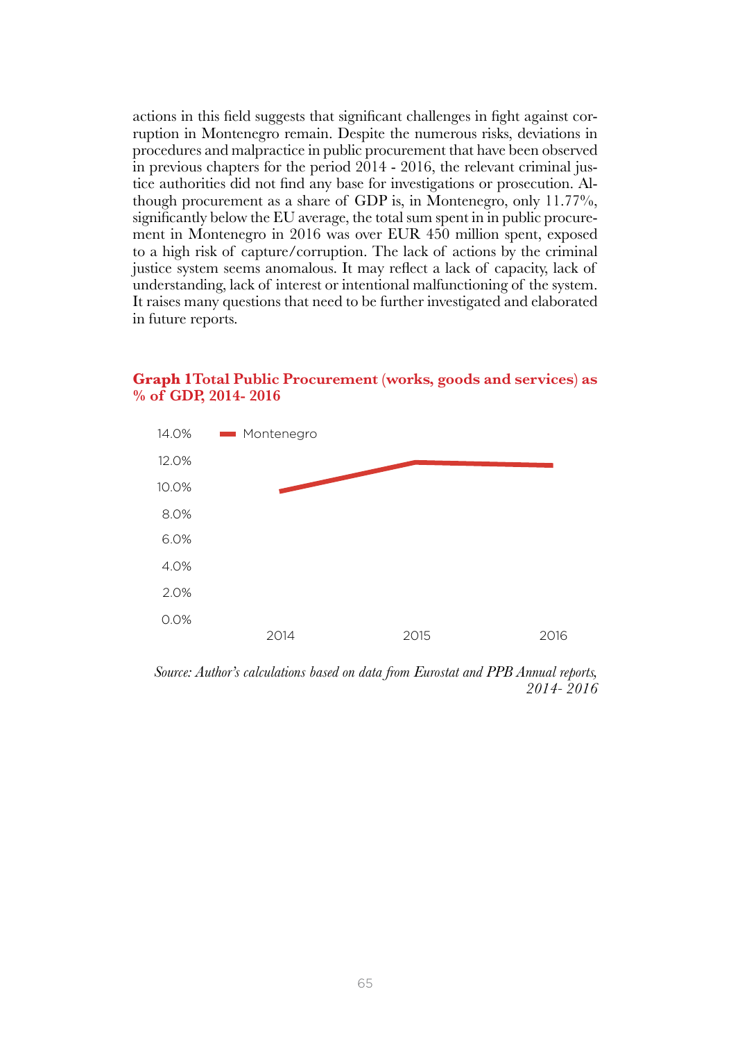actions in this field suggests that significant challenges in fight against corruption in Montenegro remain. Despite the numerous risks, deviations in procedures and malpractice in public procurement that have been observed in previous chapters for the period 2014 - 2016, the relevant criminal justice authorities did not find any base for investigations or prosecution. Although procurement as a share of GDP is, in Montenegro, only 11.77%, significantly below the EU average, the total sum spent in in public procurement in Montenegro in 2016 was over EUR 450 million spent, exposed to a high risk of capture/corruption. The lack of actions by the criminal justice system seems anomalous. It may reflect a lack of capacity, lack of understanding, lack of interest or intentional malfunctioning of the system. It raises many questions that need to be further investigated and elaborated in future reports.

**Graph 1Total Public Procurement (works, goods and services) as % of GDP, 2014- 2016**

*Source: Author's calculations based on data from Eurostat and PPB Annual reports, 2014- 2016*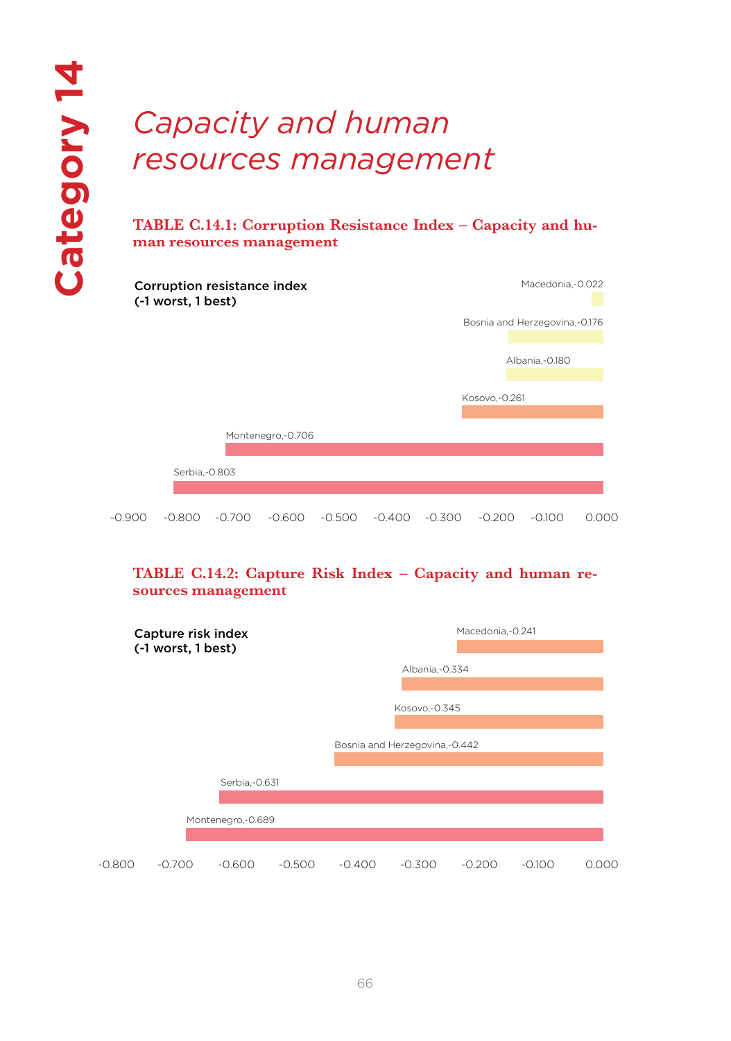# Category 14

# *Capacity and human resources management*

**TABLE C.14.1: Corruption Resistance Index – Capacity and human resources management**

Corruption resistance index (-1 worst, 1 best)

| Country | Value |
|---|---|
| Macedonia | -0.022 |
| Bosnia and Herzegovina | -0.176 |
| Albania | -0.180 |
| Kosovo | -0.261 |
| Montenegro | -0.706 |
| Serbia | -0.803 |

**TABLE C.14.2: Capture Risk Index – Capacity and human resources management**

Capture risk index (-1 worst, 1 best)

| Country | Value |
|---|---|
| Macedonia | -0.241 |
| Albania | -0.334 |
| Kosovo | -0.345 |
| Bosnia and Herzegovina | -0.442 |
| Serbia | -0.631 |
| Montenegro | -0.689 |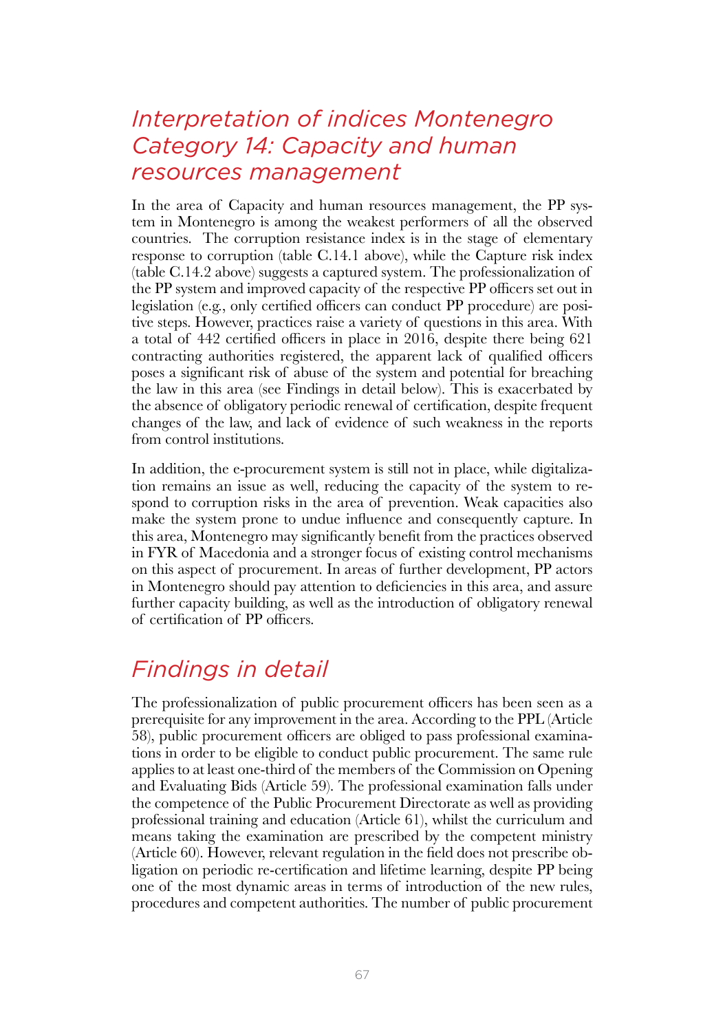## *Interpretation of indices Montenegro Category 14: Capacity and human resources management*

In the area of Capacity and human resources management, the PP system in Montenegro is among the weakest performers of all the observed countries. The corruption resistance index is in the stage of elementary response to corruption (table C.14.1 above), while the Capture risk index (table C.14.2 above) suggests a captured system. The professionalization of the PP system and improved capacity of the respective PP officers set out in legislation (e.g., only certified officers can conduct PP procedure) are positive steps. However, practices raise a variety of questions in this area. With a total of 442 certified officers in place in 2016, despite there being 621 contracting authorities registered, the apparent lack of qualified officers poses a significant risk of abuse of the system and potential for breaching the law in this area (see Findings in detail below). This is exacerbated by the absence of obligatory periodic renewal of certification, despite frequent changes of the law, and lack of evidence of such weakness in the reports from control institutions.

In addition, the e-procurement system is still not in place, while digitalization remains an issue as well, reducing the capacity of the system to respond to corruption risks in the area of prevention. Weak capacities also make the system prone to undue influence and consequently capture. In this area, Montenegro may significantly benefit from the practices observed in FYR of Macedonia and a stronger focus of existing control mechanisms on this aspect of procurement. In areas of further development, PP actors in Montenegro should pay attention to deficiencies in this area, and assure further capacity building, as well as the introduction of obligatory renewal of certification of PP officers.

## *Findings in detail*

The professionalization of public procurement officers has been seen as a prerequisite for any improvement in the area. According to the PPL (Article 58), public procurement officers are obliged to pass professional examinations in order to be eligible to conduct public procurement. The same rule applies to at least one-third of the members of the Commission on Opening and Evaluating Bids (Article 59). The professional examination falls under the competence of the Public Procurement Directorate as well as providing professional training and education (Article 61), whilst the curriculum and means taking the examination are prescribed by the competent ministry (Article 60). However, relevant regulation in the field does not prescribe obligation on periodic re-certification and lifetime learning, despite PP being one of the most dynamic areas in terms of introduction of the new rules, procedures and competent authorities. The number of public procurement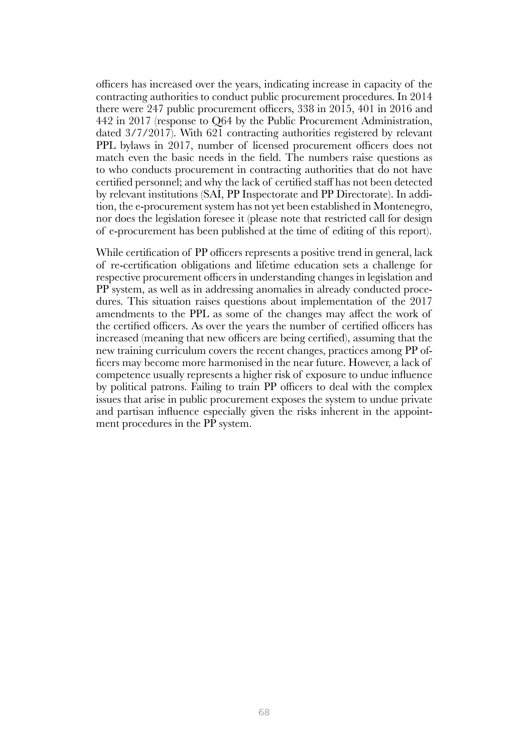officers has increased over the years, indicating increase in capacity of the contracting authorities to conduct public procurement procedures. In 2014 there were 247 public procurement officers, 338 in 2015, 401 in 2016 and 442 in 2017 (response to Q64 by the Public Procurement Administration, dated 3/7/2017). With 621 contracting authorities registered by relevant PPL bylaws in 2017, number of licensed procurement officers does not match even the basic needs in the field. The numbers raise questions as to who conducts procurement in contracting authorities that do not have certified personnel; and why the lack of certified staff has not been detected by relevant institutions (SAI, PP Inspectorate and PP Directorate). In addition, the e-procurement system has not yet been established in Montenegro, nor does the legislation foresee it (please note that restricted call for design of e-procurement has been published at the time of editing of this report).

While certification of PP officers represents a positive trend in general, lack of re-certification obligations and lifetime education sets a challenge for respective procurement officers in understanding changes in legislation and PP system, as well as in addressing anomalies in already conducted procedures. This situation raises questions about implementation of the 2017 amendments to the PPL as some of the changes may affect the work of the certified officers. As over the years the number of certified officers has increased (meaning that new officers are being certified), assuming that the new training curriculum covers the recent changes, practices among PP officers may become more harmonised in the near future. However, a lack of competence usually represents a higher risk of exposure to undue influence by political patrons. Failing to train PP officers to deal with the complex issues that arise in public procurement exposes the system to undue private and partisan influence especially given the risks inherent in the appointment procedures in the PP system.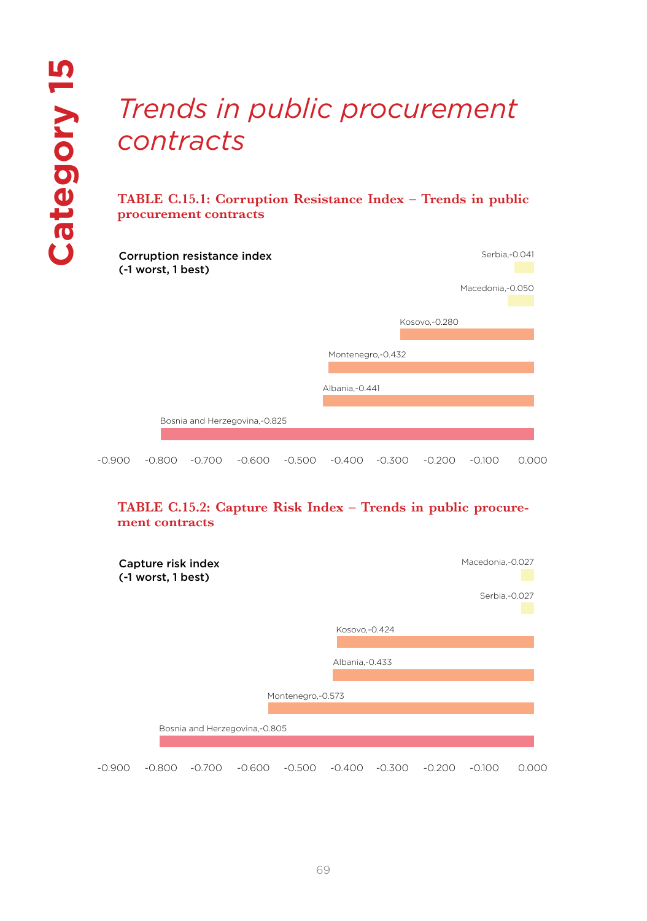Category 15

# *Trends in public procurement contracts*

**TABLE C.15.1: Corruption Resistance Index – Trends in public procurement contracts**

Corruption resistance index
(-1 worst, 1 best)

| Country | Value |
|---|---|
| Serbia | -0.041 |
| Macedonia | -0.050 |
| Kosovo | -0.280 |
| Montenegro | -0.432 |
| Albania | -0.441 |
| Bosnia and Herzegovina | -0.825 |

**TABLE C.15.2: Capture Risk Index – Trends in public procurement contracts**

Capture risk index
(-1 worst, 1 best)

| Country | Value |
|---|---|
| Macedonia | -0.027 |
| Serbia | -0.027 |
| Kosovo | -0.424 |
| Albania | -0.433 |
| Montenegro | -0.573 |
| Bosnia and Herzegovina | -0.805 |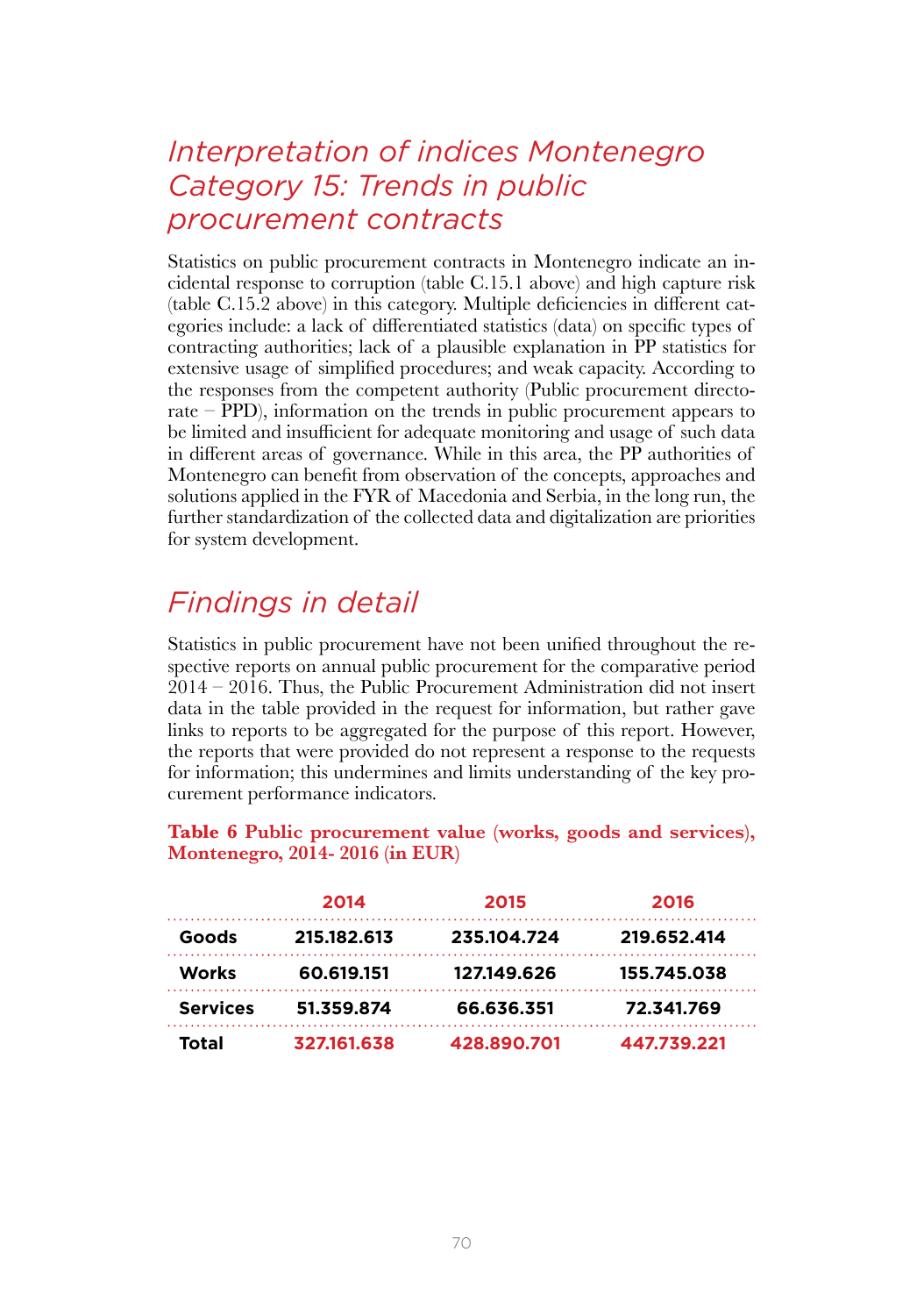## *Interpretation of indices Montenegro Category 15: Trends in public procurement contracts*

Statistics on public procurement contracts in Montenegro indicate an incidental response to corruption (table C.15.1 above) and high capture risk (table C.15.2 above) in this category. Multiple deficiencies in different categories include: a lack of differentiated statistics (data) on specific types of contracting authorities; lack of a plausible explanation in PP statistics for extensive usage of simplified procedures; and weak capacity. According to the responses from the competent authority (Public procurement directorate – PPD), information on the trends in public procurement appears to be limited and insufficient for adequate monitoring and usage of such data in different areas of governance. While in this area, the PP authorities of Montenegro can benefit from observation of the concepts, approaches and solutions applied in the FYR of Macedonia and Serbia, in the long run, the further standardization of the collected data and digitalization are priorities for system development.

## *Findings in detail*

Statistics in public procurement have not been unified throughout the respective reports on annual public procurement for the comparative period 2014 – 2016. Thus, the Public Procurement Administration did not insert data in the table provided in the request for information, but rather gave links to reports to be aggregated for the purpose of this report. However, the reports that were provided do not represent a response to the requests for information; this undermines and limits understanding of the key procurement performance indicators.

**Table 6 Public procurement value (works, goods and services), Montenegro, 2014- 2016 (in EUR)**

| | 2014 | 2015 | 2016 |
|---|---|---|---|
| **Goods** | 215.182.613 | 235.104.724 | 219.652.414 |
| **Works** | 60.619.151 | 127.149.626 | 155.745.038 |
| **Services** | 51.359.874 | 66.636.351 | 72.341.769 |
| **Total** | 327.161.638 | 428.890.701 | 447.739.221 |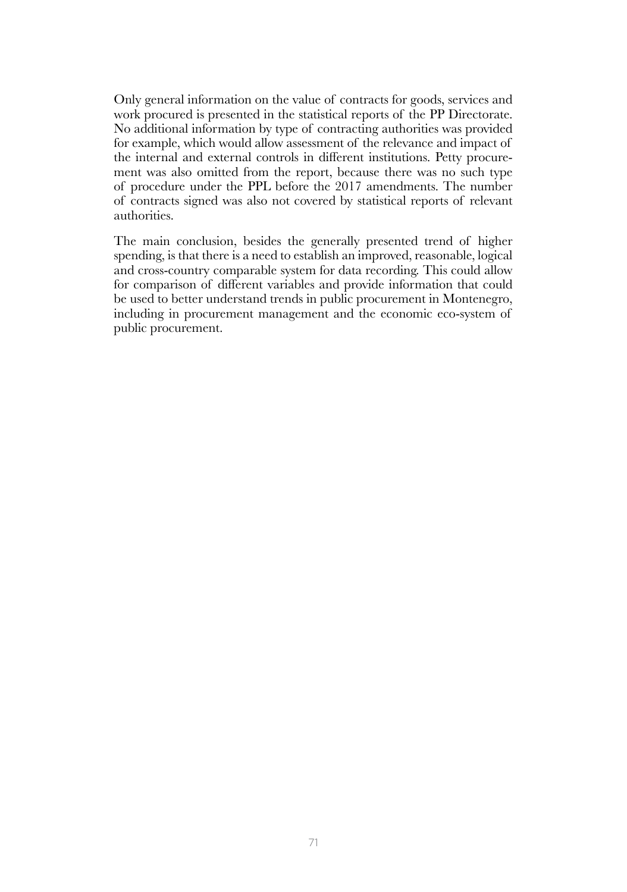Only general information on the value of contracts for goods, services and work procured is presented in the statistical reports of the PP Directorate. No additional information by type of contracting authorities was provided for example, which would allow assessment of the relevance and impact of the internal and external controls in different institutions. Petty procurement was also omitted from the report, because there was no such type of procedure under the PPL before the 2017 amendments. The number of contracts signed was also not covered by statistical reports of relevant authorities.

The main conclusion, besides the generally presented trend of higher spending, is that there is a need to establish an improved, reasonable, logical and cross-country comparable system for data recording. This could allow for comparison of different variables and provide information that could be used to better understand trends in public procurement in Montenegro, including in procurement management and the economic eco-system of public procurement.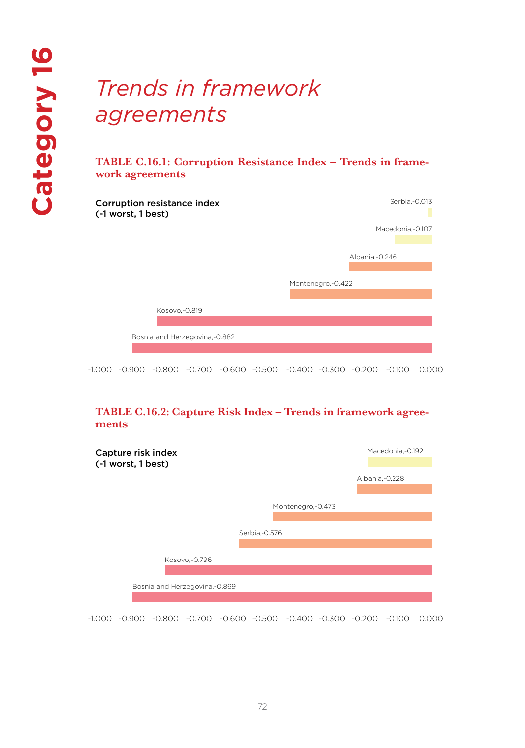Category 16

# *Trends in framework agreements*

**TABLE C.16.1: Corruption Resistance Index – Trends in framework agreements**

**Corruption resistance index (-1 worst, 1 best)**

| Country | Value |
|---|---|
| Serbia | -0.013 |
| Macedonia | -0.107 |
| Albania | -0.246 |
| Montenegro | -0.422 |
| Kosovo | -0.819 |
| Bosnia and Herzegovina | -0.882 |

**TABLE C.16.2: Capture Risk Index – Trends in framework agreements**

**Capture risk index (-1 worst, 1 best)**

| Country | Value |
|---|---|
| Macedonia | -0.192 |
| Albania | -0.228 |
| Montenegro | -0.473 |
| Serbia | -0.576 |
| Kosovo | -0.796 |
| Bosnia and Herzegovina | -0.869 |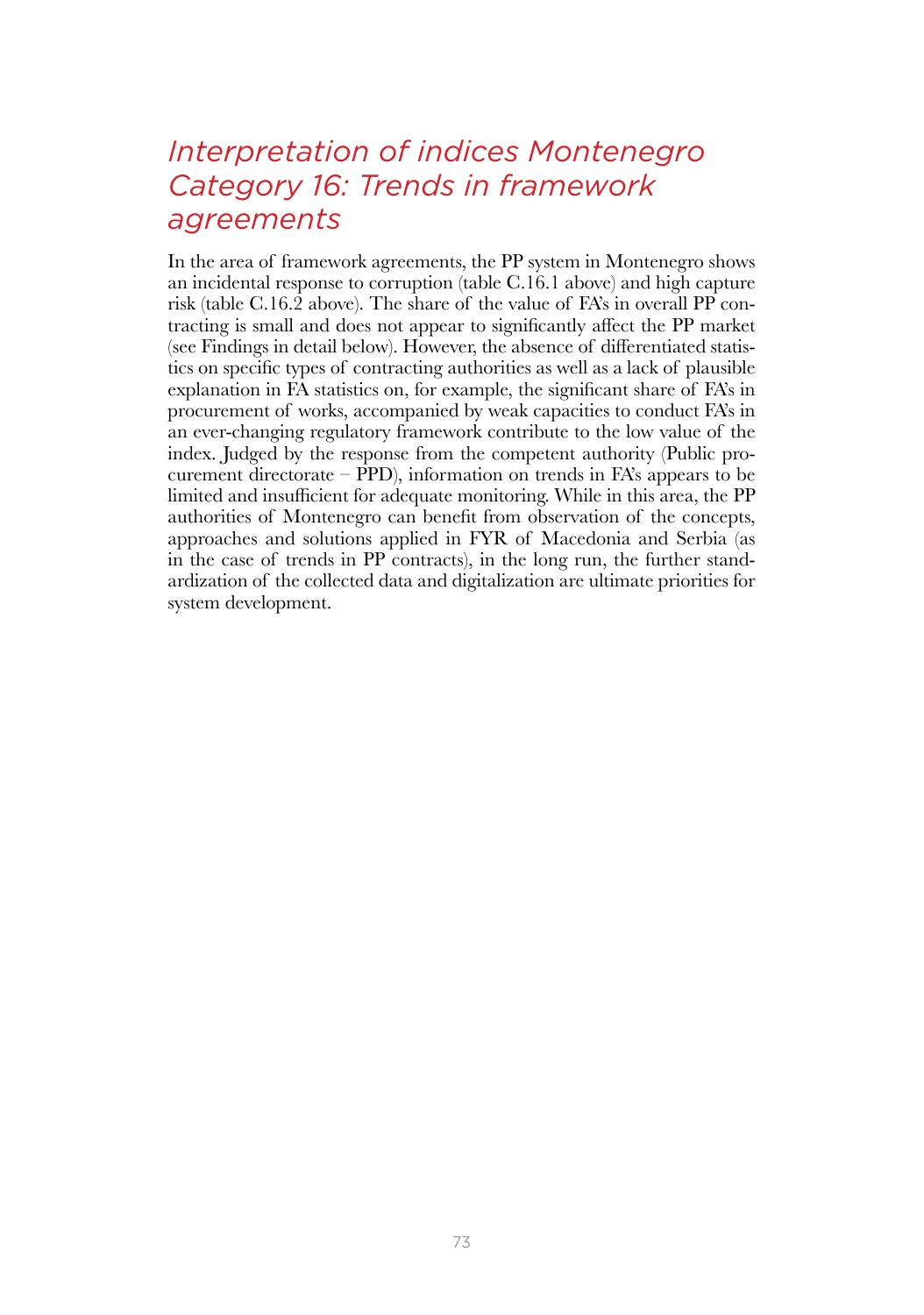# *Interpretation of indices Montenegro Category 16: Trends in framework agreements*

In the area of framework agreements, the PP system in Montenegro shows an incidental response to corruption (table C.16.1 above) and high capture risk (table C.16.2 above). The share of the value of FA's in overall PP contracting is small and does not appear to significantly affect the PP market (see Findings in detail below). However, the absence of differentiated statistics on specific types of contracting authorities as well as a lack of plausible explanation in FA statistics on, for example, the significant share of FA's in procurement of works, accompanied by weak capacities to conduct FA's in an ever-changing regulatory framework contribute to the low value of the index. Judged by the response from the competent authority (Public procurement directorate – PPD), information on trends in FA's appears to be limited and insufficient for adequate monitoring. While in this area, the PP authorities of Montenegro can benefit from observation of the concepts, approaches and solutions applied in FYR of Macedonia and Serbia (as in the case of trends in PP contracts), in the long run, the further standardization of the collected data and digitalization are ultimate priorities for system development.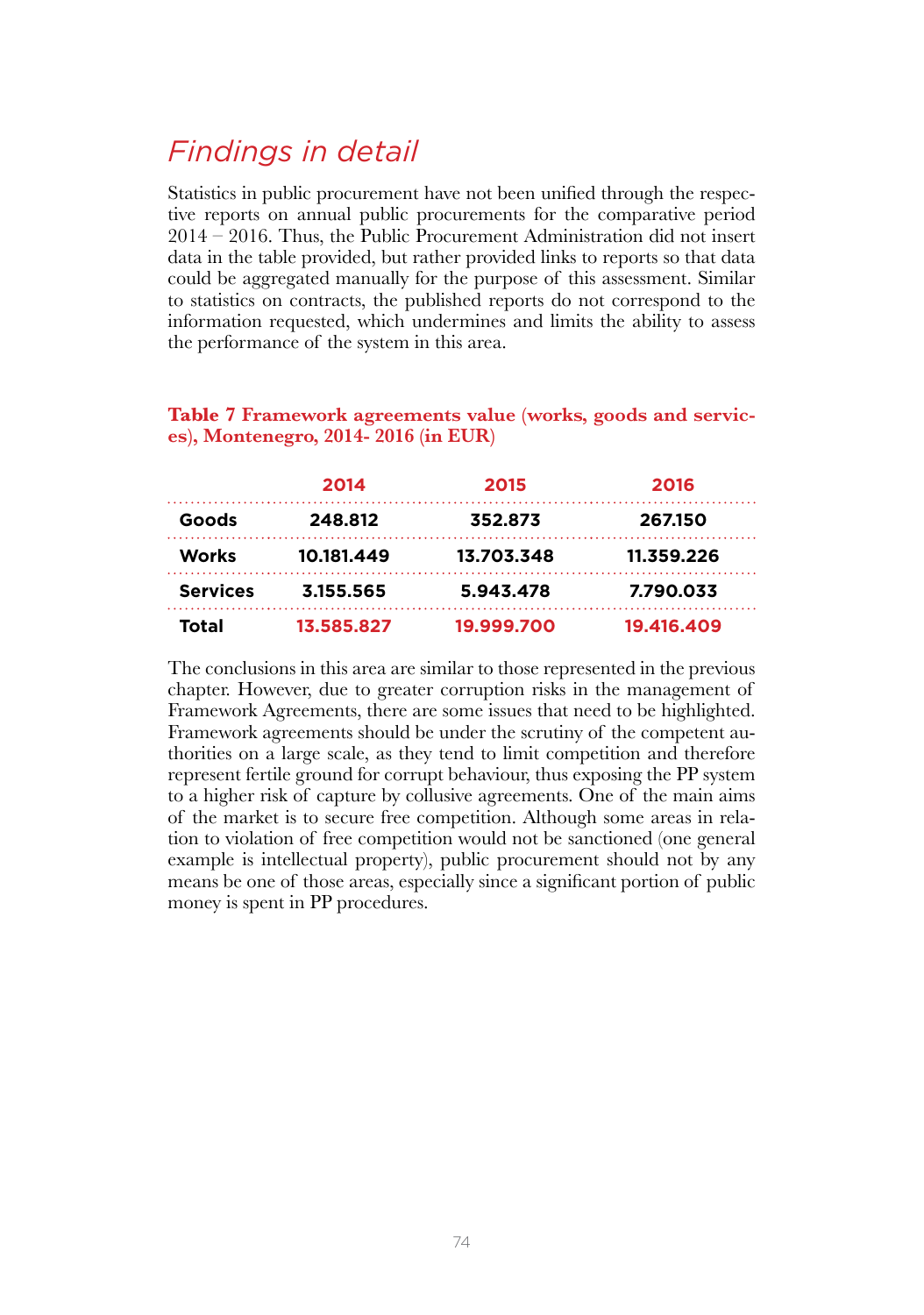## *Findings in detail*

Statistics in public procurement have not been unified through the respective reports on annual public procurements for the comparative period 2014 – 2016. Thus, the Public Procurement Administration did not insert data in the table provided, but rather provided links to reports so that data could be aggregated manually for the purpose of this assessment. Similar to statistics on contracts, the published reports do not correspond to the information requested, which undermines and limits the ability to assess the performance of the system in this area.

**Table 7 Framework agreements value (works, goods and services), Montenegro, 2014- 2016 (in EUR)**

| | 2014 | 2015 | 2016 |
|---|---|---|---|
| **Goods** | 248.812 | 352.873 | 267.150 |
| **Works** | 10.181.449 | 13.703.348 | 11.359.226 |
| **Services** | 3.155.565 | 5.943.478 | 7.790.033 |
| **Total** | 13.585.827 | 19.999.700 | 19.416.409 |

The conclusions in this area are similar to those represented in the previous chapter. However, due to greater corruption risks in the management of Framework Agreements, there are some issues that need to be highlighted. Framework agreements should be under the scrutiny of the competent authorities on a large scale, as they tend to limit competition and therefore represent fertile ground for corrupt behaviour, thus exposing the PP system to a higher risk of capture by collusive agreements. One of the main aims of the market is to secure free competition. Although some areas in relation to violation of free competition would not be sanctioned (one general example is intellectual property), public procurement should not by any means be one of those areas, especially since a significant portion of public money is spent in PP procedures.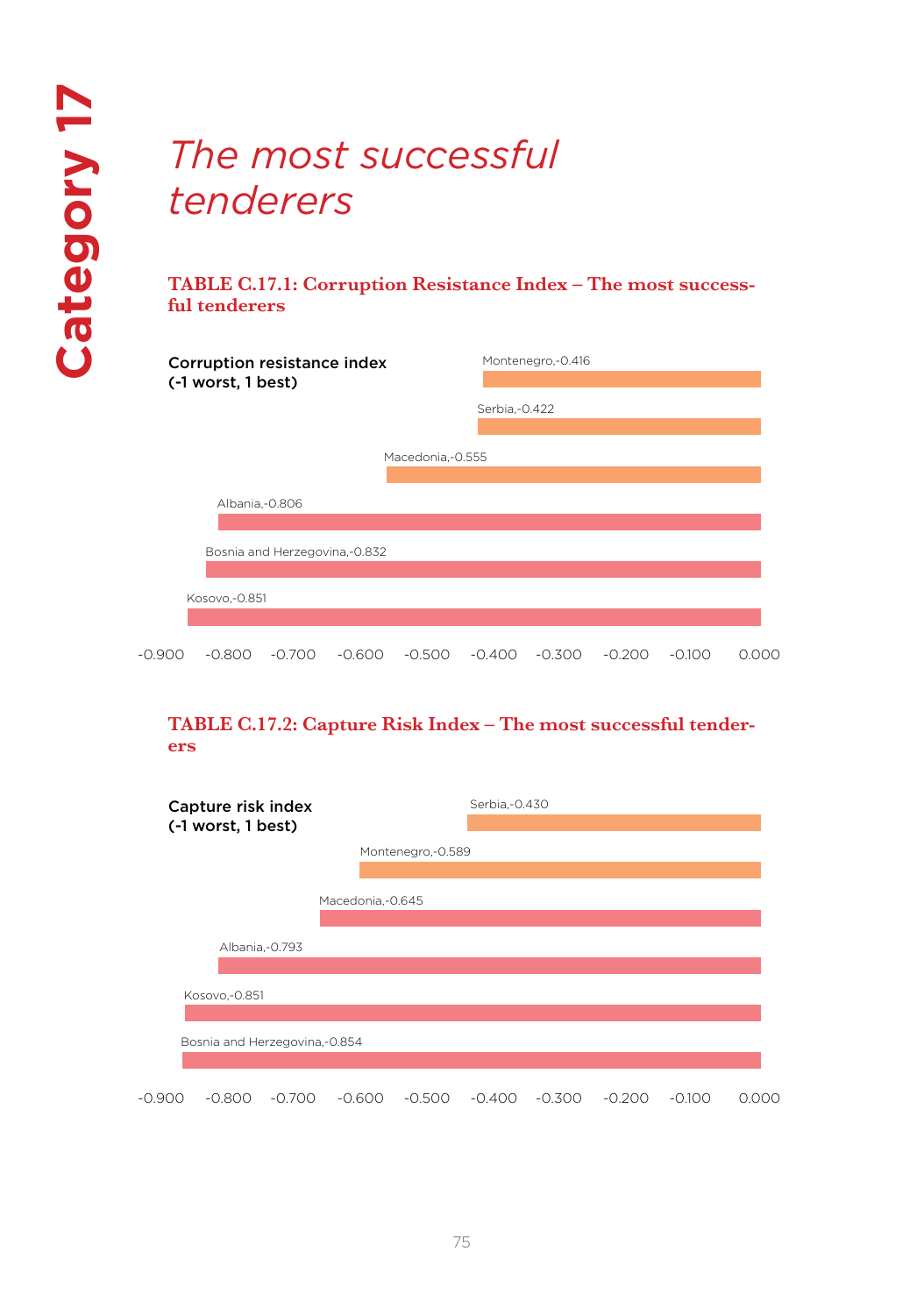Category 17

# *The most successful tenderers*

**TABLE C.17.1: Corruption Resistance Index – The most successful tenderers**

Corruption resistance index (-1 worst, 1 best)

| Country | Value |
|---|---|
| Montenegro | -0.416 |
| Serbia | -0.422 |
| Macedonia | -0.555 |
| Albania | -0.806 |
| Bosnia and Herzegovina | -0.832 |
| Kosovo | -0.851 |

**TABLE C.17.2: Capture Risk Index – The most successful tenderers**

Capture risk index (-1 worst, 1 best)

| Country | Value |
|---|---|
| Serbia | -0.430 |
| Montenegro | -0.589 |
| Macedonia | -0.645 |
| Albania | -0.793 |
| Kosovo | -0.851 |
| Bosnia and Herzegovina | -0.854 |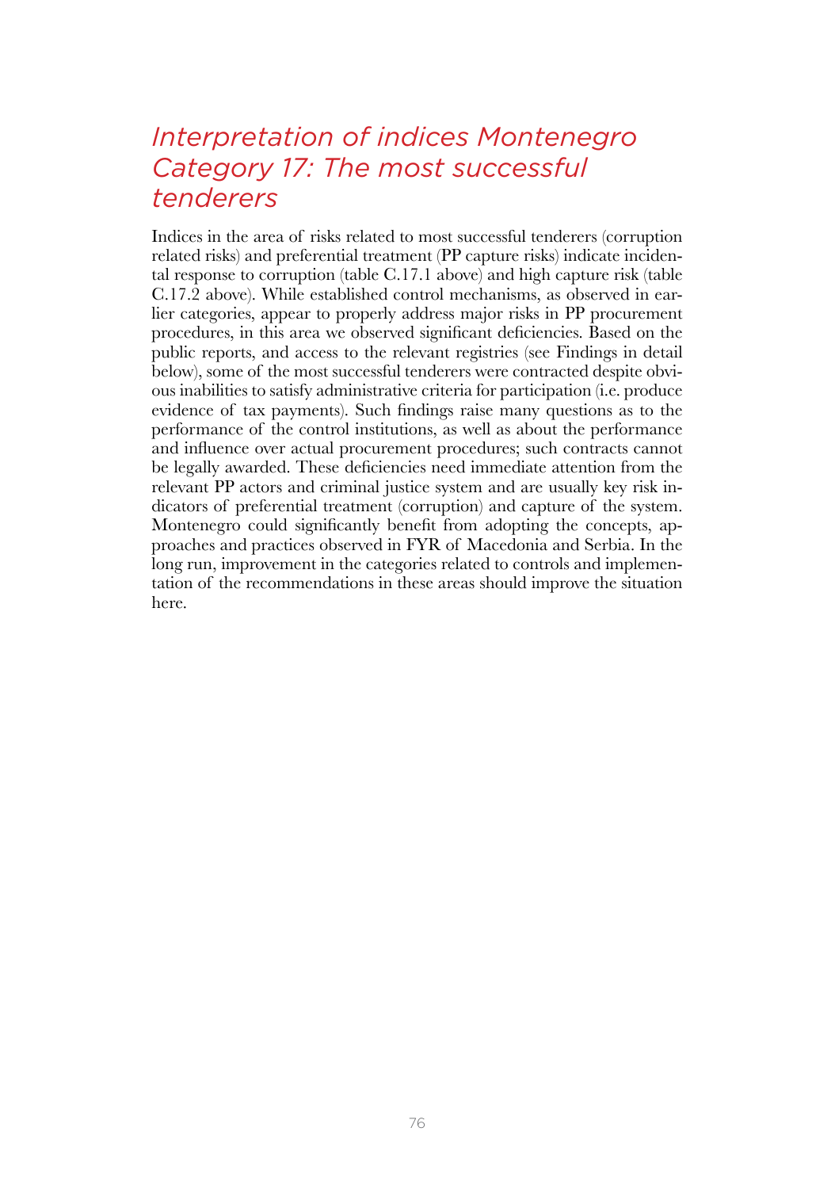## *Interpretation of indices Montenegro Category 17: The most successful tenderers*

Indices in the area of risks related to most successful tenderers (corruption related risks) and preferential treatment (PP capture risks) indicate incidental response to corruption (table C.17.1 above) and high capture risk (table C.17.2 above). While established control mechanisms, as observed in earlier categories, appear to properly address major risks in PP procurement procedures, in this area we observed significant deficiencies. Based on the public reports, and access to the relevant registries (see Findings in detail below), some of the most successful tenderers were contracted despite obvious inabilities to satisfy administrative criteria for participation (i.e. produce evidence of tax payments). Such findings raise many questions as to the performance of the control institutions, as well as about the performance and influence over actual procurement procedures; such contracts cannot be legally awarded. These deficiencies need immediate attention from the relevant PP actors and criminal justice system and are usually key risk indicators of preferential treatment (corruption) and capture of the system. Montenegro could significantly benefit from adopting the concepts, approaches and practices observed in FYR of Macedonia and Serbia. In the long run, improvement in the categories related to controls and implementation of the recommendations in these areas should improve the situation here.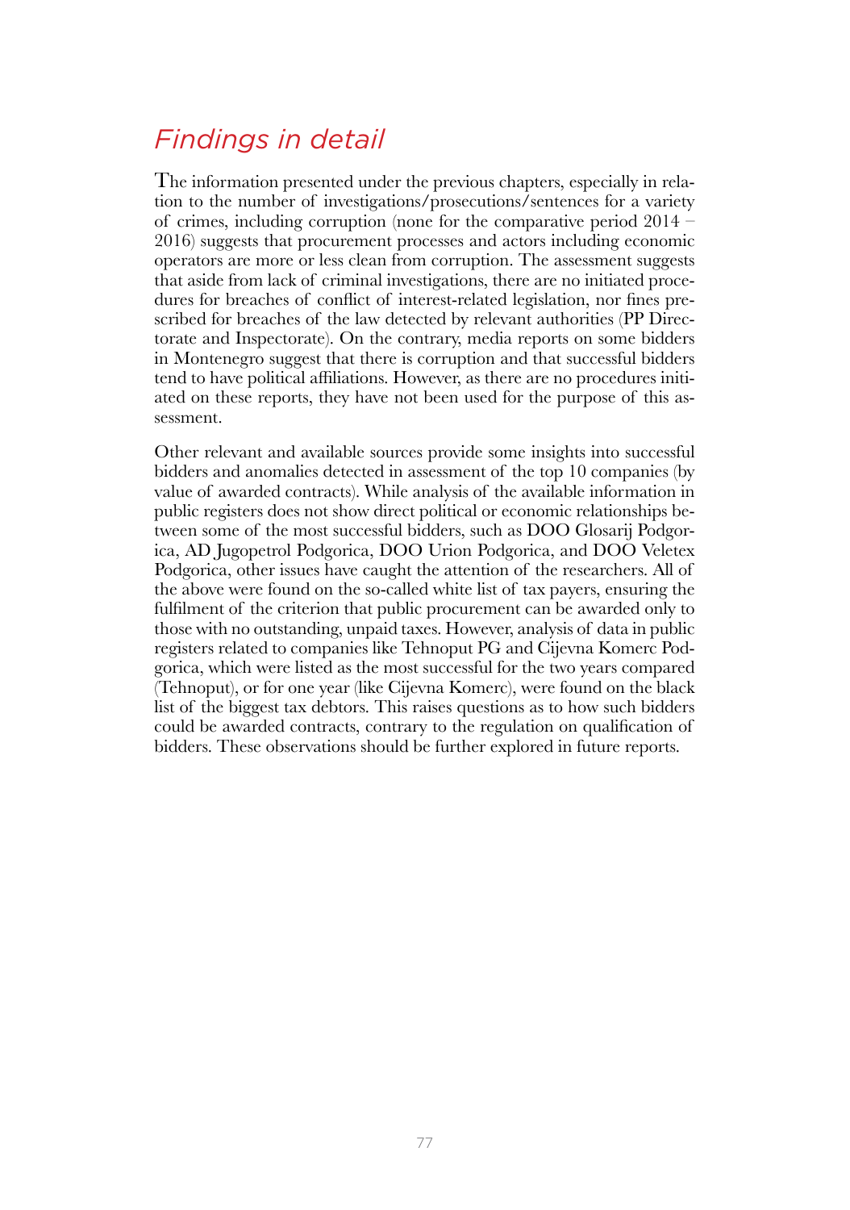## *Findings in detail*

The information presented under the previous chapters, especially in relation to the number of investigations/prosecutions/sentences for a variety of crimes, including corruption (none for the comparative period 2014 – 2016) suggests that procurement processes and actors including economic operators are more or less clean from corruption. The assessment suggests that aside from lack of criminal investigations, there are no initiated procedures for breaches of conflict of interest-related legislation, nor fines prescribed for breaches of the law detected by relevant authorities (PP Directorate and Inspectorate). On the contrary, media reports on some bidders in Montenegro suggest that there is corruption and that successful bidders tend to have political affiliations. However, as there are no procedures initiated on these reports, they have not been used for the purpose of this assessment.

Other relevant and available sources provide some insights into successful bidders and anomalies detected in assessment of the top 10 companies (by value of awarded contracts). While analysis of the available information in public registers does not show direct political or economic relationships between some of the most successful bidders, such as DOO Glosarij Podgorica, AD Jugopetrol Podgorica, DOO Urion Podgorica, and DOO Veletex Podgorica, other issues have caught the attention of the researchers. All of the above were found on the so-called white list of tax payers, ensuring the fulfilment of the criterion that public procurement can be awarded only to those with no outstanding, unpaid taxes. However, analysis of data in public registers related to companies like Tehnoput PG and Cijevna Komerc Podgorica, which were listed as the most successful for the two years compared (Tehnoput), or for one year (like Cijevna Komerc), were found on the black list of the biggest tax debtors. This raises questions as to how such bidders could be awarded contracts, contrary to the regulation on qualification of bidders. These observations should be further explored in future reports.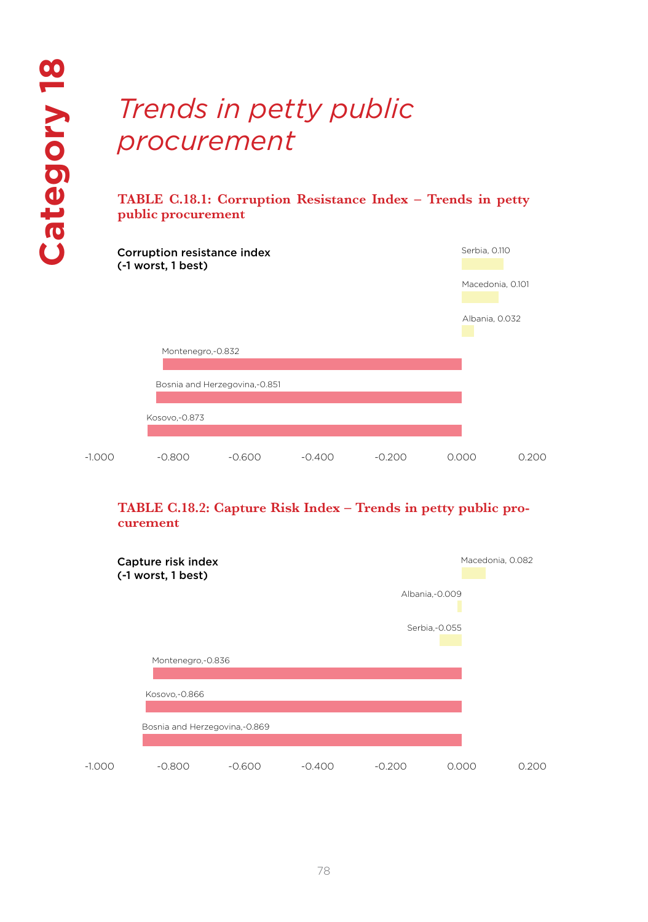# Category 18

## *Trends in petty public procurement*

### TABLE C.18.1: Corruption Resistance Index – Trends in petty public procurement

Corruption resistance index (-1 worst, 1 best)

| Country | Value |
|---|---|
| Serbia | 0.110 |
| Macedonia | 0.101 |
| Albania | 0.032 |
| Montenegro | -0.832 |
| Bosnia and Herzegovina | -0.851 |
| Kosovo | -0.873 |

### TABLE C.18.2: Capture Risk Index – Trends in petty public procurement

Capture risk index (-1 worst, 1 best)

| Country | Value |
|---|---|
| Macedonia | 0.082 |
| Albania | -0.009 |
| Serbia | -0.055 |
| Montenegro | -0.836 |
| Kosovo | -0.866 |
| Bosnia and Herzegovina | -0.869 |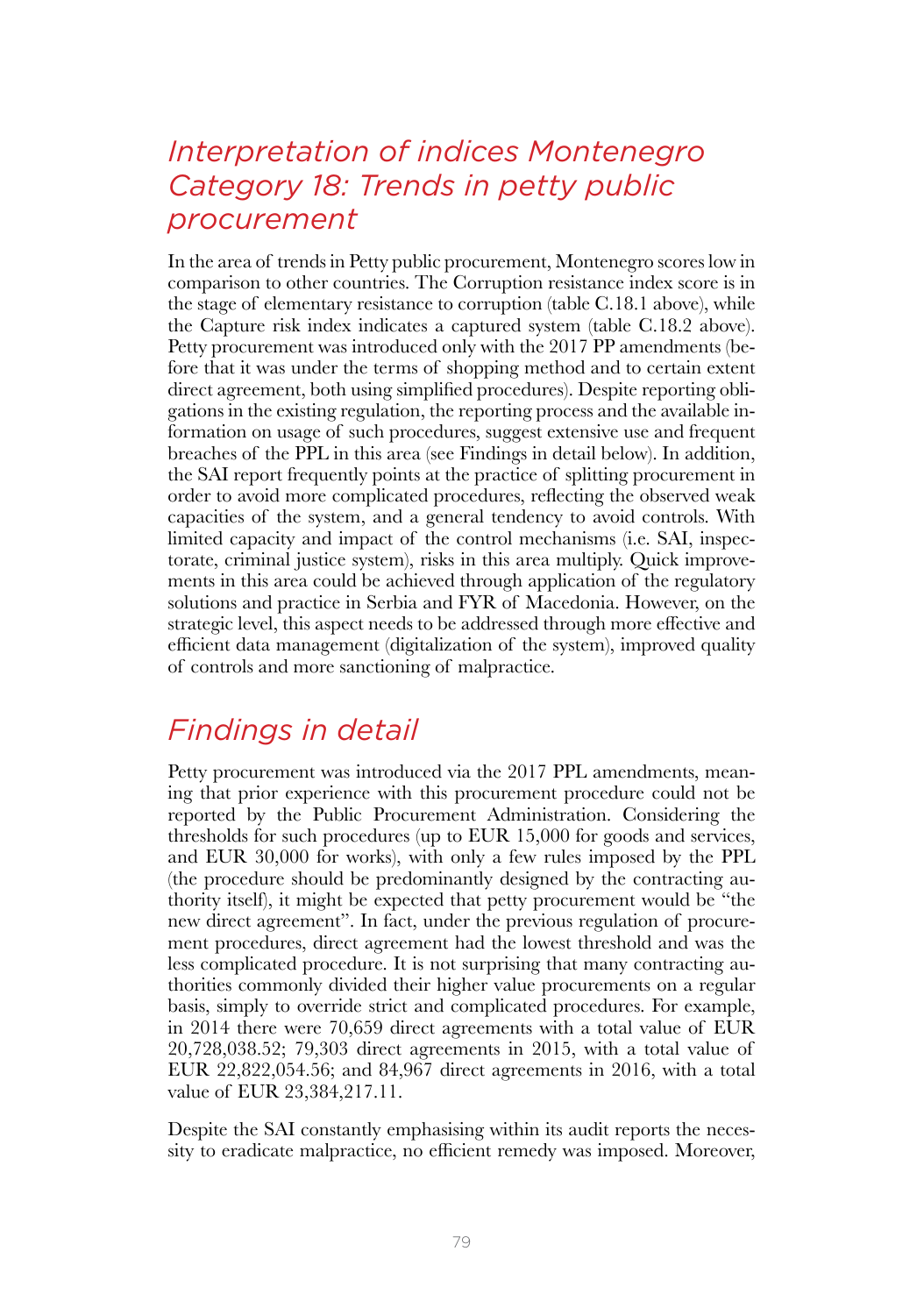## *Interpretation of indices Montenegro Category 18: Trends in petty public procurement*

In the area of trends in Petty public procurement, Montenegro scores low in comparison to other countries. The Corruption resistance index score is in the stage of elementary resistance to corruption (table C.18.1 above), while the Capture risk index indicates a captured system (table C.18.2 above). Petty procurement was introduced only with the 2017 PP amendments (before that it was under the terms of shopping method and to certain extent direct agreement, both using simplified procedures). Despite reporting obligations in the existing regulation, the reporting process and the available information on usage of such procedures, suggest extensive use and frequent breaches of the PPL in this area (see Findings in detail below). In addition, the SAI report frequently points at the practice of splitting procurement in order to avoid more complicated procedures, reflecting the observed weak capacities of the system, and a general tendency to avoid controls. With limited capacity and impact of the control mechanisms (i.e. SAI, inspectorate, criminal justice system), risks in this area multiply. Quick improvements in this area could be achieved through application of the regulatory solutions and practice in Serbia and FYR of Macedonia. However, on the strategic level, this aspect needs to be addressed through more effective and efficient data management (digitalization of the system), improved quality of controls and more sanctioning of malpractice.

## *Findings in detail*

Petty procurement was introduced via the 2017 PPL amendments, meaning that prior experience with this procurement procedure could not be reported by the Public Procurement Administration. Considering the thresholds for such procedures (up to EUR 15,000 for goods and services, and EUR 30,000 for works), with only a few rules imposed by the PPL (the procedure should be predominantly designed by the contracting authority itself), it might be expected that petty procurement would be "the new direct agreement". In fact, under the previous regulation of procurement procedures, direct agreement had the lowest threshold and was the less complicated procedure. It is not surprising that many contracting authorities commonly divided their higher value procurements on a regular basis, simply to override strict and complicated procedures. For example, in 2014 there were 70,659 direct agreements with a total value of EUR 20,728,038.52; 79,303 direct agreements in 2015, with a total value of EUR 22,822,054.56; and 84,967 direct agreements in 2016, with a total value of EUR 23,384,217.11.

Despite the SAI constantly emphasising within its audit reports the necessity to eradicate malpractice, no efficient remedy was imposed. Moreover,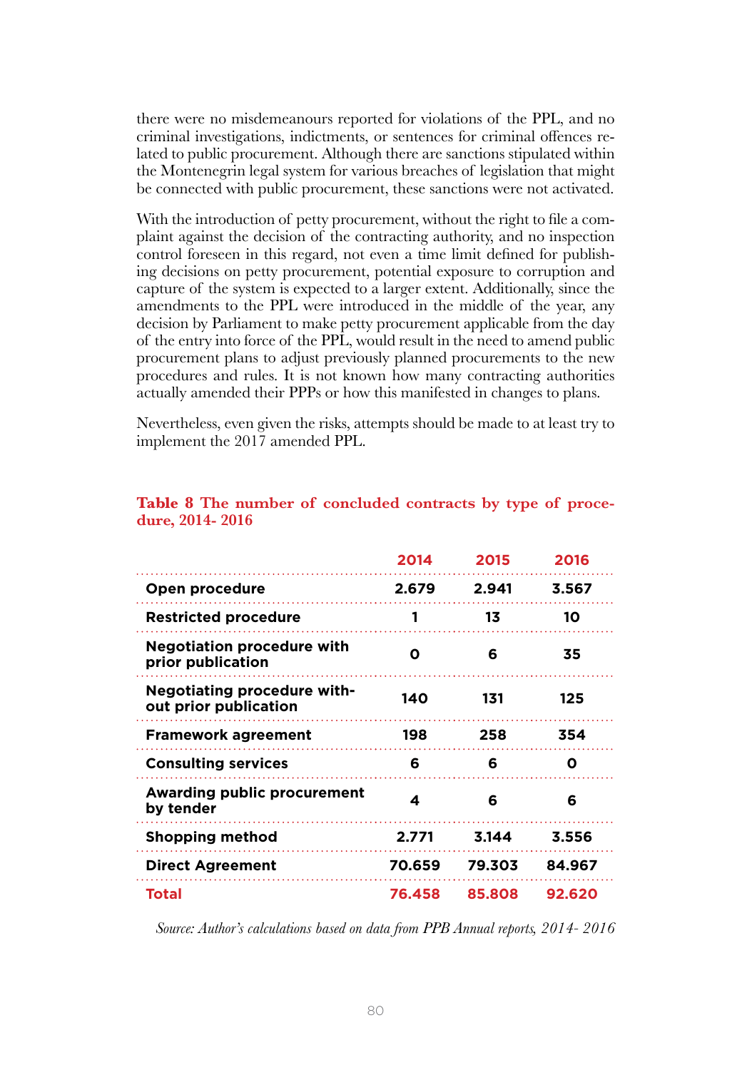there were no misdemeanours reported for violations of the PPL, and no criminal investigations, indictments, or sentences for criminal offences related to public procurement. Although there are sanctions stipulated within the Montenegrin legal system for various breaches of legislation that might be connected with public procurement, these sanctions were not activated.

With the introduction of petty procurement, without the right to file a complaint against the decision of the contracting authority, and no inspection control foreseen in this regard, not even a time limit defined for publishing decisions on petty procurement, potential exposure to corruption and capture of the system is expected to a larger extent. Additionally, since the amendments to the PPL were introduced in the middle of the year, any decision by Parliament to make petty procurement applicable from the day of the entry into force of the PPL, would result in the need to amend public procurement plans to adjust previously planned procurements to the new procedures and rules. It is not known how many contracting authorities actually amended their PPPs or how this manifested in changes to plans.

Nevertheless, even given the risks, attempts should be made to at least try to implement the 2017 amended PPL.

**Table 8 The number of concluded contracts by type of procedure, 2014- 2016**

| | 2014 | 2015 | 2016 |
|---|---|---|---|
| **Open procedure** | 2.679 | 2.941 | 3.567 |
| **Restricted procedure** | 1 | 13 | 10 |
| **Negotiation procedure with prior publication** | 0 | 6 | 35 |
| **Negotiating procedure without prior publication** | 140 | 131 | 125 |
| **Framework agreement** | 198 | 258 | 354 |
| **Consulting services** | 6 | 6 | 0 |
| **Awarding public procurement by tender** | 4 | 6 | 6 |
| **Shopping method** | 2.771 | 3.144 | 3.556 |
| **Direct Agreement** | 70.659 | 79.303 | 84.967 |
| **Total** | **76.458** | **85.808** | **92.620** |

*Source: Author's calculations based on data from PPB Annual reports, 2014- 2016*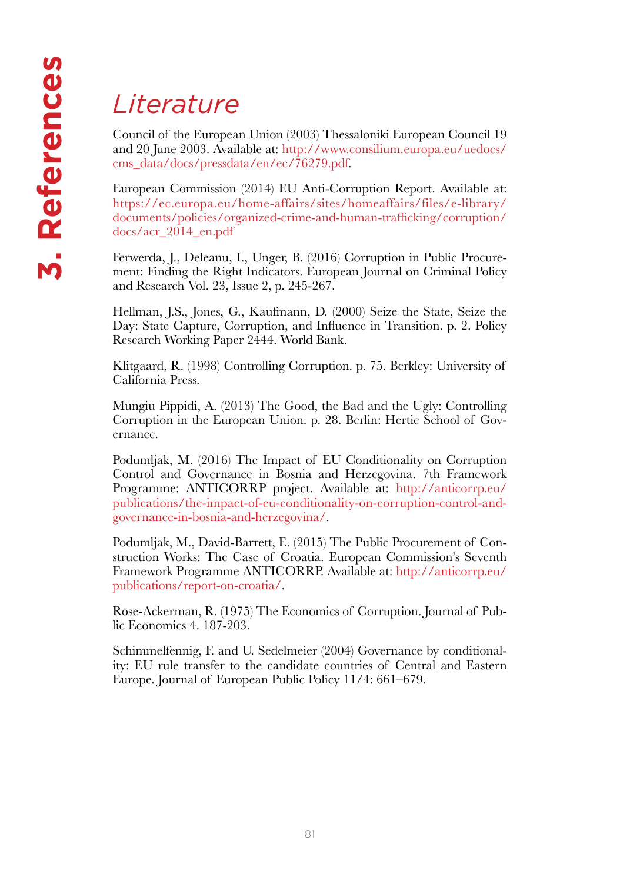# 3. References

## Literature

Council of the European Union (2003) Thessaloniki European Council 19 and 20 June 2003. Available at: http://www.consilium.europa.eu/uedocs/cms_data/docs/pressdata/en/ec/76279.pdf.

European Commission (2014) EU Anti-Corruption Report. Available at: https://ec.europa.eu/home-affairs/sites/homeaffairs/files/e-library/documents/policies/organized-crime-and-human-trafficking/corruption/docs/acr_2014_en.pdf

Ferwerda, J., Deleanu, I., Unger, B. (2016) Corruption in Public Procurement: Finding the Right Indicators. European Journal on Criminal Policy and Research Vol. 23, Issue 2, p. 245-267.

Hellman, J.S., Jones, G., Kaufmann, D. (2000) Seize the State, Seize the Day: State Capture, Corruption, and Influence in Transition. p. 2. Policy Research Working Paper 2444. World Bank.

Klitgaard, R. (1998) Controlling Corruption. p. 75. Berkley: University of California Press.

Mungiu Pippidi, A. (2013) The Good, the Bad and the Ugly: Controlling Corruption in the European Union. p. 28. Berlin: Hertie School of Governance.

Podumljak, M. (2016) The Impact of EU Conditionality on Corruption Control and Governance in Bosnia and Herzegovina. 7th Framework Programme: ANTICORRP project. Available at: http://anticorrp.eu/publications/the-impact-of-eu-conditionality-on-corruption-control-and-governance-in-bosnia-and-herzegovina/.

Podumljak, M., David-Barrett, E. (2015) The Public Procurement of Construction Works: The Case of Croatia. European Commission's Seventh Framework Programme ANTICORRP. Available at: http://anticorrp.eu/publications/report-on-croatia/.

Rose-Ackerman, R. (1975) The Economics of Corruption. Journal of Public Economics 4. 187-203.

Schimmelfennig, F. and U. Sedelmeier (2004) Governance by conditionality: EU rule transfer to the candidate countries of Central and Eastern Europe. Journal of European Public Policy 11/4: 661–679.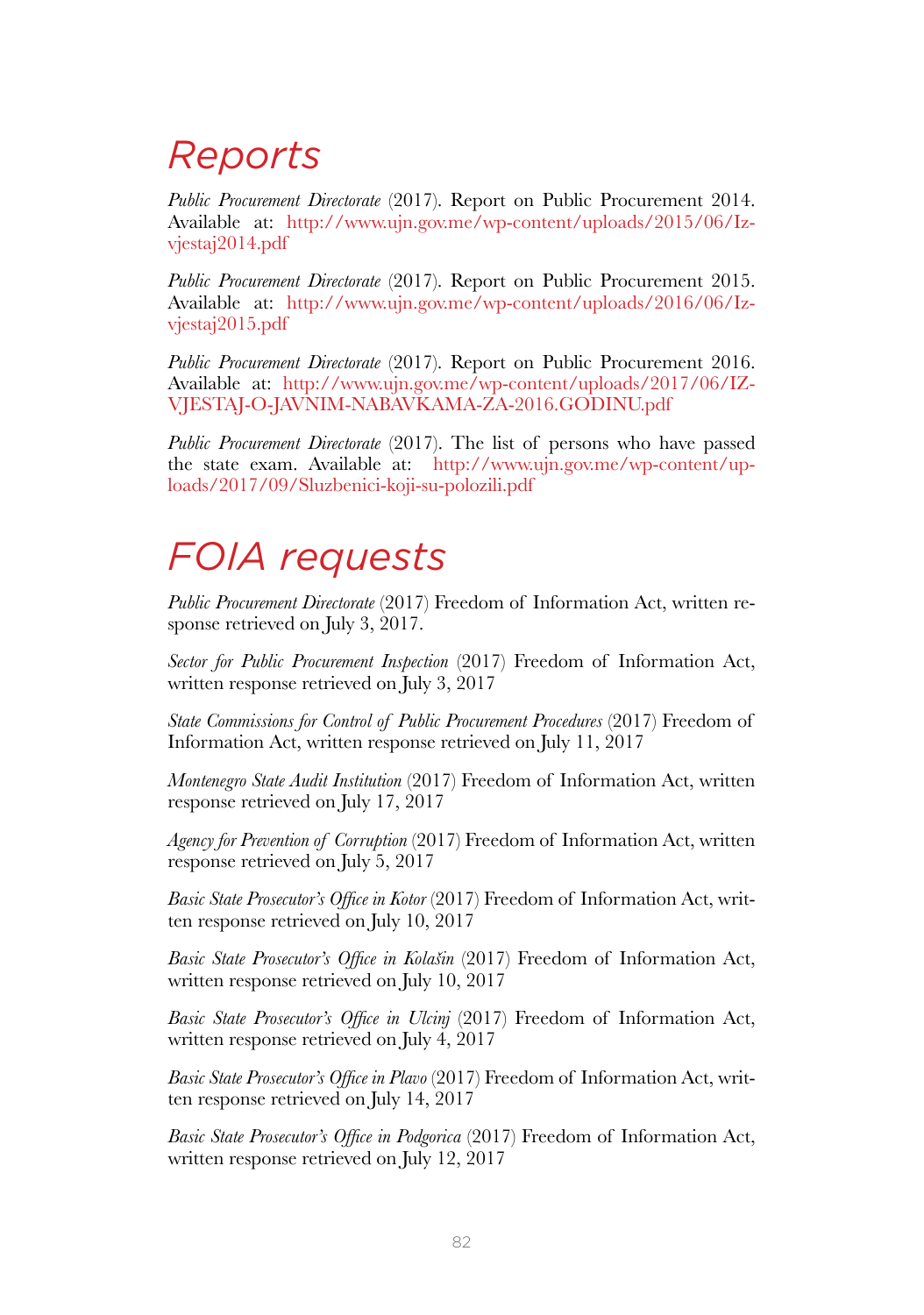# *Reports*

*Public Procurement Directorate* (2017). Report on Public Procurement 2014. Available at: http://www.ujn.gov.me/wp-content/uploads/2015/06/Izvjestaj2014.pdf

*Public Procurement Directorate* (2017). Report on Public Procurement 2015. Available at: http://www.ujn.gov.me/wp-content/uploads/2016/06/Izvjestaj2015.pdf

*Public Procurement Directorate* (2017). Report on Public Procurement 2016. Available at: http://www.ujn.gov.me/wp-content/uploads/2017/06/IZVJESTAJ-O-JAVNIM-NABAVKAMA-ZA-2016.GODINU.pdf

*Public Procurement Directorate* (2017). The list of persons who have passed the state exam. Available at: http://www.ujn.gov.me/wp-content/uploads/2017/09/Sluzbenici-koji-su-polozili.pdf

# *FOIA requests*

*Public Procurement Directorate* (2017) Freedom of Information Act, written response retrieved on July 3, 2017.

*Sector for Public Procurement Inspection* (2017) Freedom of Information Act, written response retrieved on July 3, 2017

*State Commissions for Control of Public Procurement Procedures* (2017) Freedom of Information Act, written response retrieved on July 11, 2017

*Montenegro State Audit Institution* (2017) Freedom of Information Act, written response retrieved on July 17, 2017

*Agency for Prevention of Corruption* (2017) Freedom of Information Act, written response retrieved on July 5, 2017

*Basic State Prosecutor's Office in Kotor* (2017) Freedom of Information Act, written response retrieved on July 10, 2017

*Basic State Prosecutor's Office in Kolašin* (2017) Freedom of Information Act, written response retrieved on July 10, 2017

*Basic State Prosecutor's Office in Ulcinj* (2017) Freedom of Information Act, written response retrieved on July 4, 2017

*Basic State Prosecutor's Office in Plavo* (2017) Freedom of Information Act, written response retrieved on July 14, 2017

*Basic State Prosecutor's Office in Podgorica* (2017) Freedom of Information Act, written response retrieved on July 12, 2017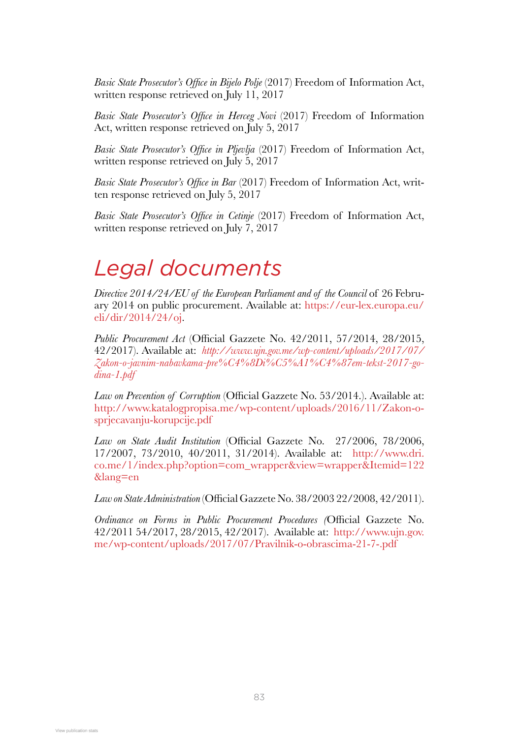*Basic State Prosecutor's Office in Bijelo Polje* (2017) Freedom of Information Act, written response retrieved on July 11, 2017

*Basic State Prosecutor's Office in Herceg Novi* (2017) Freedom of Information Act, written response retrieved on July 5, 2017

*Basic State Prosecutor's Office in Pljevlja* (2017) Freedom of Information Act, written response retrieved on July 5, 2017

*Basic State Prosecutor's Office in Bar* (2017) Freedom of Information Act, written response retrieved on July 5, 2017

*Basic State Prosecutor's Office in Cetinje* (2017) Freedom of Information Act, written response retrieved on July 7, 2017

# Legal documents

*Directive 2014/24/EU of the European Parliament and of the Council* of 26 February 2014 on public procurement. Available at: https://eur-lex.europa.eu/eli/dir/2014/24/oj.

*Public Procurement Act* (Official Gazzete No. 42/2011, 57/2014, 28/2015, 42/2017). Available at: *http://www.ujn.gov.me/wp-content/uploads/2017/07/Zakon-o-javnim-nabavkama-pre%C4%8Di%C5%A1%C4%87em-tekst-2017-godina-1.pdf*

*Law on Prevention of Corruption* (Official Gazzete No. 53/2014.). Available at: http://www.katalogpropisa.me/wp-content/uploads/2016/11/Zakon-o-sprjecavanju-korupcije.pdf

*Law on State Audit Institution* (Official Gazzete No. 27/2006, 78/2006, 17/2007, 73/2010, 40/2011, 31/2014). Available at: http://www.dri.co.me/1/index.php?option=com_wrapper&view=wrapper&Itemid=122&lang=en

*Law on State Administration* (Official Gazzete No. 38/2003 22/2008, 42/2011).

*Ordinance on Forms in Public Procurement Procedures* (Official Gazzete No. 42/2011 54/2017, 28/2015, 42/2017). Available at: http://www.ujn.gov.me/wp-content/uploads/2017/07/Pravilnik-o-obrascima-21-7-.pdf